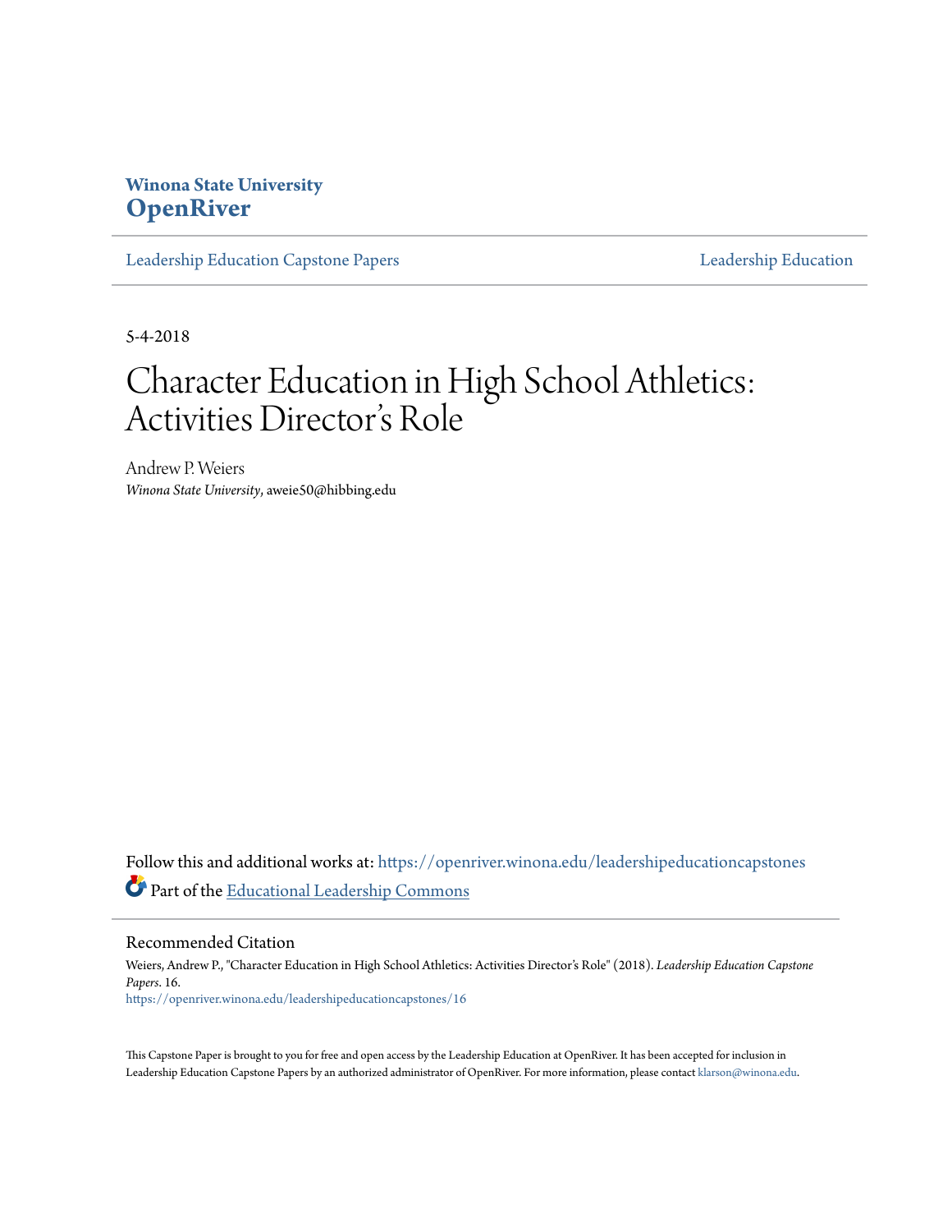Winona State University
**OpenRiver**

Leadership Education Capstone Papers | Leadership Education

5-4-2018

# Character Education in High School Athletics: Activities Director's Role

Andrew P. Weiers
*Winona State University*, aweie50@hibbing.edu

Follow this and additional works at: https://openriver.winona.edu/leadershipeducationcapstones

Part of the Educational Leadership Commons

## Recommended Citation

Weiers, Andrew P., "Character Education in High School Athletics: Activities Director's Role" (2018). *Leadership Education Capstone Papers*. 16.
https://openriver.winona.edu/leadershipeducationcapstones/16

This Capstone Paper is brought to you for free and open access by the Leadership Education at OpenRiver. It has been accepted for inclusion in Leadership Education Capstone Papers by an authorized administrator of OpenRiver. For more information, please contact klarson@winona.edu.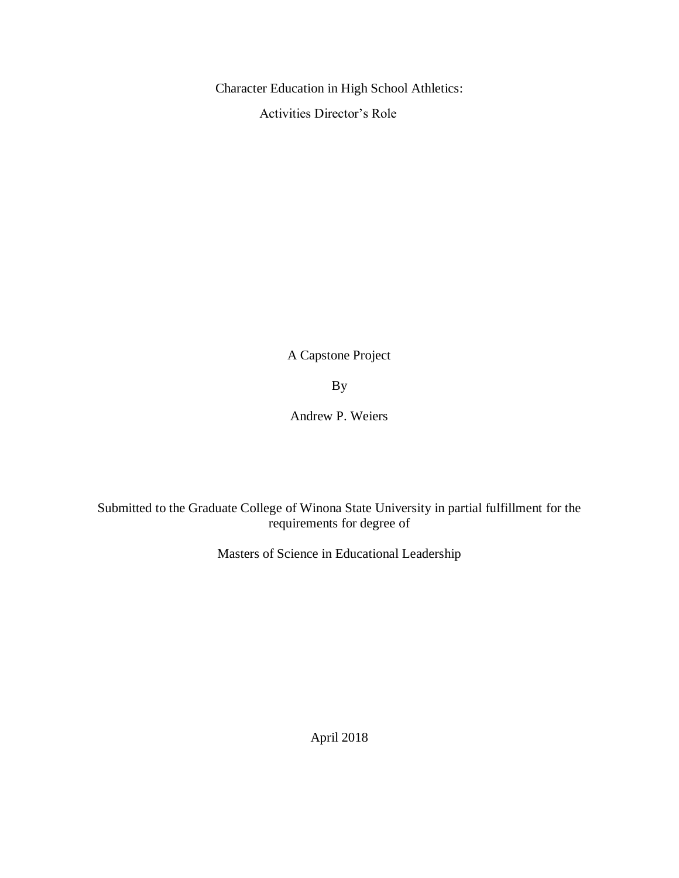Character Education in High School Athletics:

Activities Director's Role

A Capstone Project

By

Andrew P. Weiers

Submitted to the Graduate College of Winona State University in partial fulfillment for the requirements for degree of

Masters of Science in Educational Leadership

April 2018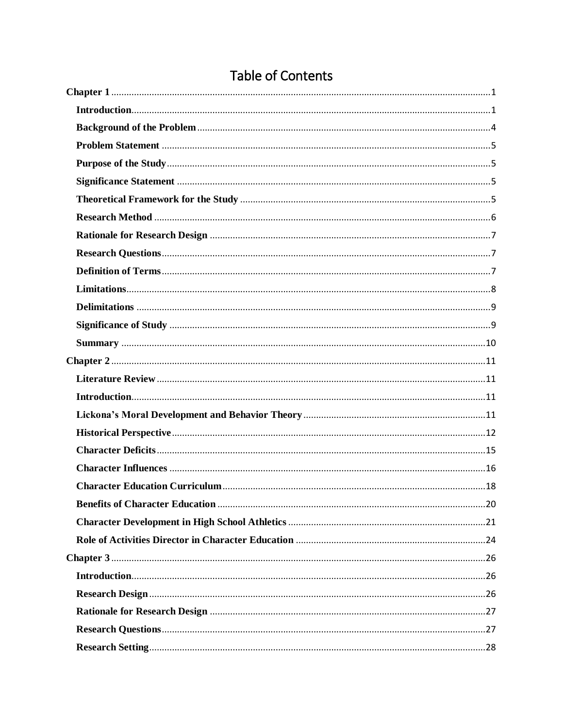# Table of Contents

**Chapter 1** ..... 1

- **Introduction** ..... 1
- **Background of the Problem** ..... 4
- **Problem Statement** ..... 5
- **Purpose of the Study** ..... 5
- **Significance Statement** ..... 5
- **Theoretical Framework for the Study** ..... 5
- **Research Method** ..... 6
- **Rationale for Research Design** ..... 7
- **Research Questions** ..... 7
- **Definition of Terms** ..... 7
- **Limitations** ..... 8
- **Delimitations** ..... 9
- **Significance of Study** ..... 9
- **Summary** ..... 10

**Chapter 2** ..... 11

- **Literature Review** ..... 11
- **Introduction** ..... 11
- **Lickona's Moral Development and Behavior Theory** ..... 11
- **Historical Perspective** ..... 12
- **Character Deficits** ..... 15
- **Character Influences** ..... 16
- **Character Education Curriculum** ..... 18
- **Benefits of Character Education** ..... 20
- **Character Development in High School Athletics** ..... 21
- **Role of Activities Director in Character Education** ..... 24

**Chapter 3** ..... 26

- **Introduction** ..... 26
- **Research Design** ..... 26
- **Rationale for Research Design** ..... 27
- **Research Questions** ..... 27
- **Research Setting** ..... 28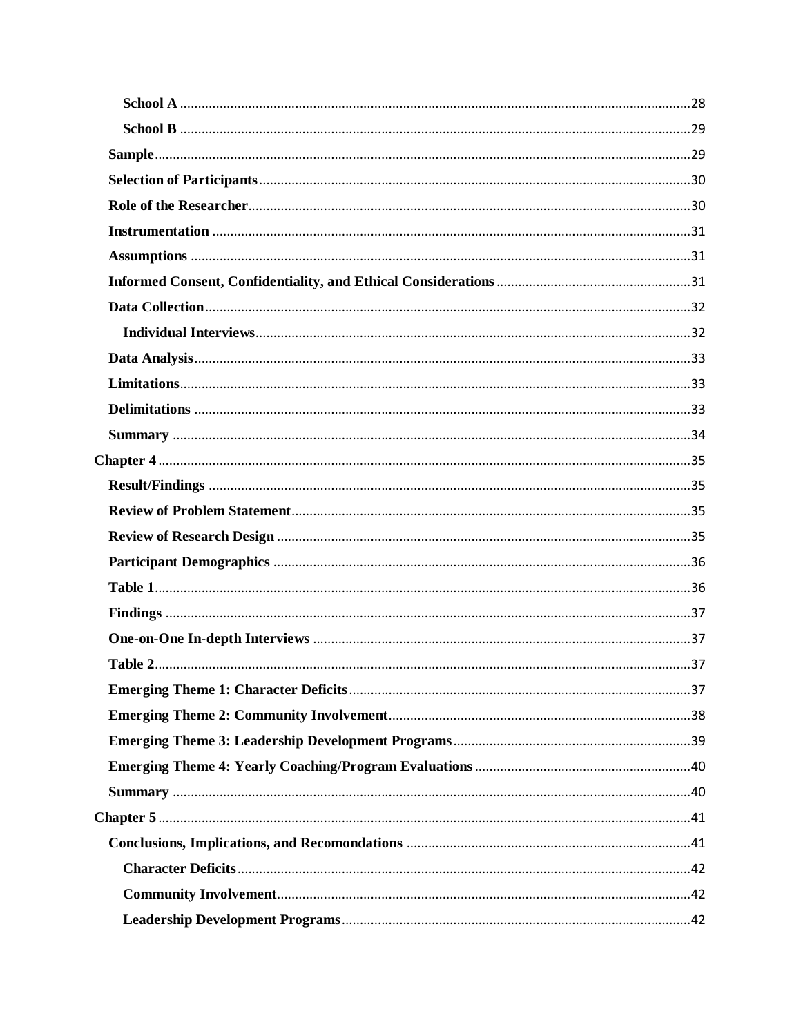**School A** .......... 28

**School B** .......... 29

**Sample** .......... 29

**Selection of Participants** .......... 30

**Role of the Researcher** .......... 30

**Instrumentation** .......... 31

**Assumptions** .......... 31

**Informed Consent, Confidentiality, and Ethical Considerations** .......... 31

**Data Collection** .......... 32

**Individual Interviews** .......... 32

**Data Analysis** .......... 33

**Limitations** .......... 33

**Delimitations** .......... 33

**Summary** .......... 34

**Chapter 4** .......... 35

**Result/Findings** .......... 35

**Review of Problem Statement** .......... 35

**Review of Research Design** .......... 35

**Participant Demographics** .......... 36

**Table 1** .......... 36

**Findings** .......... 37

**One-on-One In-depth Interviews** .......... 37

**Table 2** .......... 37

**Emerging Theme 1: Character Deficits** .......... 37

**Emerging Theme 2: Community Involvement** .......... 38

**Emerging Theme 3: Leadership Development Programs** .......... 39

**Emerging Theme 4: Yearly Coaching/Program Evaluations** .......... 40

**Summary** .......... 40

**Chapter 5** .......... 41

**Conclusions, Implications, and Recomondations** .......... 41

**Character Deficits** .......... 42

**Community Involvement** .......... 42

**Leadership Development Programs** .......... 42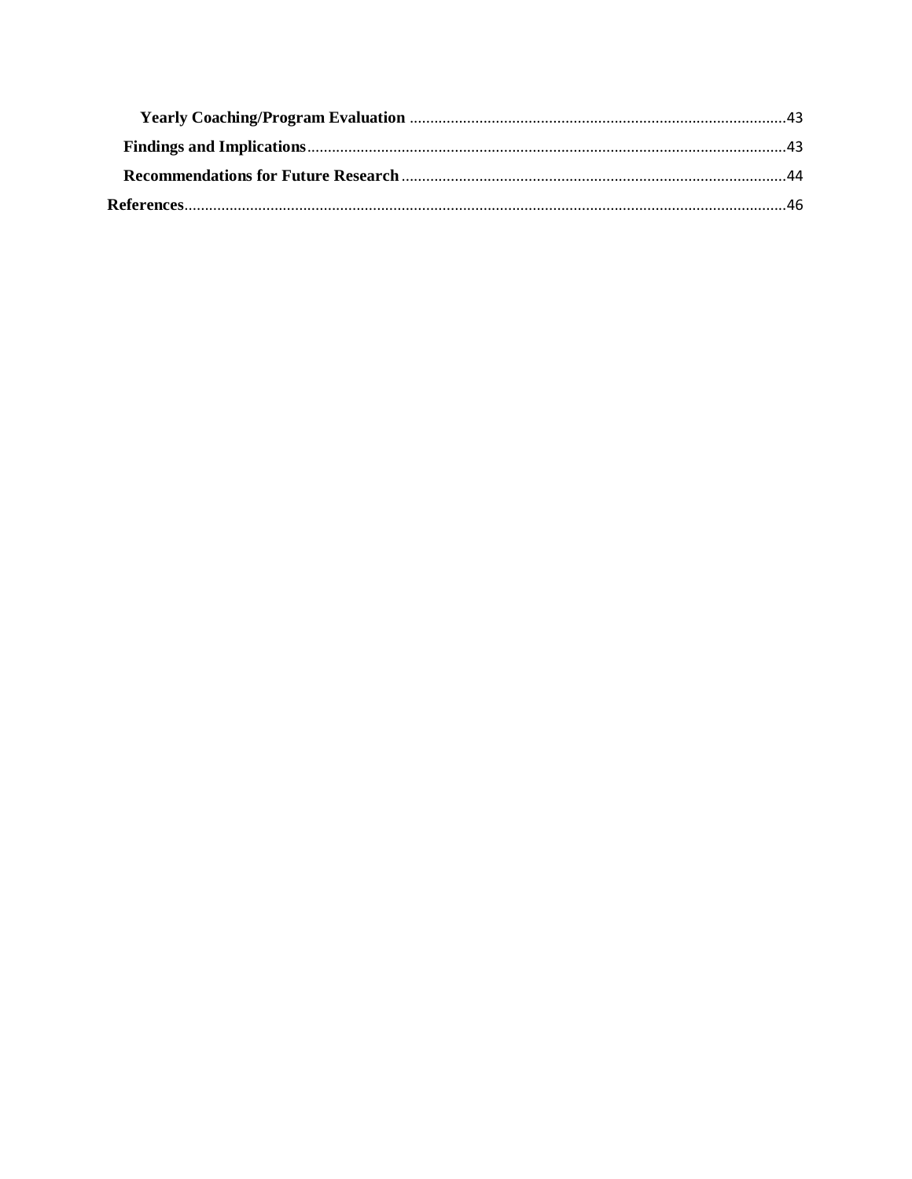**Yearly Coaching/Program Evaluation** ........................................................................................... 43

**Findings and Implications** .................................................................................................................... 43

**Recommendations for Future Research** ............................................................................................. 44

**References** .................................................................................................................................................. 46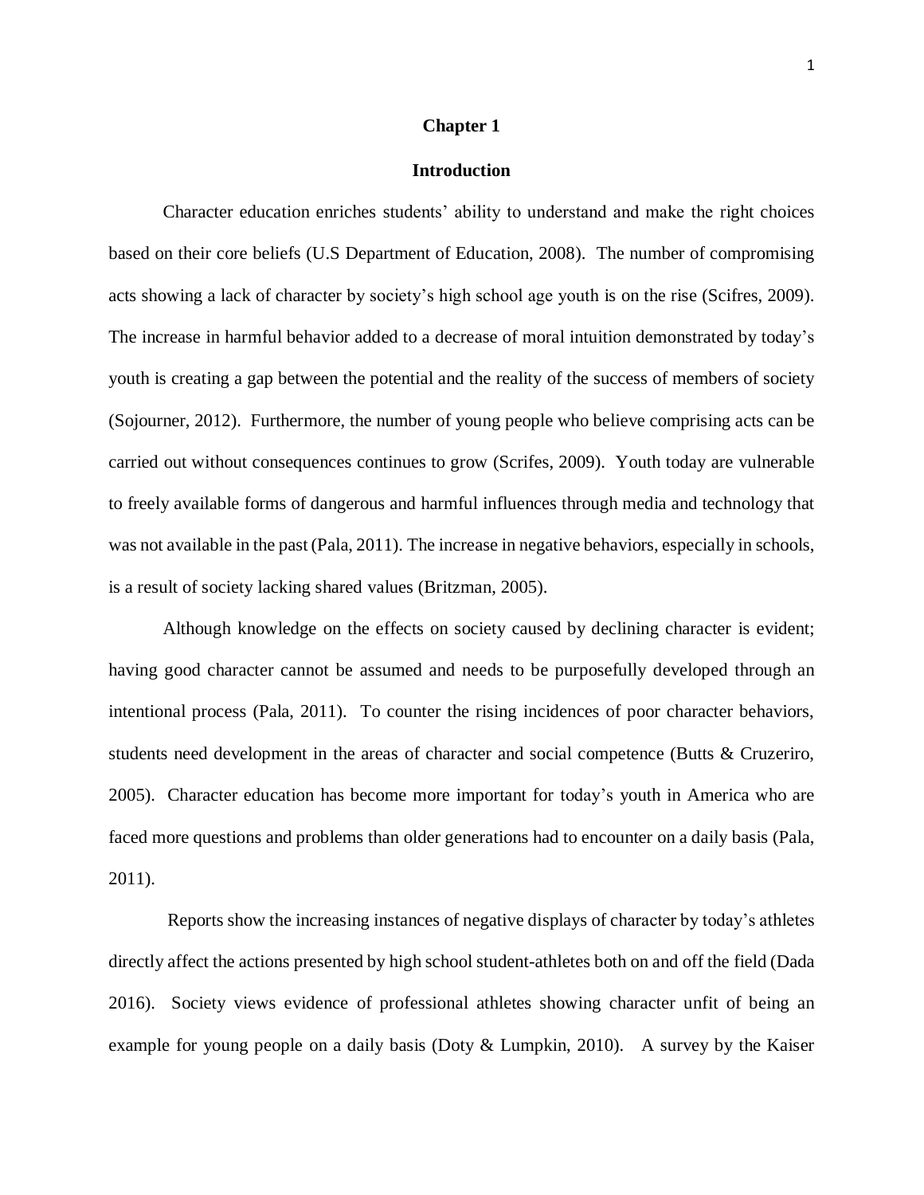# Chapter 1

## Introduction

Character education enriches students' ability to understand and make the right choices based on their core beliefs (U.S Department of Education, 2008). The number of compromising acts showing a lack of character by society's high school age youth is on the rise (Scifres, 2009). The increase in harmful behavior added to a decrease of moral intuition demonstrated by today's youth is creating a gap between the potential and the reality of the success of members of society (Sojourner, 2012). Furthermore, the number of young people who believe comprising acts can be carried out without consequences continues to grow (Scrifes, 2009). Youth today are vulnerable to freely available forms of dangerous and harmful influences through media and technology that was not available in the past (Pala, 2011). The increase in negative behaviors, especially in schools, is a result of society lacking shared values (Britzman, 2005).

Although knowledge on the effects on society caused by declining character is evident; having good character cannot be assumed and needs to be purposefully developed through an intentional process (Pala, 2011). To counter the rising incidences of poor character behaviors, students need development in the areas of character and social competence (Butts & Cruzeriro, 2005). Character education has become more important for today's youth in America who are faced more questions and problems than older generations had to encounter on a daily basis (Pala, 2011).

Reports show the increasing instances of negative displays of character by today's athletes directly affect the actions presented by high school student-athletes both on and off the field (Dada 2016). Society views evidence of professional athletes showing character unfit of being an example for young people on a daily basis (Doty & Lumpkin, 2010). A survey by the Kaiser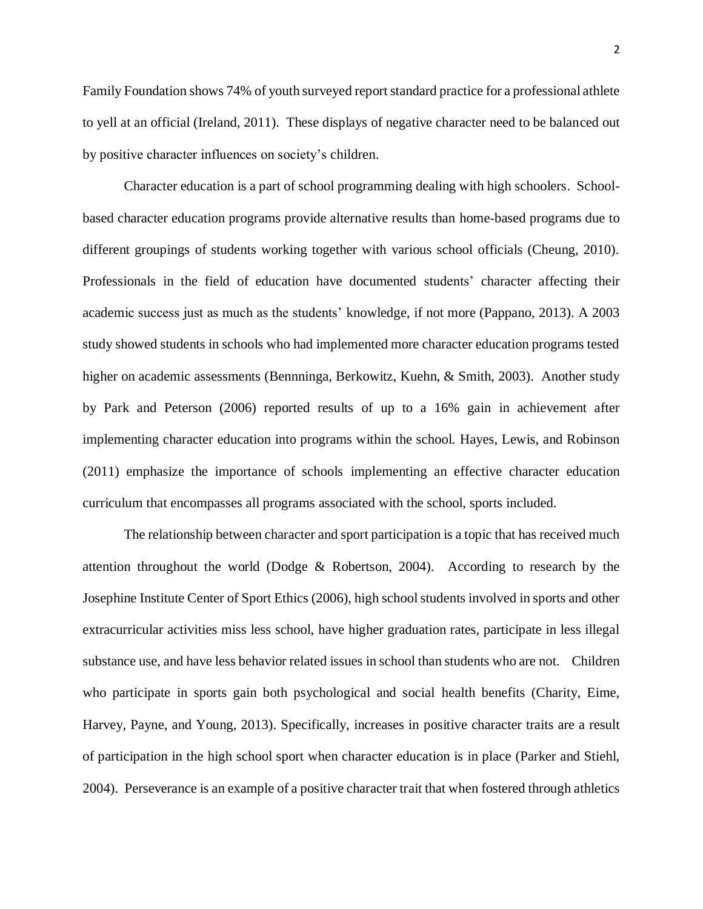Family Foundation shows 74% of youth surveyed report standard practice for a professional athlete to yell at an official (Ireland, 2011). These displays of negative character need to be balanced out by positive character influences on society's children.

Character education is a part of school programming dealing with high schoolers. School-based character education programs provide alternative results than home-based programs due to different groupings of students working together with various school officials (Cheung, 2010). Professionals in the field of education have documented students' character affecting their academic success just as much as the students' knowledge, if not more (Pappano, 2013). A 2003 study showed students in schools who had implemented more character education programs tested higher on academic assessments (Bennninga, Berkowitz, Kuehn, & Smith, 2003). Another study by Park and Peterson (2006) reported results of up to a 16% gain in achievement after implementing character education into programs within the school. Hayes, Lewis, and Robinson (2011) emphasize the importance of schools implementing an effective character education curriculum that encompasses all programs associated with the school, sports included.

The relationship between character and sport participation is a topic that has received much attention throughout the world (Dodge & Robertson, 2004). According to research by the Josephine Institute Center of Sport Ethics (2006), high school students involved in sports and other extracurricular activities miss less school, have higher graduation rates, participate in less illegal substance use, and have less behavior related issues in school than students who are not. Children who participate in sports gain both psychological and social health benefits (Charity, Eime, Harvey, Payne, and Young, 2013). Specifically, increases in positive character traits are a result of participation in the high school sport when character education is in place (Parker and Stiehl, 2004). Perseverance is an example of a positive character trait that when fostered through athletics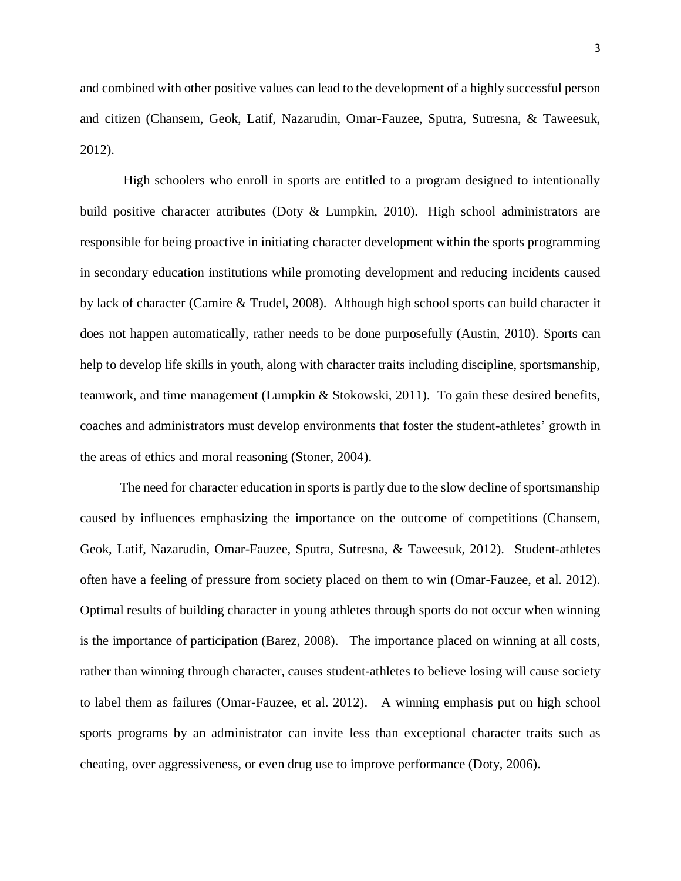and combined with other positive values can lead to the development of a highly successful person and citizen (Chansem, Geok, Latif, Nazarudin, Omar-Fauzee, Sputra, Sutresna, & Taweesuk, 2012).

High schoolers who enroll in sports are entitled to a program designed to intentionally build positive character attributes (Doty & Lumpkin, 2010). High school administrators are responsible for being proactive in initiating character development within the sports programming in secondary education institutions while promoting development and reducing incidents caused by lack of character (Camire & Trudel, 2008). Although high school sports can build character it does not happen automatically, rather needs to be done purposefully (Austin, 2010). Sports can help to develop life skills in youth, along with character traits including discipline, sportsmanship, teamwork, and time management (Lumpkin & Stokowski, 2011). To gain these desired benefits, coaches and administrators must develop environments that foster the student-athletes' growth in the areas of ethics and moral reasoning (Stoner, 2004).

The need for character education in sports is partly due to the slow decline of sportsmanship caused by influences emphasizing the importance on the outcome of competitions (Chansem, Geok, Latif, Nazarudin, Omar-Fauzee, Sputra, Sutresna, & Taweesuk, 2012). Student-athletes often have a feeling of pressure from society placed on them to win (Omar-Fauzee, et al. 2012). Optimal results of building character in young athletes through sports do not occur when winning is the importance of participation (Barez, 2008). The importance placed on winning at all costs, rather than winning through character, causes student-athletes to believe losing will cause society to label them as failures (Omar-Fauzee, et al. 2012). A winning emphasis put on high school sports programs by an administrator can invite less than exceptional character traits such as cheating, over aggressiveness, or even drug use to improve performance (Doty, 2006).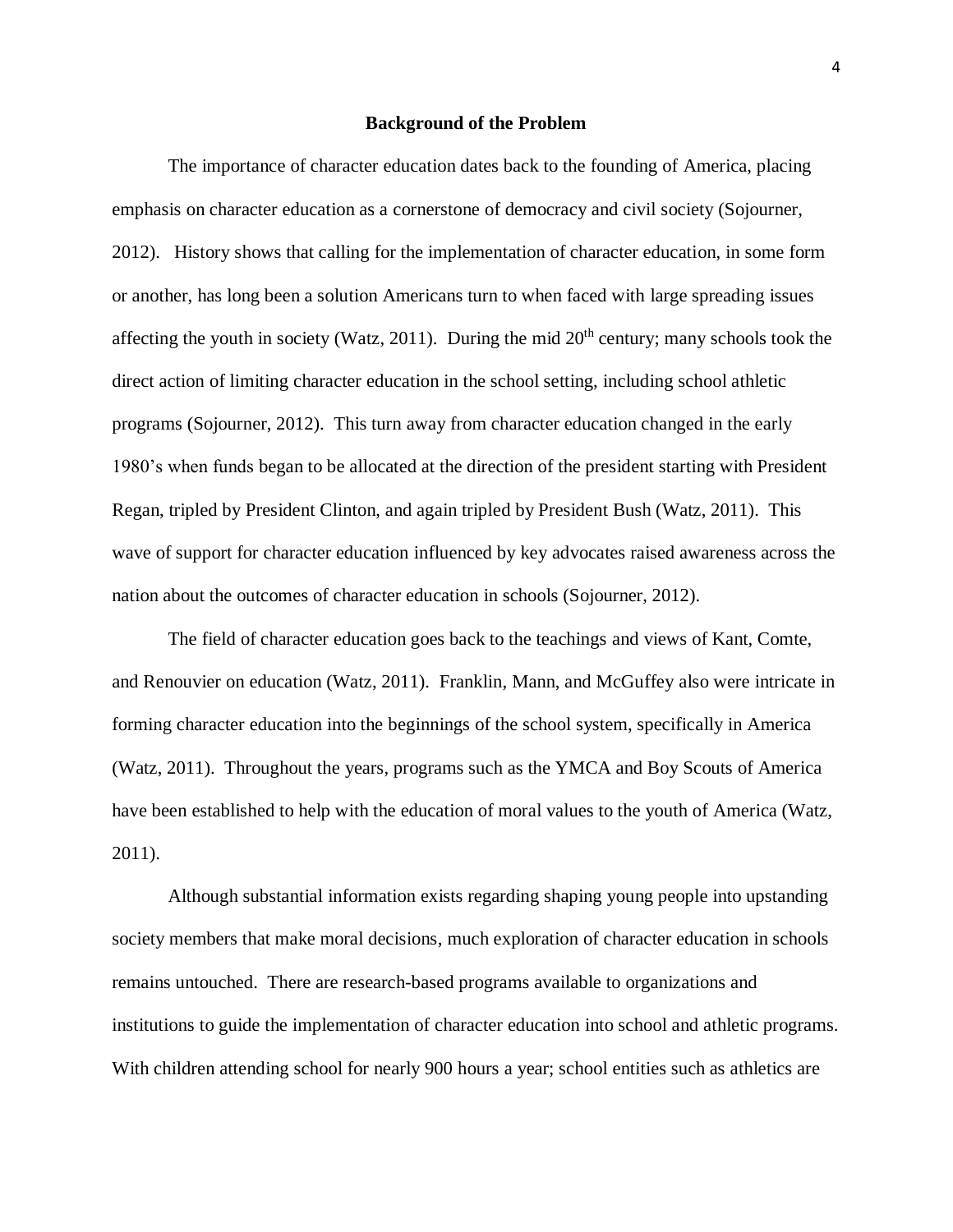## Background of the Problem

The importance of character education dates back to the founding of America, placing emphasis on character education as a cornerstone of democracy and civil society (Sojourner, 2012). History shows that calling for the implementation of character education, in some form or another, has long been a solution Americans turn to when faced with large spreading issues affecting the youth in society (Watz, 2011). During the mid 20th century; many schools took the direct action of limiting character education in the school setting, including school athletic programs (Sojourner, 2012). This turn away from character education changed in the early 1980's when funds began to be allocated at the direction of the president starting with President Regan, tripled by President Clinton, and again tripled by President Bush (Watz, 2011). This wave of support for character education influenced by key advocates raised awareness across the nation about the outcomes of character education in schools (Sojourner, 2012).

The field of character education goes back to the teachings and views of Kant, Comte, and Renouvier on education (Watz, 2011). Franklin, Mann, and McGuffey also were intricate in forming character education into the beginnings of the school system, specifically in America (Watz, 2011). Throughout the years, programs such as the YMCA and Boy Scouts of America have been established to help with the education of moral values to the youth of America (Watz, 2011).

Although substantial information exists regarding shaping young people into upstanding society members that make moral decisions, much exploration of character education in schools remains untouched. There are research-based programs available to organizations and institutions to guide the implementation of character education into school and athletic programs. With children attending school for nearly 900 hours a year; school entities such as athletics are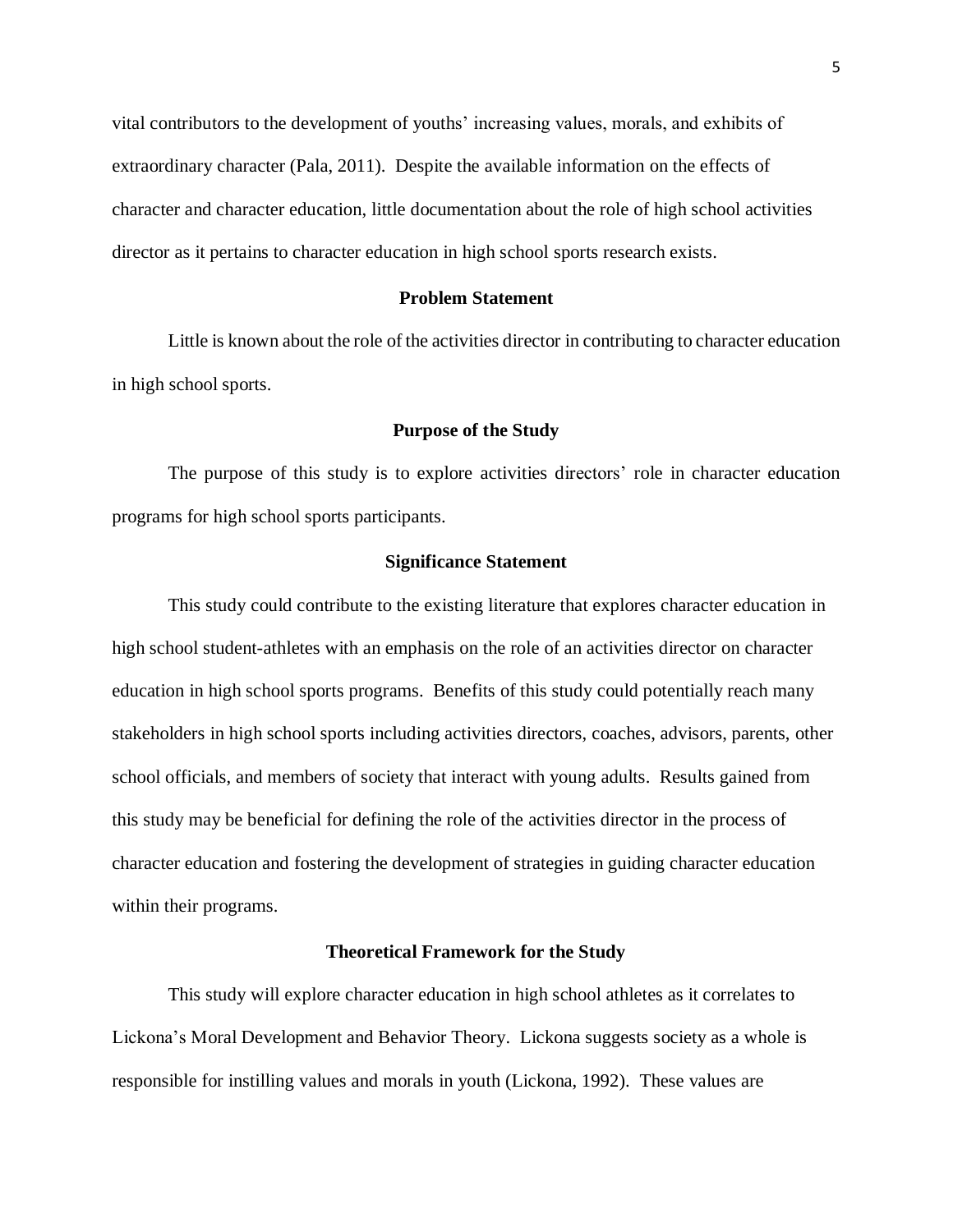vital contributors to the development of youths' increasing values, morals, and exhibits of extraordinary character (Pala, 2011). Despite the available information on the effects of character and character education, little documentation about the role of high school activities director as it pertains to character education in high school sports research exists.

## Problem Statement

Little is known about the role of the activities director in contributing to character education in high school sports.

## Purpose of the Study

The purpose of this study is to explore activities directors' role in character education programs for high school sports participants.

## Significance Statement

This study could contribute to the existing literature that explores character education in high school student-athletes with an emphasis on the role of an activities director on character education in high school sports programs. Benefits of this study could potentially reach many stakeholders in high school sports including activities directors, coaches, advisors, parents, other school officials, and members of society that interact with young adults. Results gained from this study may be beneficial for defining the role of the activities director in the process of character education and fostering the development of strategies in guiding character education within their programs.

## Theoretical Framework for the Study

This study will explore character education in high school athletes as it correlates to Lickona's Moral Development and Behavior Theory. Lickona suggests society as a whole is responsible for instilling values and morals in youth (Lickona, 1992). These values are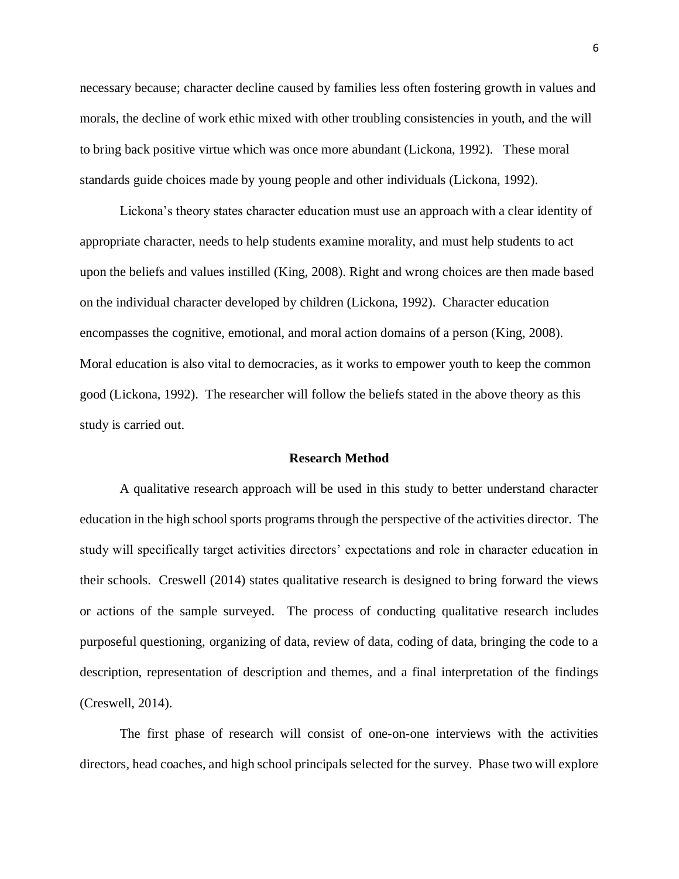necessary because; character decline caused by families less often fostering growth in values and morals, the decline of work ethic mixed with other troubling consistencies in youth, and the will to bring back positive virtue which was once more abundant (Lickona, 1992). These moral standards guide choices made by young people and other individuals (Lickona, 1992).

Lickona's theory states character education must use an approach with a clear identity of appropriate character, needs to help students examine morality, and must help students to act upon the beliefs and values instilled (King, 2008). Right and wrong choices are then made based on the individual character developed by children (Lickona, 1992). Character education encompasses the cognitive, emotional, and moral action domains of a person (King, 2008). Moral education is also vital to democracies, as it works to empower youth to keep the common good (Lickona, 1992). The researcher will follow the beliefs stated in the above theory as this study is carried out.

## Research Method

A qualitative research approach will be used in this study to better understand character education in the high school sports programs through the perspective of the activities director. The study will specifically target activities directors' expectations and role in character education in their schools. Creswell (2014) states qualitative research is designed to bring forward the views or actions of the sample surveyed. The process of conducting qualitative research includes purposeful questioning, organizing of data, review of data, coding of data, bringing the code to a description, representation of description and themes, and a final interpretation of the findings (Creswell, 2014).

The first phase of research will consist of one-on-one interviews with the activities directors, head coaches, and high school principals selected for the survey. Phase two will explore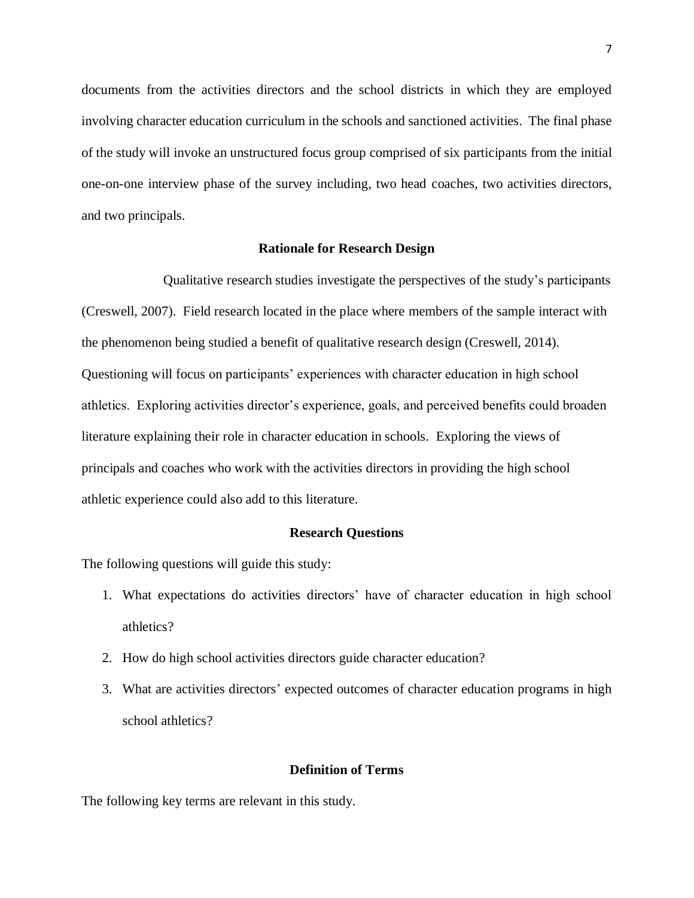documents from the activities directors and the school districts in which they are employed involving character education curriculum in the schools and sanctioned activities. The final phase of the study will invoke an unstructured focus group comprised of six participants from the initial one-on-one interview phase of the survey including, two head coaches, two activities directors, and two principals.

## Rationale for Research Design

Qualitative research studies investigate the perspectives of the study's participants (Creswell, 2007). Field research located in the place where members of the sample interact with the phenomenon being studied a benefit of qualitative research design (Creswell, 2014). Questioning will focus on participants' experiences with character education in high school athletics. Exploring activities director's experience, goals, and perceived benefits could broaden literature explaining their role in character education in schools. Exploring the views of principals and coaches who work with the activities directors in providing the high school athletic experience could also add to this literature.

## Research Questions

The following questions will guide this study:

1. What expectations do activities directors' have of character education in high school athletics?
2. How do high school activities directors guide character education?
3. What are activities directors' expected outcomes of character education programs in high school athletics?

## Definition of Terms

The following key terms are relevant in this study.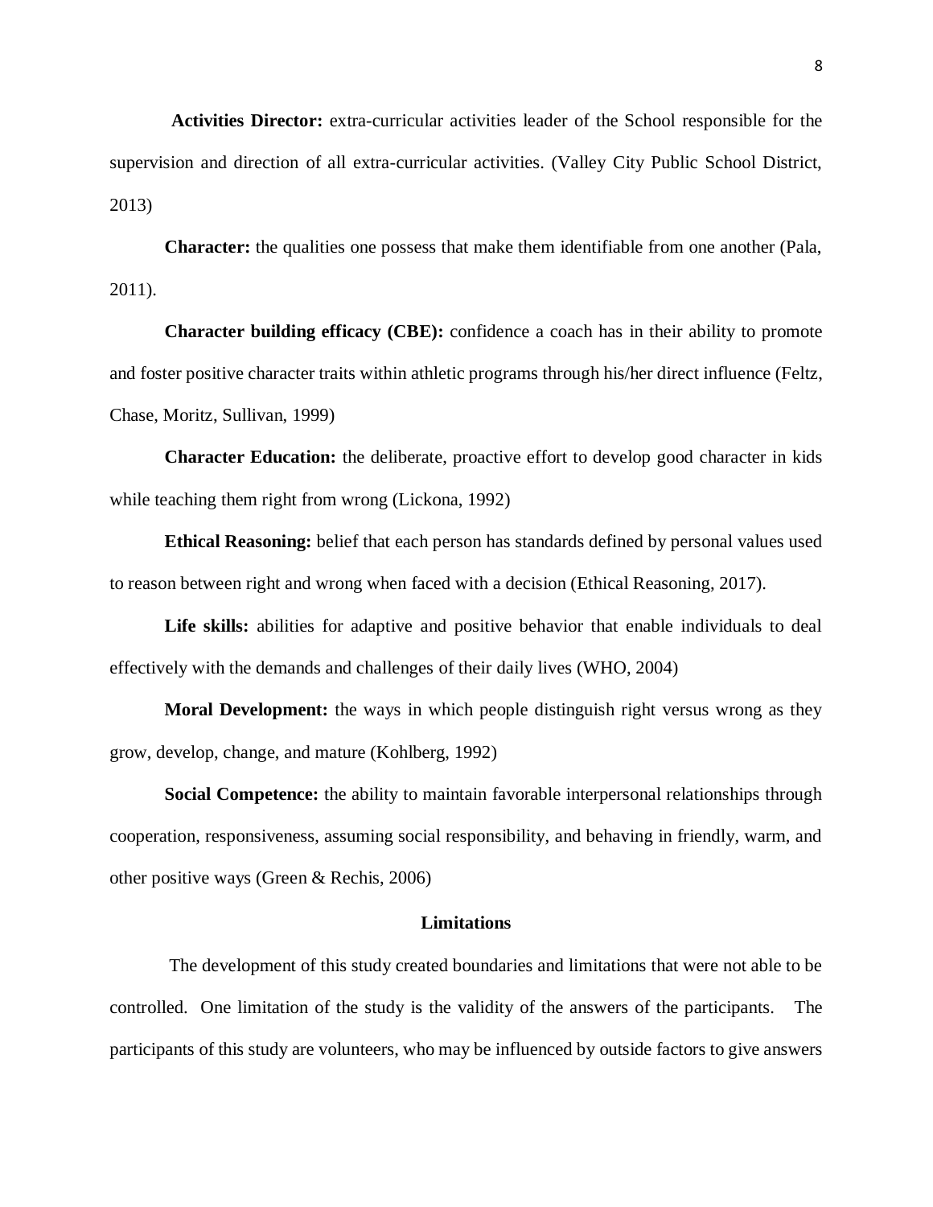**Activities Director:** extra-curricular activities leader of the School responsible for the supervision and direction of all extra-curricular activities. (Valley City Public School District, 2013)

**Character:** the qualities one possess that make them identifiable from one another (Pala, 2011).

**Character building efficacy (CBE):** confidence a coach has in their ability to promote and foster positive character traits within athletic programs through his/her direct influence (Feltz, Chase, Moritz, Sullivan, 1999)

**Character Education:** the deliberate, proactive effort to develop good character in kids while teaching them right from wrong (Lickona, 1992)

**Ethical Reasoning:** belief that each person has standards defined by personal values used to reason between right and wrong when faced with a decision (Ethical Reasoning, 2017).

**Life skills:** abilities for adaptive and positive behavior that enable individuals to deal effectively with the demands and challenges of their daily lives (WHO, 2004)

**Moral Development:** the ways in which people distinguish right versus wrong as they grow, develop, change, and mature (Kohlberg, 1992)

**Social Competence:** the ability to maintain favorable interpersonal relationships through cooperation, responsiveness, assuming social responsibility, and behaving in friendly, warm, and other positive ways (Green & Rechis, 2006)

## Limitations

The development of this study created boundaries and limitations that were not able to be controlled. One limitation of the study is the validity of the answers of the participants. The participants of this study are volunteers, who may be influenced by outside factors to give answers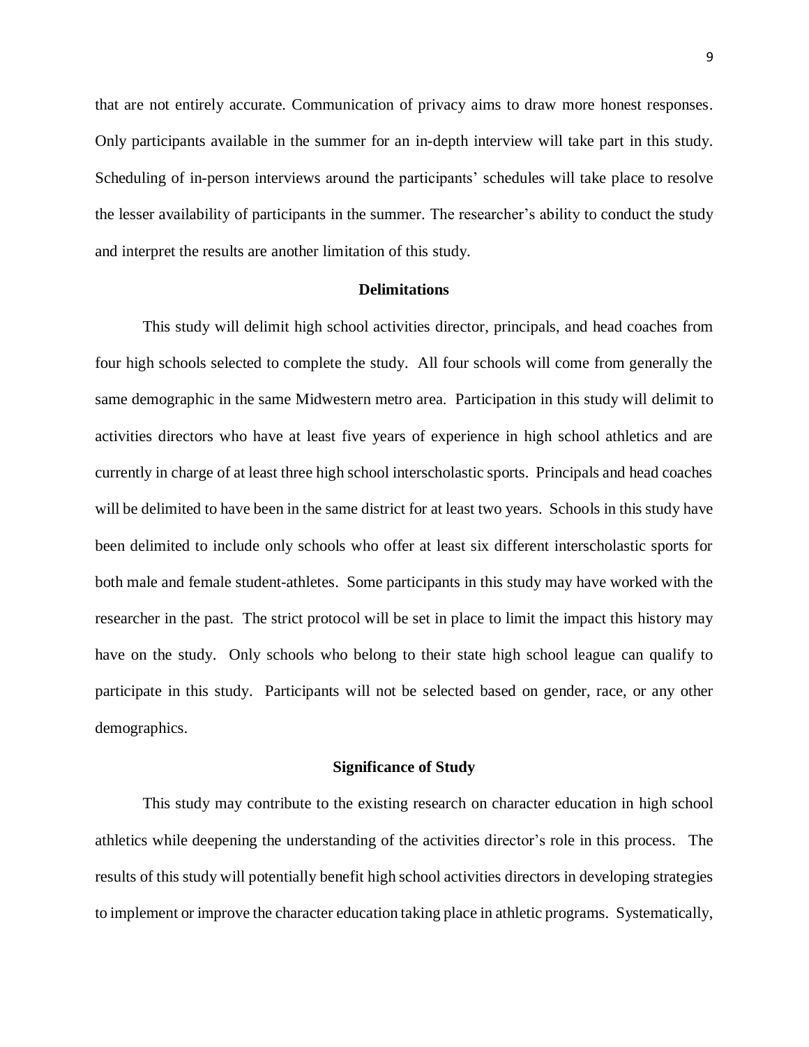that are not entirely accurate. Communication of privacy aims to draw more honest responses. Only participants available in the summer for an in-depth interview will take part in this study. Scheduling of in-person interviews around the participants' schedules will take place to resolve the lesser availability of participants in the summer. The researcher's ability to conduct the study and interpret the results are another limitation of this study.

## Delimitations

This study will delimit high school activities director, principals, and head coaches from four high schools selected to complete the study. All four schools will come from generally the same demographic in the same Midwestern metro area. Participation in this study will delimit to activities directors who have at least five years of experience in high school athletics and are currently in charge of at least three high school interscholastic sports. Principals and head coaches will be delimited to have been in the same district for at least two years. Schools in this study have been delimited to include only schools who offer at least six different interscholastic sports for both male and female student-athletes. Some participants in this study may have worked with the researcher in the past. The strict protocol will be set in place to limit the impact this history may have on the study. Only schools who belong to their state high school league can qualify to participate in this study. Participants will not be selected based on gender, race, or any other demographics.

## Significance of Study

This study may contribute to the existing research on character education in high school athletics while deepening the understanding of the activities director's role in this process. The results of this study will potentially benefit high school activities directors in developing strategies to implement or improve the character education taking place in athletic programs. Systematically,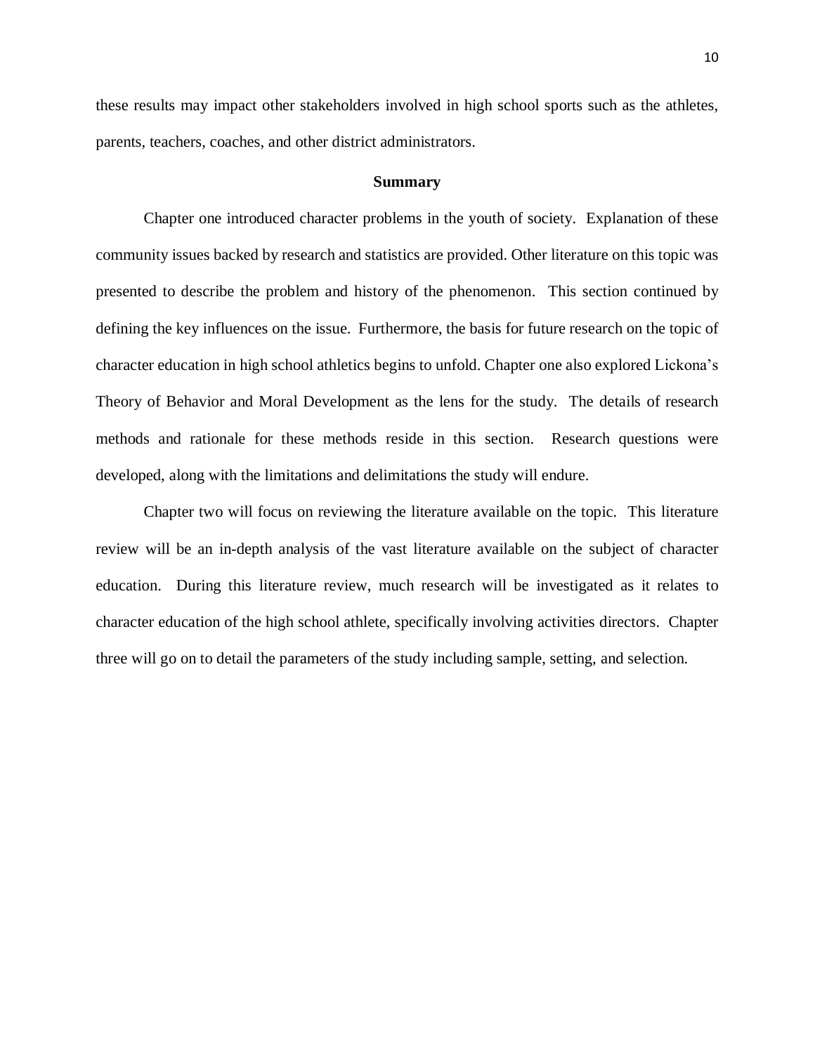these results may impact other stakeholders involved in high school sports such as the athletes, parents, teachers, coaches, and other district administrators.

## Summary

Chapter one introduced character problems in the youth of society. Explanation of these community issues backed by research and statistics are provided. Other literature on this topic was presented to describe the problem and history of the phenomenon. This section continued by defining the key influences on the issue. Furthermore, the basis for future research on the topic of character education in high school athletics begins to unfold. Chapter one also explored Lickona's Theory of Behavior and Moral Development as the lens for the study. The details of research methods and rationale for these methods reside in this section. Research questions were developed, along with the limitations and delimitations the study will endure.

Chapter two will focus on reviewing the literature available on the topic. This literature review will be an in-depth analysis of the vast literature available on the subject of character education. During this literature review, much research will be investigated as it relates to character education of the high school athlete, specifically involving activities directors. Chapter three will go on to detail the parameters of the study including sample, setting, and selection.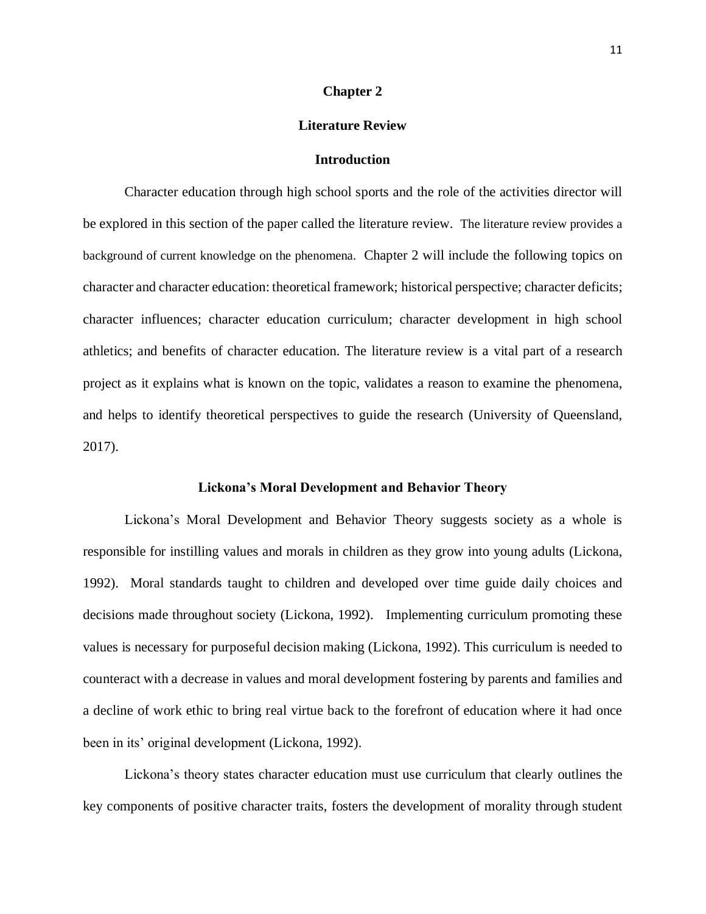# Chapter 2

## Literature Review

### Introduction

Character education through high school sports and the role of the activities director will be explored in this section of the paper called the literature review. The literature review provides a background of current knowledge on the phenomena. Chapter 2 will include the following topics on character and character education: theoretical framework; historical perspective; character deficits; character influences; character education curriculum; character development in high school athletics; and benefits of character education. The literature review is a vital part of a research project as it explains what is known on the topic, validates a reason to examine the phenomena, and helps to identify theoretical perspectives to guide the research (University of Queensland, 2017).

### Lickona's Moral Development and Behavior Theory

Lickona's Moral Development and Behavior Theory suggests society as a whole is responsible for instilling values and morals in children as they grow into young adults (Lickona, 1992). Moral standards taught to children and developed over time guide daily choices and decisions made throughout society (Lickona, 1992). Implementing curriculum promoting these values is necessary for purposeful decision making (Lickona, 1992). This curriculum is needed to counteract with a decrease in values and moral development fostering by parents and families and a decline of work ethic to bring real virtue back to the forefront of education where it had once been in its' original development (Lickona, 1992).

Lickona's theory states character education must use curriculum that clearly outlines the key components of positive character traits, fosters the development of morality through student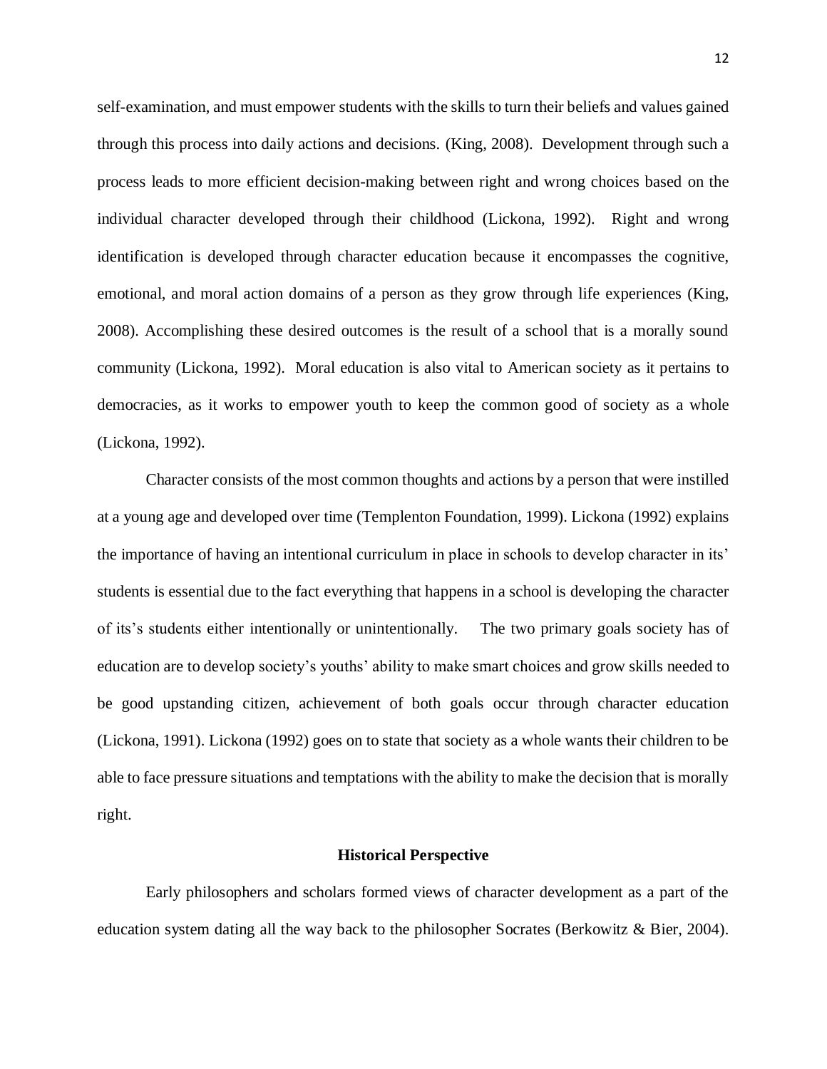self-examination, and must empower students with the skills to turn their beliefs and values gained through this process into daily actions and decisions. (King, 2008). Development through such a process leads to more efficient decision-making between right and wrong choices based on the individual character developed through their childhood (Lickona, 1992). Right and wrong identification is developed through character education because it encompasses the cognitive, emotional, and moral action domains of a person as they grow through life experiences (King, 2008). Accomplishing these desired outcomes is the result of a school that is a morally sound community (Lickona, 1992). Moral education is also vital to American society as it pertains to democracies, as it works to empower youth to keep the common good of society as a whole (Lickona, 1992).

Character consists of the most common thoughts and actions by a person that were instilled at a young age and developed over time (Templenton Foundation, 1999). Lickona (1992) explains the importance of having an intentional curriculum in place in schools to develop character in its' students is essential due to the fact everything that happens in a school is developing the character of its's students either intentionally or unintentionally. The two primary goals society has of education are to develop society's youths' ability to make smart choices and grow skills needed to be good upstanding citizen, achievement of both goals occur through character education (Lickona, 1991). Lickona (1992) goes on to state that society as a whole wants their children to be able to face pressure situations and temptations with the ability to make the decision that is morally right.

## Historical Perspective

Early philosophers and scholars formed views of character development as a part of the education system dating all the way back to the philosopher Socrates (Berkowitz & Bier, 2004).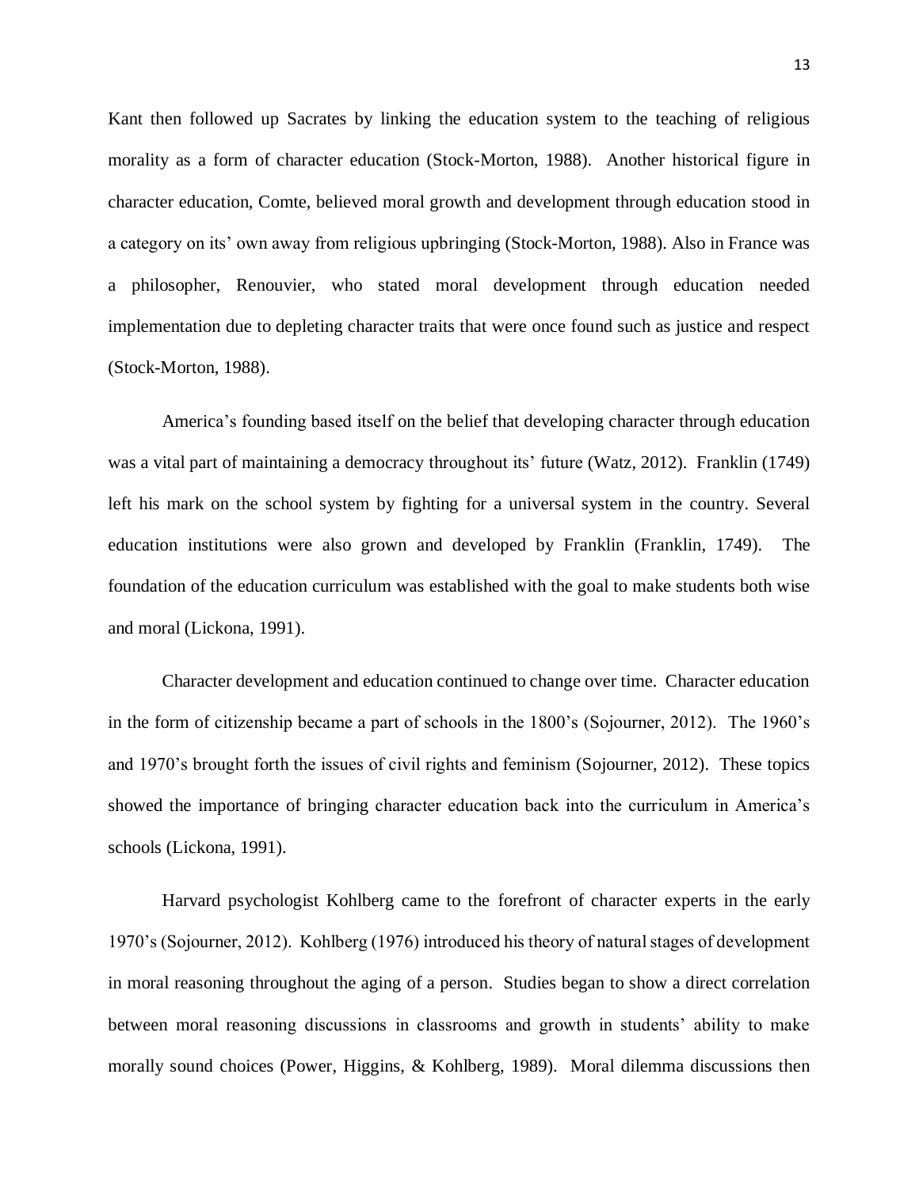Kant then followed up Sacrates by linking the education system to the teaching of religious morality as a form of character education (Stock-Morton, 1988). Another historical figure in character education, Comte, believed moral growth and development through education stood in a category on its' own away from religious upbringing (Stock-Morton, 1988). Also in France was a philosopher, Renouvier, who stated moral development through education needed implementation due to depleting character traits that were once found such as justice and respect (Stock-Morton, 1988).

America's founding based itself on the belief that developing character through education was a vital part of maintaining a democracy throughout its' future (Watz, 2012). Franklin (1749) left his mark on the school system by fighting for a universal system in the country. Several education institutions were also grown and developed by Franklin (Franklin, 1749). The foundation of the education curriculum was established with the goal to make students both wise and moral (Lickona, 1991).

Character development and education continued to change over time. Character education in the form of citizenship became a part of schools in the 1800's (Sojourner, 2012). The 1960's and 1970's brought forth the issues of civil rights and feminism (Sojourner, 2012). These topics showed the importance of bringing character education back into the curriculum in America's schools (Lickona, 1991).

Harvard psychologist Kohlberg came to the forefront of character experts in the early 1970's (Sojourner, 2012). Kohlberg (1976) introduced his theory of natural stages of development in moral reasoning throughout the aging of a person. Studies began to show a direct correlation between moral reasoning discussions in classrooms and growth in students' ability to make morally sound choices (Power, Higgins, & Kohlberg, 1989). Moral dilemma discussions then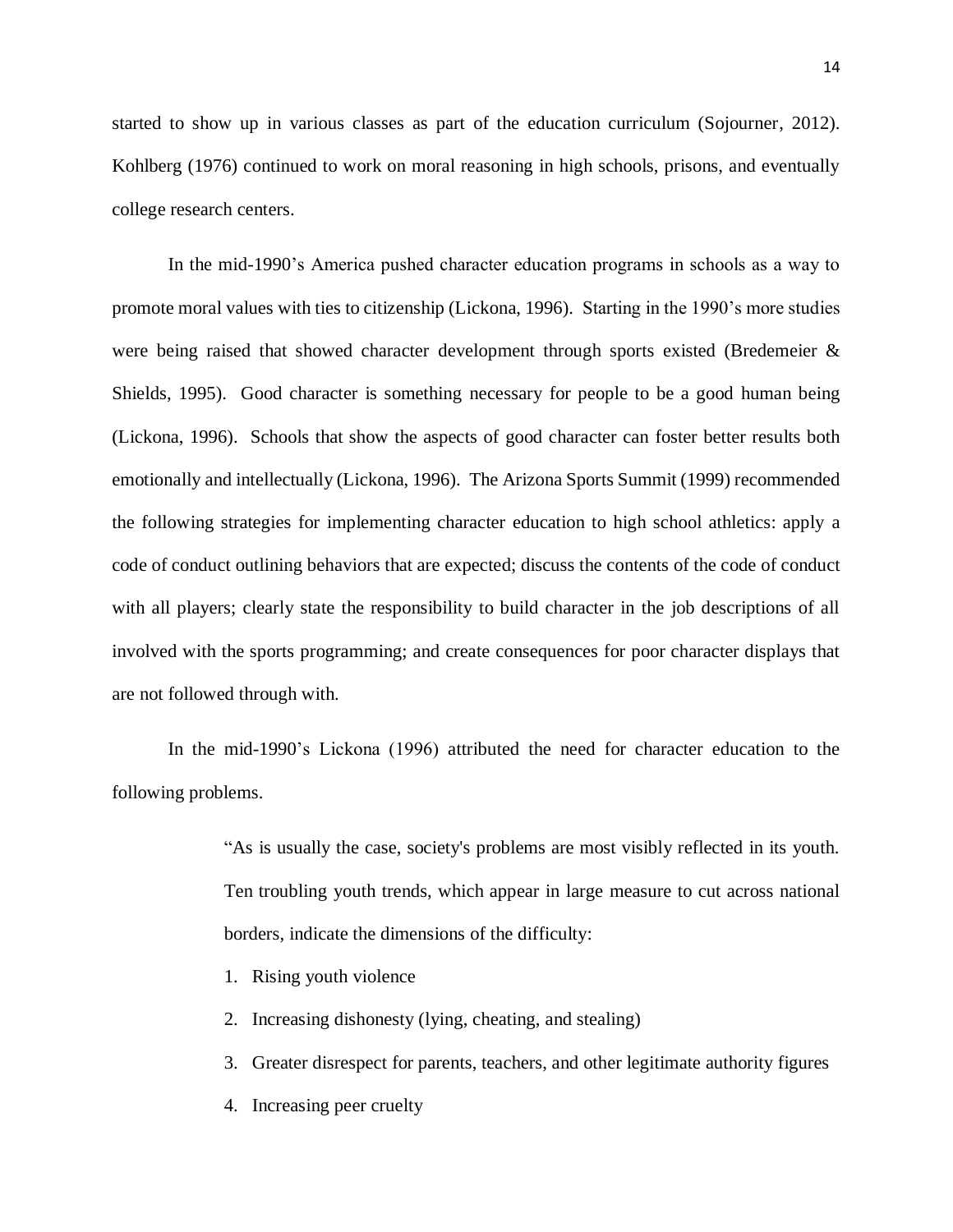started to show up in various classes as part of the education curriculum (Sojourner, 2012). Kohlberg (1976) continued to work on moral reasoning in high schools, prisons, and eventually college research centers.

In the mid-1990's America pushed character education programs in schools as a way to promote moral values with ties to citizenship (Lickona, 1996). Starting in the 1990's more studies were being raised that showed character development through sports existed (Bredemeier & Shields, 1995). Good character is something necessary for people to be a good human being (Lickona, 1996). Schools that show the aspects of good character can foster better results both emotionally and intellectually (Lickona, 1996). The Arizona Sports Summit (1999) recommended the following strategies for implementing character education to high school athletics: apply a code of conduct outlining behaviors that are expected; discuss the contents of the code of conduct with all players; clearly state the responsibility to build character in the job descriptions of all involved with the sports programming; and create consequences for poor character displays that are not followed through with.

In the mid-1990's Lickona (1996) attributed the need for character education to the following problems.

> "As is usually the case, society's problems are most visibly reflected in its youth. Ten troubling youth trends, which appear in large measure to cut across national borders, indicate the dimensions of the difficulty:
>
> 1. Rising youth violence
> 2. Increasing dishonesty (lying, cheating, and stealing)
> 3. Greater disrespect for parents, teachers, and other legitimate authority figures
> 4. Increasing peer cruelty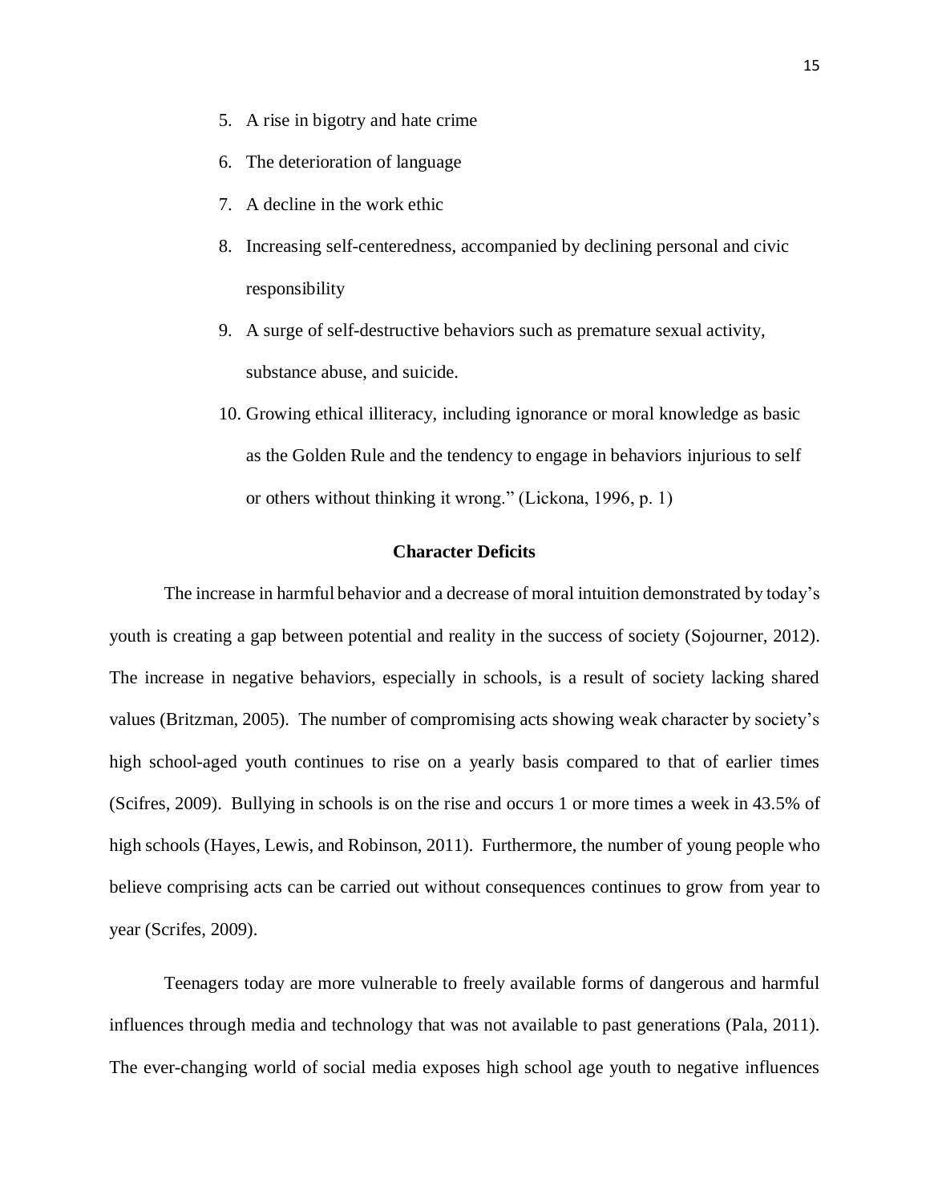5. A rise in bigotry and hate crime
6. The deterioration of language
7. A decline in the work ethic
8. Increasing self-centeredness, accompanied by declining personal and civic responsibility
9. A surge of self-destructive behaviors such as premature sexual activity, substance abuse, and suicide.
10. Growing ethical illiteracy, including ignorance or moral knowledge as basic as the Golden Rule and the tendency to engage in behaviors injurious to self or others without thinking it wrong." (Lickona, 1996, p. 1)

## Character Deficits

The increase in harmful behavior and a decrease of moral intuition demonstrated by today's youth is creating a gap between potential and reality in the success of society (Sojourner, 2012). The increase in negative behaviors, especially in schools, is a result of society lacking shared values (Britzman, 2005). The number of compromising acts showing weak character by society's high school-aged youth continues to rise on a yearly basis compared to that of earlier times (Scifres, 2009). Bullying in schools is on the rise and occurs 1 or more times a week in 43.5% of high schools (Hayes, Lewis, and Robinson, 2011). Furthermore, the number of young people who believe comprising acts can be carried out without consequences continues to grow from year to year (Scrifes, 2009).

Teenagers today are more vulnerable to freely available forms of dangerous and harmful influences through media and technology that was not available to past generations (Pala, 2011). The ever-changing world of social media exposes high school age youth to negative influences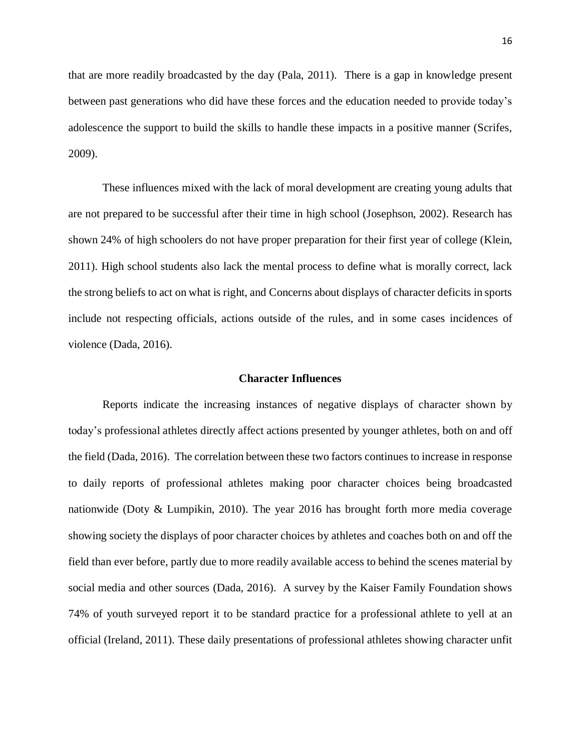that are more readily broadcasted by the day (Pala, 2011). There is a gap in knowledge present between past generations who did have these forces and the education needed to provide today's adolescence the support to build the skills to handle these impacts in a positive manner (Scrifes, 2009).

These influences mixed with the lack of moral development are creating young adults that are not prepared to be successful after their time in high school (Josephson, 2002). Research has shown 24% of high schoolers do not have proper preparation for their first year of college (Klein, 2011). High school students also lack the mental process to define what is morally correct, lack the strong beliefs to act on what is right, and Concerns about displays of character deficits in sports include not respecting officials, actions outside of the rules, and in some cases incidences of violence (Dada, 2016).

## Character Influences

Reports indicate the increasing instances of negative displays of character shown by today's professional athletes directly affect actions presented by younger athletes, both on and off the field (Dada, 2016). The correlation between these two factors continues to increase in response to daily reports of professional athletes making poor character choices being broadcasted nationwide (Doty & Lumpikin, 2010). The year 2016 has brought forth more media coverage showing society the displays of poor character choices by athletes and coaches both on and off the field than ever before, partly due to more readily available access to behind the scenes material by social media and other sources (Dada, 2016). A survey by the Kaiser Family Foundation shows 74% of youth surveyed report it to be standard practice for a professional athlete to yell at an official (Ireland, 2011). These daily presentations of professional athletes showing character unfit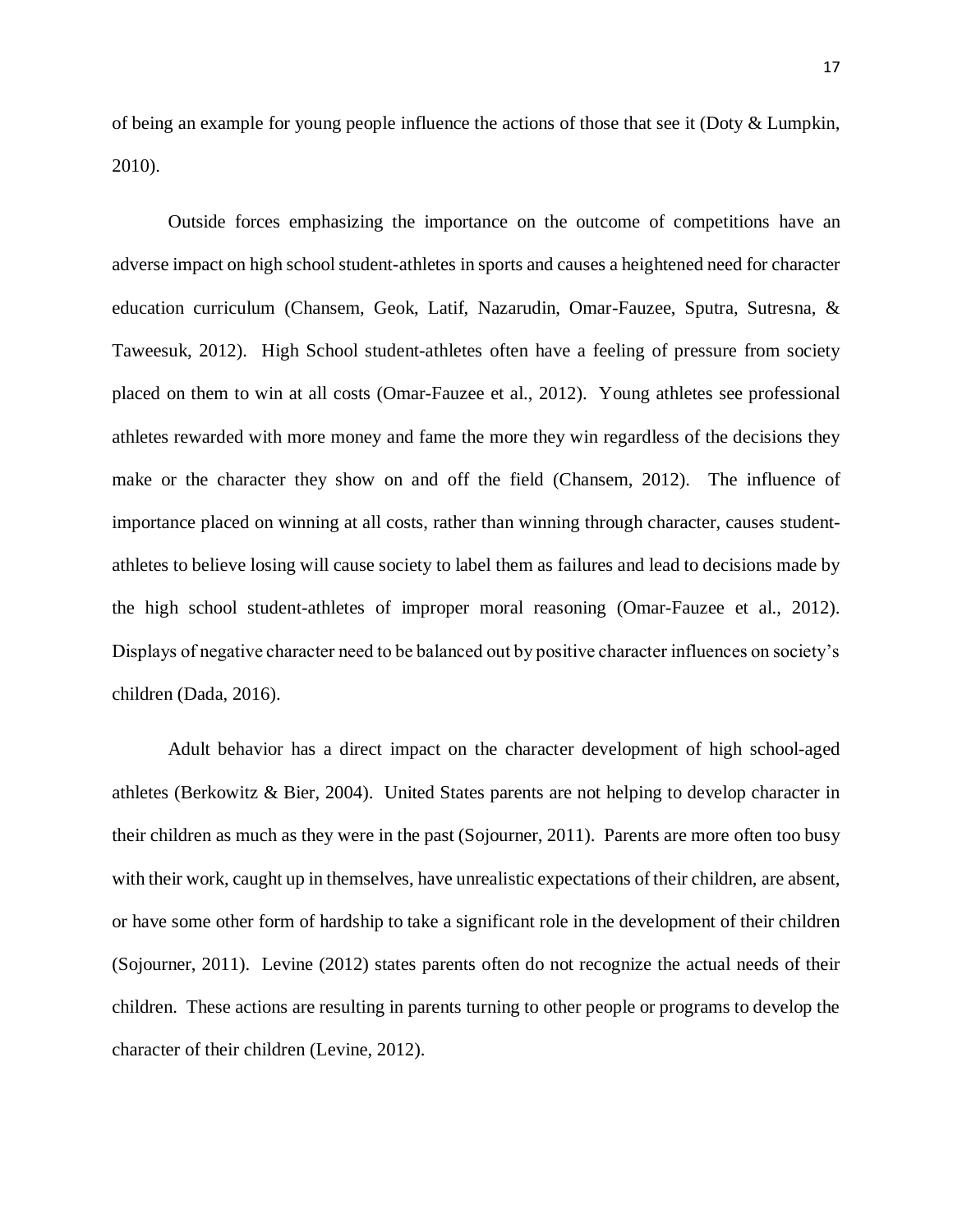of being an example for young people influence the actions of those that see it (Doty & Lumpkin, 2010).

Outside forces emphasizing the importance on the outcome of competitions have an adverse impact on high school student-athletes in sports and causes a heightened need for character education curriculum (Chansem, Geok, Latif, Nazarudin, Omar-Fauzee, Sputra, Sutresna, & Taweesuk, 2012). High School student-athletes often have a feeling of pressure from society placed on them to win at all costs (Omar-Fauzee et al., 2012). Young athletes see professional athletes rewarded with more money and fame the more they win regardless of the decisions they make or the character they show on and off the field (Chansem, 2012). The influence of importance placed on winning at all costs, rather than winning through character, causes student-athletes to believe losing will cause society to label them as failures and lead to decisions made by the high school student-athletes of improper moral reasoning (Omar-Fauzee et al., 2012). Displays of negative character need to be balanced out by positive character influences on society's children (Dada, 2016).

Adult behavior has a direct impact on the character development of high school-aged athletes (Berkowitz & Bier, 2004). United States parents are not helping to develop character in their children as much as they were in the past (Sojourner, 2011). Parents are more often too busy with their work, caught up in themselves, have unrealistic expectations of their children, are absent, or have some other form of hardship to take a significant role in the development of their children (Sojourner, 2011). Levine (2012) states parents often do not recognize the actual needs of their children. These actions are resulting in parents turning to other people or programs to develop the character of their children (Levine, 2012).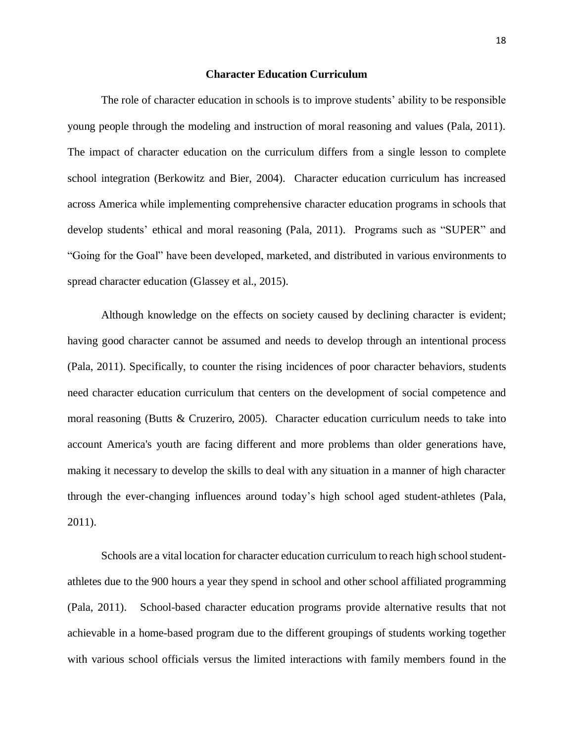## Character Education Curriculum

The role of character education in schools is to improve students' ability to be responsible young people through the modeling and instruction of moral reasoning and values (Pala, 2011). The impact of character education on the curriculum differs from a single lesson to complete school integration (Berkowitz and Bier, 2004). Character education curriculum has increased across America while implementing comprehensive character education programs in schools that develop students' ethical and moral reasoning (Pala, 2011). Programs such as "SUPER" and "Going for the Goal" have been developed, marketed, and distributed in various environments to spread character education (Glassey et al., 2015).

Although knowledge on the effects on society caused by declining character is evident; having good character cannot be assumed and needs to develop through an intentional process (Pala, 2011). Specifically, to counter the rising incidences of poor character behaviors, students need character education curriculum that centers on the development of social competence and moral reasoning (Butts & Cruzeriro, 2005). Character education curriculum needs to take into account America's youth are facing different and more problems than older generations have, making it necessary to develop the skills to deal with any situation in a manner of high character through the ever-changing influences around today's high school aged student-athletes (Pala, 2011).

Schools are a vital location for character education curriculum to reach high school student-athletes due to the 900 hours a year they spend in school and other school affiliated programming (Pala, 2011). School-based character education programs provide alternative results that not achievable in a home-based program due to the different groupings of students working together with various school officials versus the limited interactions with family members found in the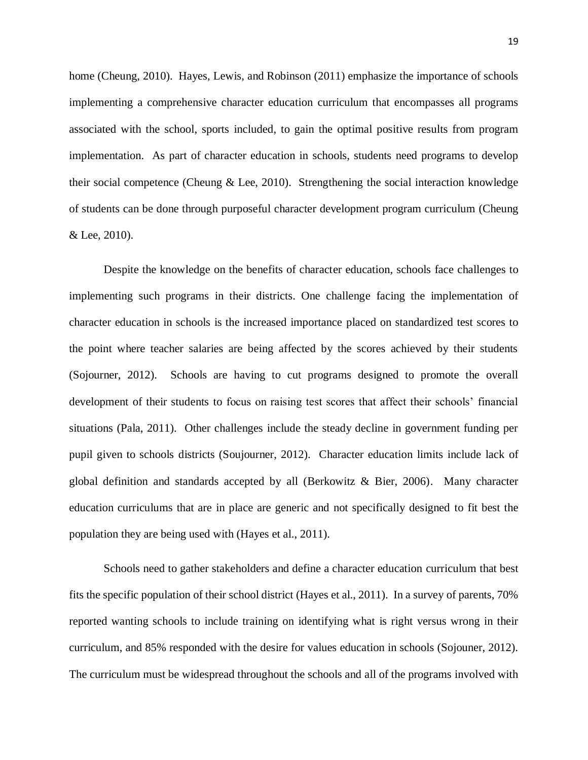home (Cheung, 2010). Hayes, Lewis, and Robinson (2011) emphasize the importance of schools implementing a comprehensive character education curriculum that encompasses all programs associated with the school, sports included, to gain the optimal positive results from program implementation. As part of character education in schools, students need programs to develop their social competence (Cheung & Lee, 2010). Strengthening the social interaction knowledge of students can be done through purposeful character development program curriculum (Cheung & Lee, 2010).

Despite the knowledge on the benefits of character education, schools face challenges to implementing such programs in their districts. One challenge facing the implementation of character education in schools is the increased importance placed on standardized test scores to the point where teacher salaries are being affected by the scores achieved by their students (Sojourner, 2012). Schools are having to cut programs designed to promote the overall development of their students to focus on raising test scores that affect their schools' financial situations (Pala, 2011). Other challenges include the steady decline in government funding per pupil given to schools districts (Soujourner, 2012). Character education limits include lack of global definition and standards accepted by all (Berkowitz & Bier, 2006). Many character education curriculums that are in place are generic and not specifically designed to fit best the population they are being used with (Hayes et al., 2011).

Schools need to gather stakeholders and define a character education curriculum that best fits the specific population of their school district (Hayes et al., 2011). In a survey of parents, 70% reported wanting schools to include training on identifying what is right versus wrong in their curriculum, and 85% responded with the desire for values education in schools (Sojouner, 2012). The curriculum must be widespread throughout the schools and all of the programs involved with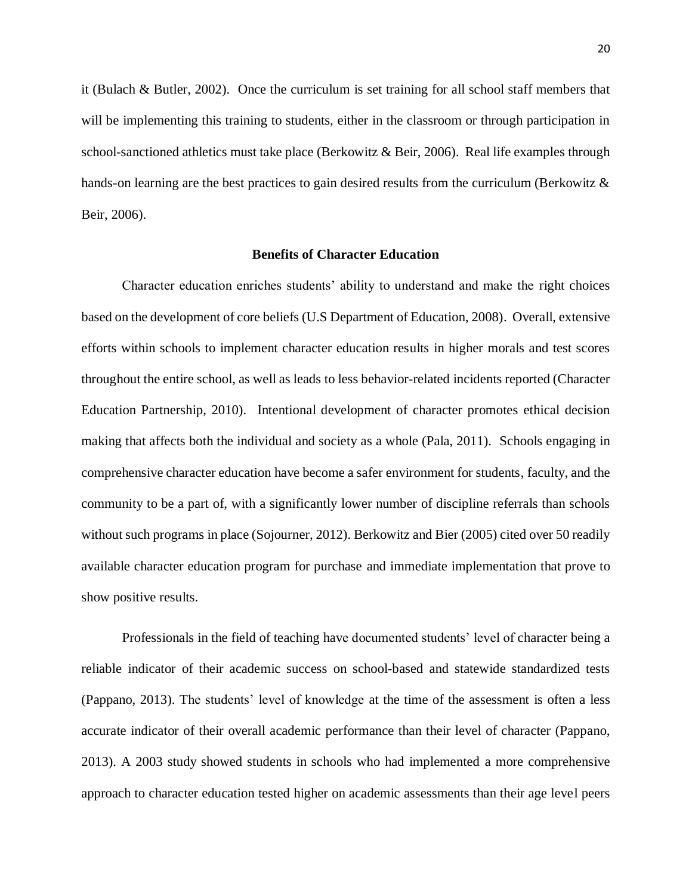it (Bulach & Butler, 2002). Once the curriculum is set training for all school staff members that will be implementing this training to students, either in the classroom or through participation in school-sanctioned athletics must take place (Berkowitz & Beir, 2006). Real life examples through hands-on learning are the best practices to gain desired results from the curriculum (Berkowitz & Beir, 2006).

## Benefits of Character Education

Character education enriches students' ability to understand and make the right choices based on the development of core beliefs (U.S Department of Education, 2008). Overall, extensive efforts within schools to implement character education results in higher morals and test scores throughout the entire school, as well as leads to less behavior-related incidents reported (Character Education Partnership, 2010). Intentional development of character promotes ethical decision making that affects both the individual and society as a whole (Pala, 2011). Schools engaging in comprehensive character education have become a safer environment for students, faculty, and the community to be a part of, with a significantly lower number of discipline referrals than schools without such programs in place (Sojourner, 2012). Berkowitz and Bier (2005) cited over 50 readily available character education program for purchase and immediate implementation that prove to show positive results.

Professionals in the field of teaching have documented students' level of character being a reliable indicator of their academic success on school-based and statewide standardized tests (Pappano, 2013). The students' level of knowledge at the time of the assessment is often a less accurate indicator of their overall academic performance than their level of character (Pappano, 2013). A 2003 study showed students in schools who had implemented a more comprehensive approach to character education tested higher on academic assessments than their age level peers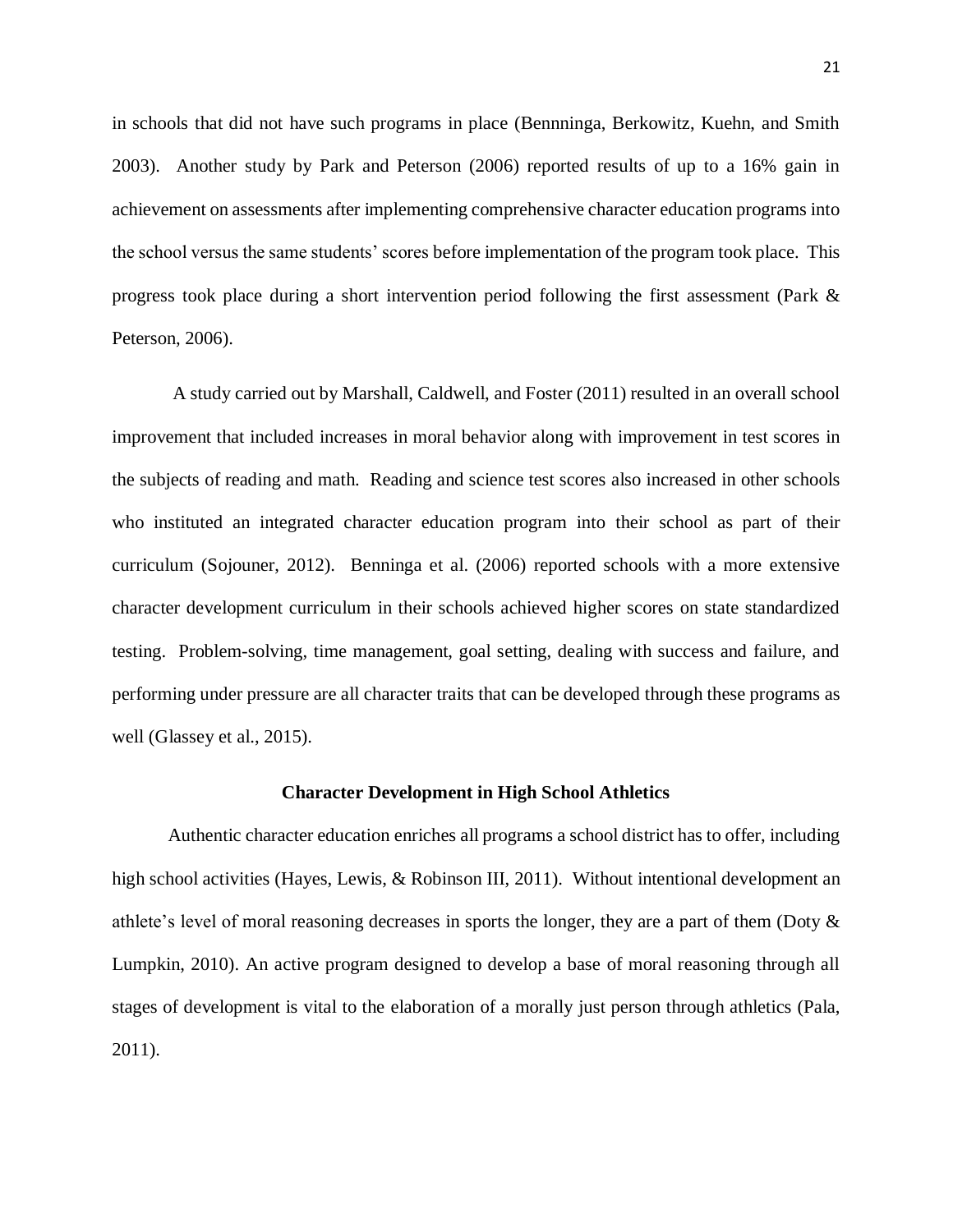in schools that did not have such programs in place (Bennninga, Berkowitz, Kuehn, and Smith 2003). Another study by Park and Peterson (2006) reported results of up to a 16% gain in achievement on assessments after implementing comprehensive character education programs into the school versus the same students' scores before implementation of the program took place. This progress took place during a short intervention period following the first assessment (Park & Peterson, 2006).

A study carried out by Marshall, Caldwell, and Foster (2011) resulted in an overall school improvement that included increases in moral behavior along with improvement in test scores in the subjects of reading and math. Reading and science test scores also increased in other schools who instituted an integrated character education program into their school as part of their curriculum (Sojouner, 2012). Benninga et al. (2006) reported schools with a more extensive character development curriculum in their schools achieved higher scores on state standardized testing. Problem-solving, time management, goal setting, dealing with success and failure, and performing under pressure are all character traits that can be developed through these programs as well (Glassey et al., 2015).

## Character Development in High School Athletics

Authentic character education enriches all programs a school district has to offer, including high school activities (Hayes, Lewis, & Robinson III, 2011). Without intentional development an athlete's level of moral reasoning decreases in sports the longer, they are a part of them (Doty & Lumpkin, 2010). An active program designed to develop a base of moral reasoning through all stages of development is vital to the elaboration of a morally just person through athletics (Pala, 2011).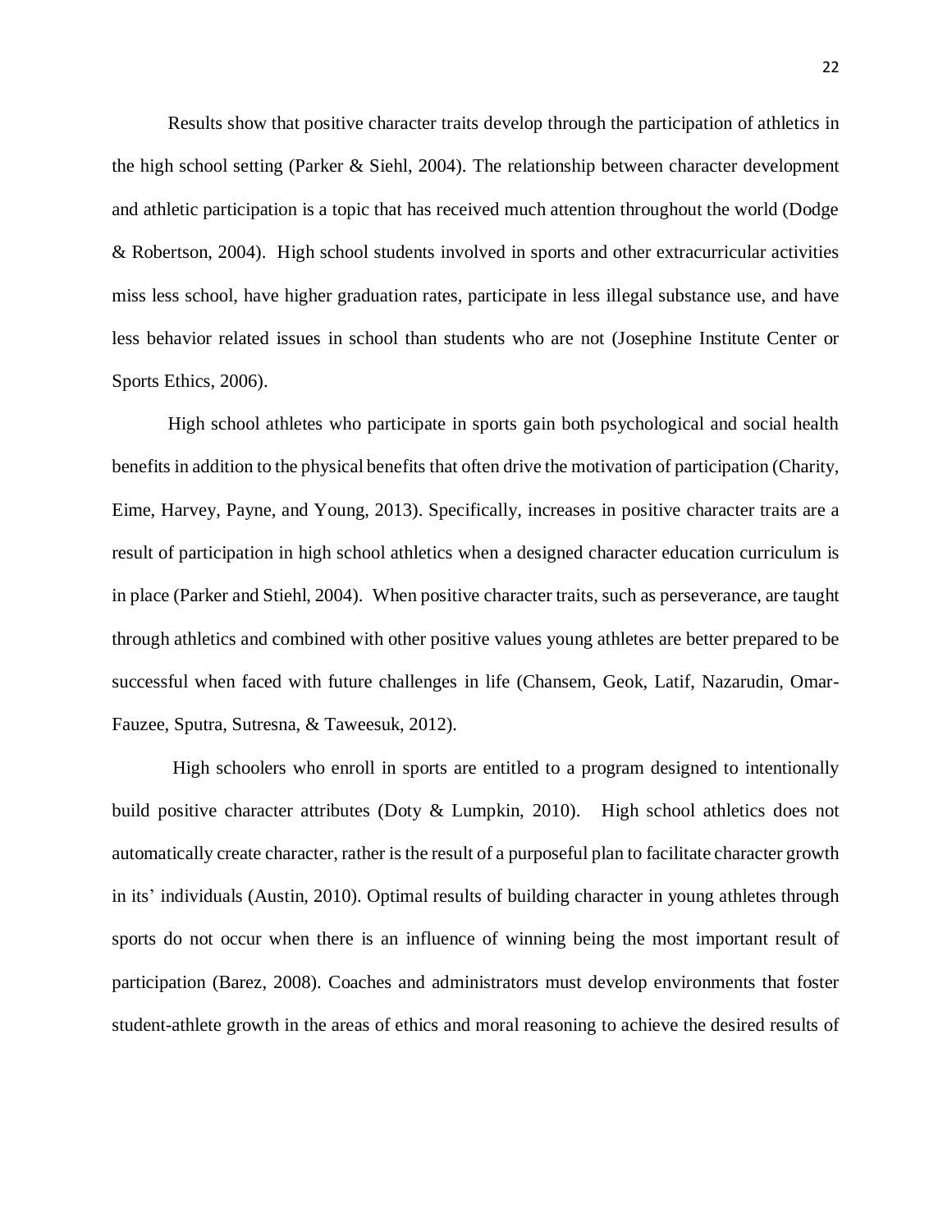Results show that positive character traits develop through the participation of athletics in the high school setting (Parker & Siehl, 2004). The relationship between character development and athletic participation is a topic that has received much attention throughout the world (Dodge & Robertson, 2004). High school students involved in sports and other extracurricular activities miss less school, have higher graduation rates, participate in less illegal substance use, and have less behavior related issues in school than students who are not (Josephine Institute Center or Sports Ethics, 2006).

High school athletes who participate in sports gain both psychological and social health benefits in addition to the physical benefits that often drive the motivation of participation (Charity, Eime, Harvey, Payne, and Young, 2013). Specifically, increases in positive character traits are a result of participation in high school athletics when a designed character education curriculum is in place (Parker and Stiehl, 2004). When positive character traits, such as perseverance, are taught through athletics and combined with other positive values young athletes are better prepared to be successful when faced with future challenges in life (Chansem, Geok, Latif, Nazarudin, Omar-Fauzee, Sputra, Sutresna, & Taweesuk, 2012).

High schoolers who enroll in sports are entitled to a program designed to intentionally build positive character attributes (Doty & Lumpkin, 2010). High school athletics does not automatically create character, rather is the result of a purposeful plan to facilitate character growth in its' individuals (Austin, 2010). Optimal results of building character in young athletes through sports do not occur when there is an influence of winning being the most important result of participation (Barez, 2008). Coaches and administrators must develop environments that foster student-athlete growth in the areas of ethics and moral reasoning to achieve the desired results of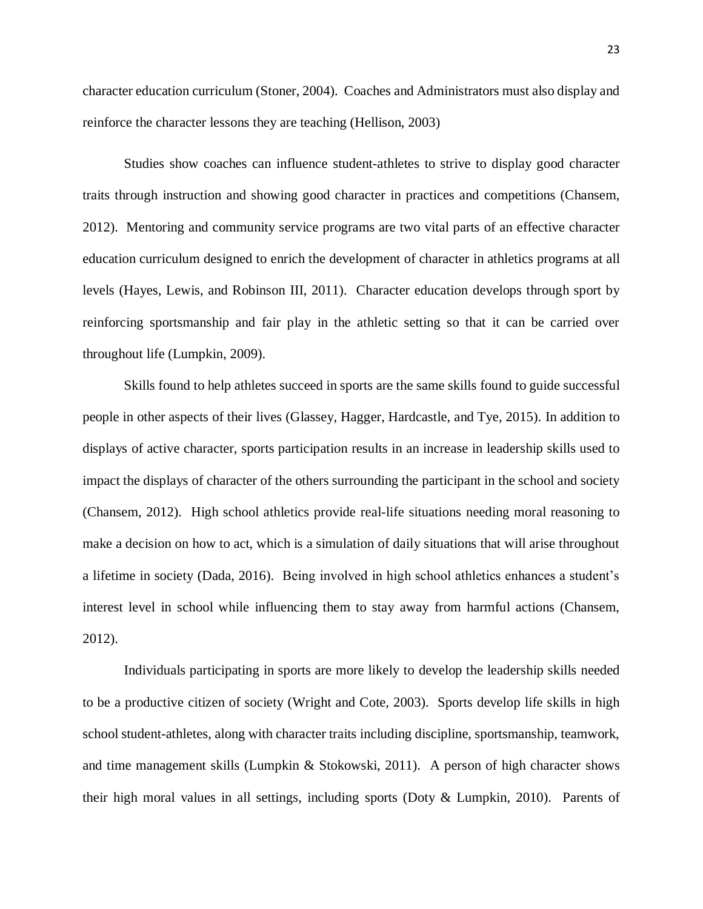character education curriculum (Stoner, 2004). Coaches and Administrators must also display and reinforce the character lessons they are teaching (Hellison, 2003)

Studies show coaches can influence student-athletes to strive to display good character traits through instruction and showing good character in practices and competitions (Chansem, 2012). Mentoring and community service programs are two vital parts of an effective character education curriculum designed to enrich the development of character in athletics programs at all levels (Hayes, Lewis, and Robinson III, 2011). Character education develops through sport by reinforcing sportsmanship and fair play in the athletic setting so that it can be carried over throughout life (Lumpkin, 2009).

Skills found to help athletes succeed in sports are the same skills found to guide successful people in other aspects of their lives (Glassey, Hagger, Hardcastle, and Tye, 2015). In addition to displays of active character, sports participation results in an increase in leadership skills used to impact the displays of character of the others surrounding the participant in the school and society (Chansem, 2012). High school athletics provide real-life situations needing moral reasoning to make a decision on how to act, which is a simulation of daily situations that will arise throughout a lifetime in society (Dada, 2016). Being involved in high school athletics enhances a student's interest level in school while influencing them to stay away from harmful actions (Chansem, 2012).

Individuals participating in sports are more likely to develop the leadership skills needed to be a productive citizen of society (Wright and Cote, 2003). Sports develop life skills in high school student-athletes, along with character traits including discipline, sportsmanship, teamwork, and time management skills (Lumpkin & Stokowski, 2011). A person of high character shows their high moral values in all settings, including sports (Doty & Lumpkin, 2010). Parents of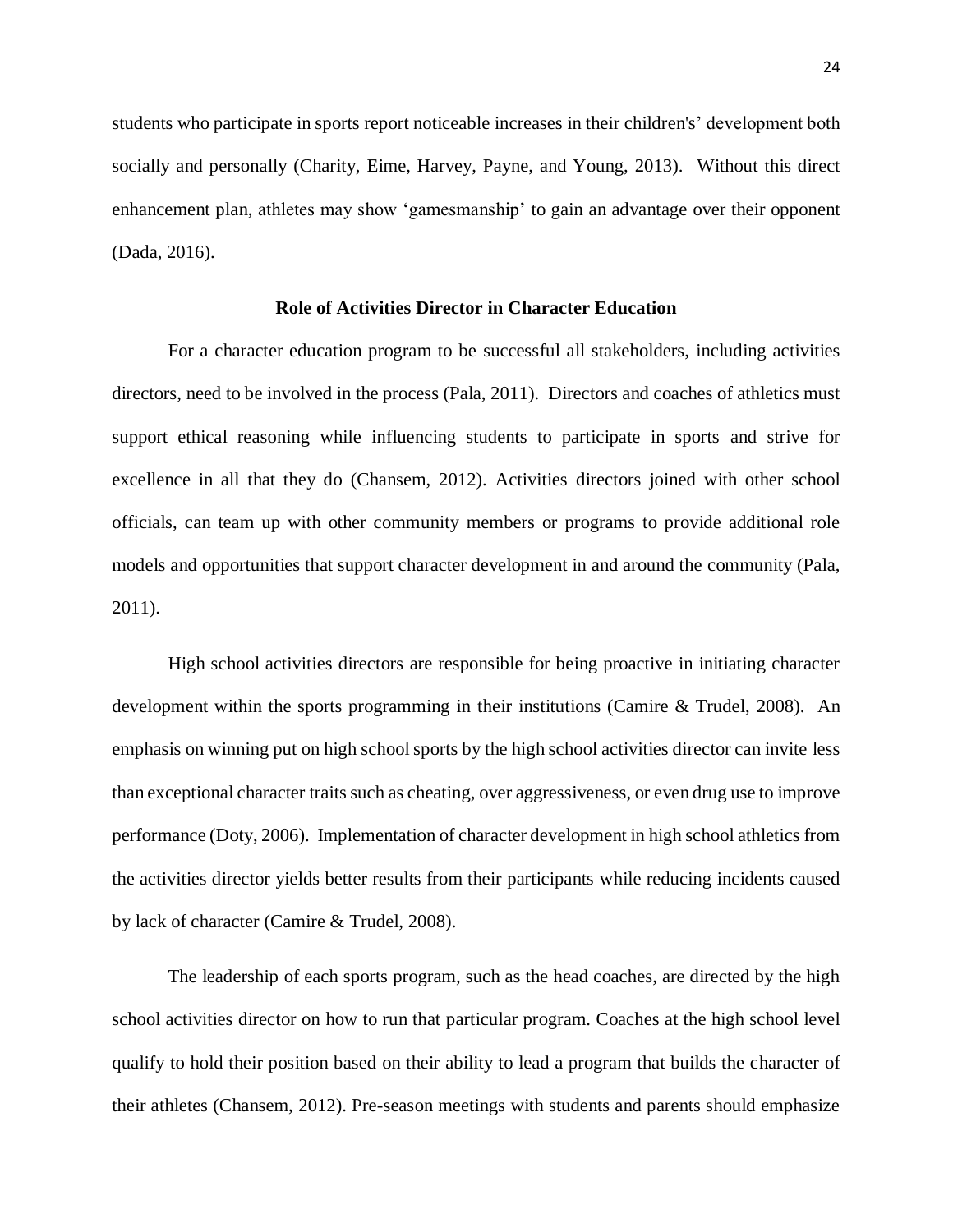students who participate in sports report noticeable increases in their children's' development both socially and personally (Charity, Eime, Harvey, Payne, and Young, 2013). Without this direct enhancement plan, athletes may show 'gamesmanship' to gain an advantage over their opponent (Dada, 2016).

## Role of Activities Director in Character Education

For a character education program to be successful all stakeholders, including activities directors, need to be involved in the process (Pala, 2011). Directors and coaches of athletics must support ethical reasoning while influencing students to participate in sports and strive for excellence in all that they do (Chansem, 2012). Activities directors joined with other school officials, can team up with other community members or programs to provide additional role models and opportunities that support character development in and around the community (Pala, 2011).

High school activities directors are responsible for being proactive in initiating character development within the sports programming in their institutions (Camire & Trudel, 2008). An emphasis on winning put on high school sports by the high school activities director can invite less than exceptional character traits such as cheating, over aggressiveness, or even drug use to improve performance (Doty, 2006). Implementation of character development in high school athletics from the activities director yields better results from their participants while reducing incidents caused by lack of character (Camire & Trudel, 2008).

The leadership of each sports program, such as the head coaches, are directed by the high school activities director on how to run that particular program. Coaches at the high school level qualify to hold their position based on their ability to lead a program that builds the character of their athletes (Chansem, 2012). Pre-season meetings with students and parents should emphasize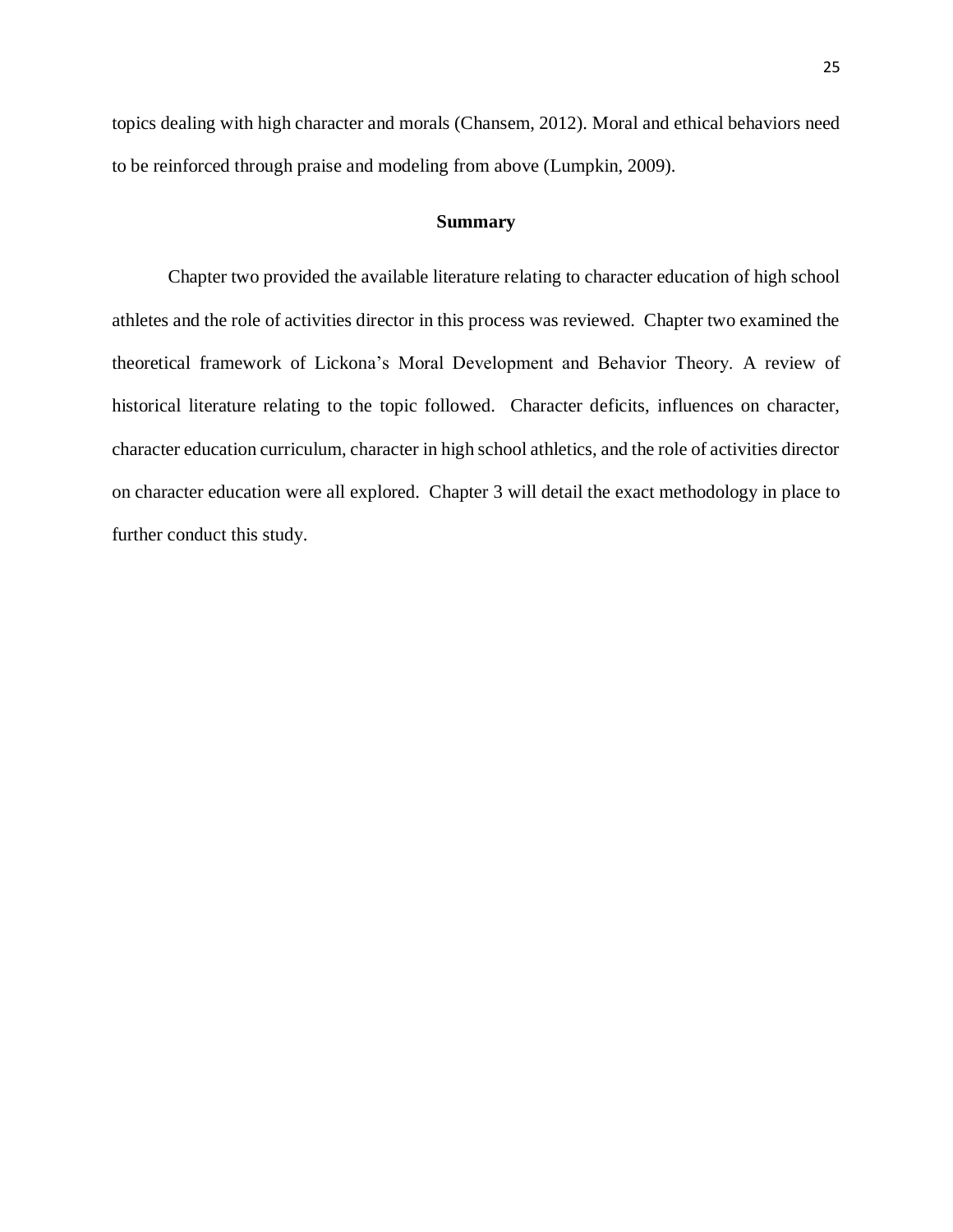topics dealing with high character and morals (Chansem, 2012). Moral and ethical behaviors need to be reinforced through praise and modeling from above (Lumpkin, 2009).

## Summary

Chapter two provided the available literature relating to character education of high school athletes and the role of activities director in this process was reviewed. Chapter two examined the theoretical framework of Lickona's Moral Development and Behavior Theory. A review of historical literature relating to the topic followed. Character deficits, influences on character, character education curriculum, character in high school athletics, and the role of activities director on character education were all explored. Chapter 3 will detail the exact methodology in place to further conduct this study.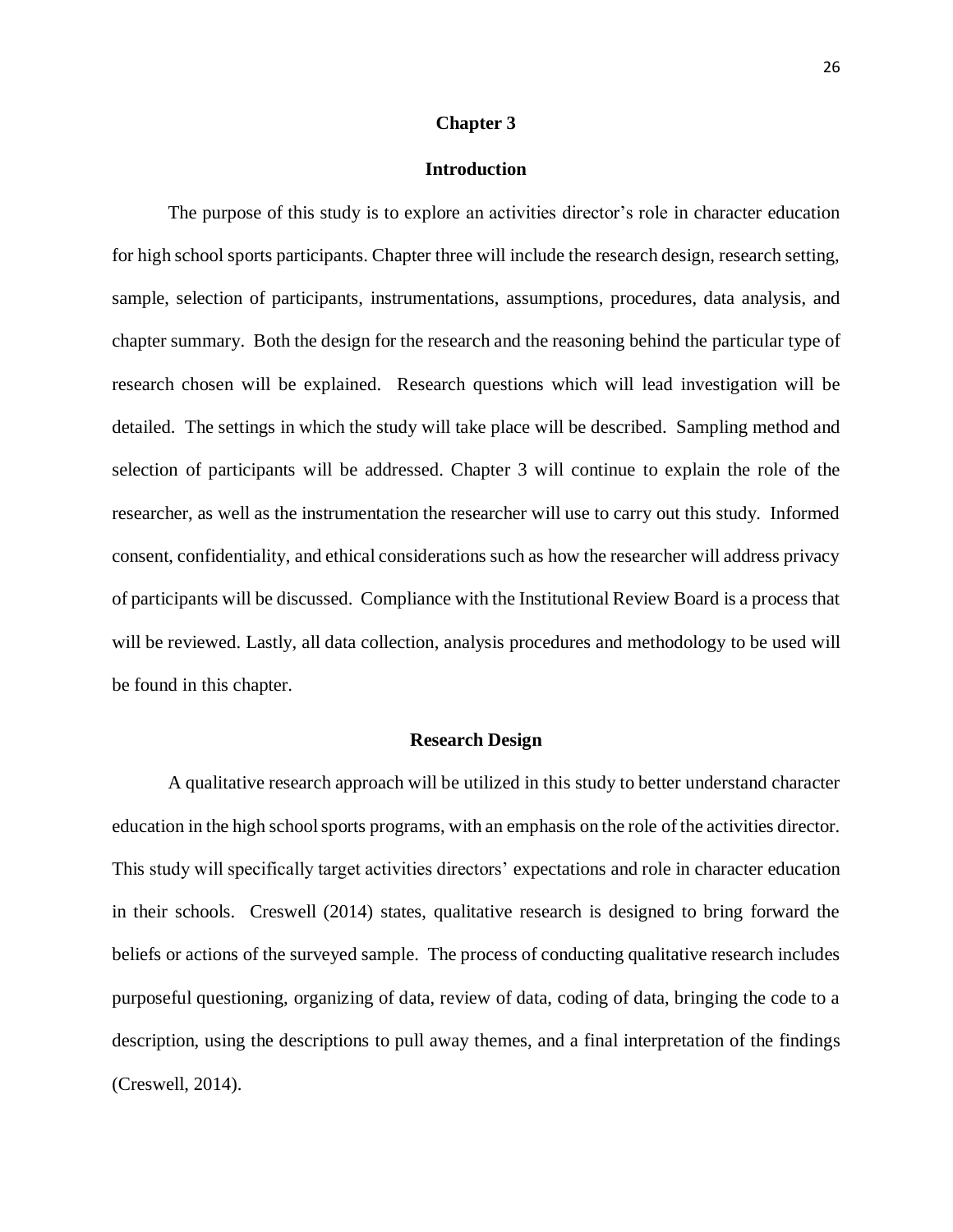# Chapter 3

## Introduction

The purpose of this study is to explore an activities director's role in character education for high school sports participants. Chapter three will include the research design, research setting, sample, selection of participants, instrumentations, assumptions, procedures, data analysis, and chapter summary. Both the design for the research and the reasoning behind the particular type of research chosen will be explained. Research questions which will lead investigation will be detailed. The settings in which the study will take place will be described. Sampling method and selection of participants will be addressed. Chapter 3 will continue to explain the role of the researcher, as well as the instrumentation the researcher will use to carry out this study. Informed consent, confidentiality, and ethical considerations such as how the researcher will address privacy of participants will be discussed. Compliance with the Institutional Review Board is a process that will be reviewed. Lastly, all data collection, analysis procedures and methodology to be used will be found in this chapter.

## Research Design

A qualitative research approach will be utilized in this study to better understand character education in the high school sports programs, with an emphasis on the role of the activities director. This study will specifically target activities directors' expectations and role in character education in their schools. Creswell (2014) states, qualitative research is designed to bring forward the beliefs or actions of the surveyed sample. The process of conducting qualitative research includes purposeful questioning, organizing of data, review of data, coding of data, bringing the code to a description, using the descriptions to pull away themes, and a final interpretation of the findings (Creswell, 2014).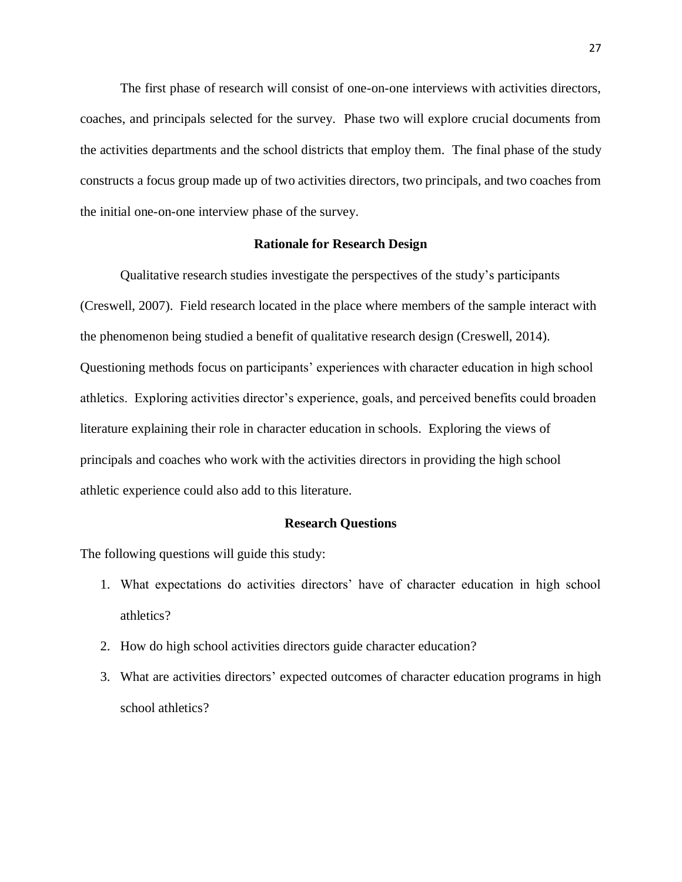The first phase of research will consist of one-on-one interviews with activities directors, coaches, and principals selected for the survey. Phase two will explore crucial documents from the activities departments and the school districts that employ them. The final phase of the study constructs a focus group made up of two activities directors, two principals, and two coaches from the initial one-on-one interview phase of the survey.

## Rationale for Research Design

Qualitative research studies investigate the perspectives of the study's participants (Creswell, 2007). Field research located in the place where members of the sample interact with the phenomenon being studied a benefit of qualitative research design (Creswell, 2014). Questioning methods focus on participants' experiences with character education in high school athletics. Exploring activities director's experience, goals, and perceived benefits could broaden literature explaining their role in character education in schools. Exploring the views of principals and coaches who work with the activities directors in providing the high school athletic experience could also add to this literature.

## Research Questions

The following questions will guide this study:

1. What expectations do activities directors' have of character education in high school athletics?
2. How do high school activities directors guide character education?
3. What are activities directors' expected outcomes of character education programs in high school athletics?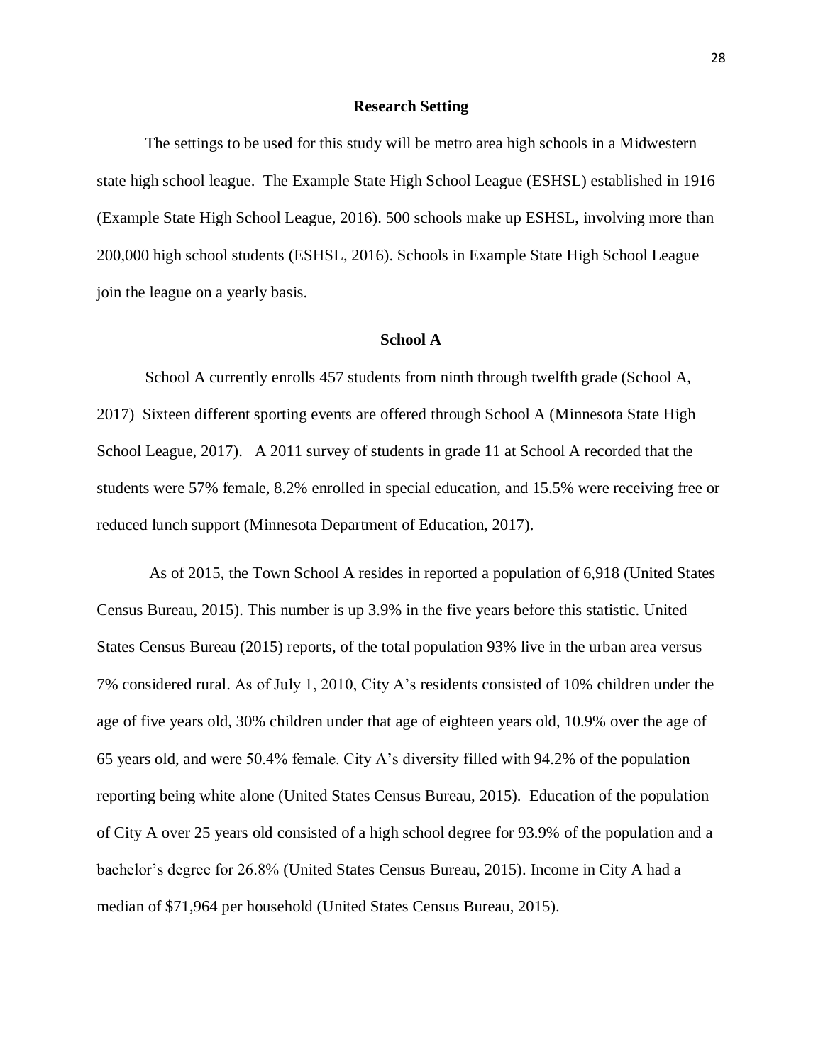## Research Setting

The settings to be used for this study will be metro area high schools in a Midwestern state high school league. The Example State High School League (ESHSL) established in 1916 (Example State High School League, 2016). 500 schools make up ESHSL, involving more than 200,000 high school students (ESHSL, 2016). Schools in Example State High School League join the league on a yearly basis.

### School A

School A currently enrolls 457 students from ninth through twelfth grade (School A, 2017) Sixteen different sporting events are offered through School A (Minnesota State High School League, 2017). A 2011 survey of students in grade 11 at School A recorded that the students were 57% female, 8.2% enrolled in special education, and 15.5% were receiving free or reduced lunch support (Minnesota Department of Education, 2017).

As of 2015, the Town School A resides in reported a population of 6,918 (United States Census Bureau, 2015). This number is up 3.9% in the five years before this statistic. United States Census Bureau (2015) reports, of the total population 93% live in the urban area versus 7% considered rural. As of July 1, 2010, City A's residents consisted of 10% children under the age of five years old, 30% children under that age of eighteen years old, 10.9% over the age of 65 years old, and were 50.4% female. City A's diversity filled with 94.2% of the population reporting being white alone (United States Census Bureau, 2015). Education of the population of City A over 25 years old consisted of a high school degree for 93.9% of the population and a bachelor's degree for 26.8% (United States Census Bureau, 2015). Income in City A had a median of $71,964 per household (United States Census Bureau, 2015).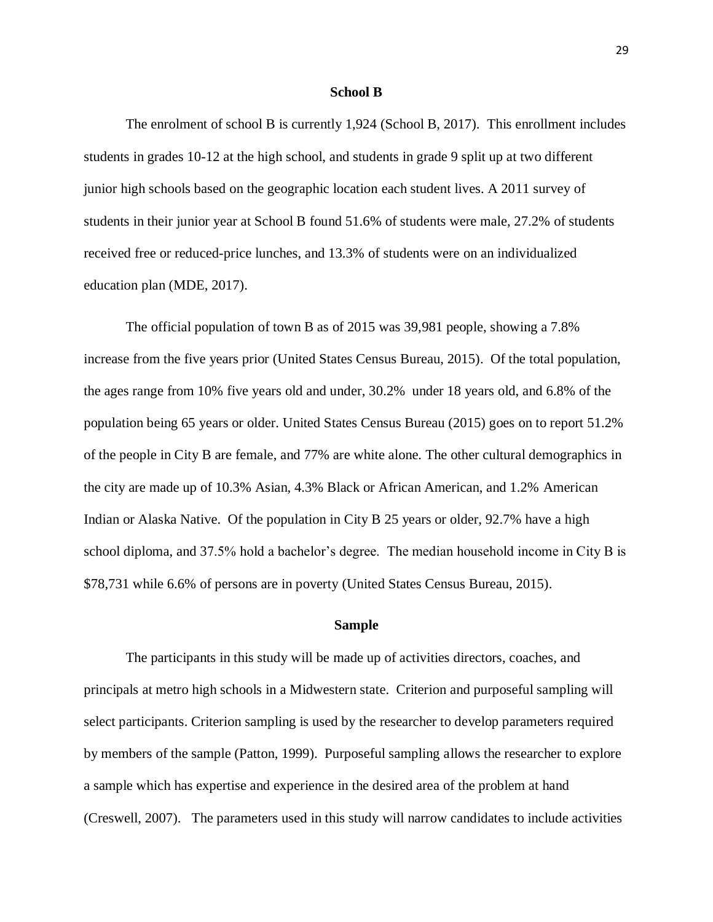## School B

The enrolment of school B is currently 1,924 (School B, 2017). This enrollment includes students in grades 10-12 at the high school, and students in grade 9 split up at two different junior high schools based on the geographic location each student lives. A 2011 survey of students in their junior year at School B found 51.6% of students were male, 27.2% of students received free or reduced-price lunches, and 13.3% of students were on an individualized education plan (MDE, 2017).

The official population of town B as of 2015 was 39,981 people, showing a 7.8% increase from the five years prior (United States Census Bureau, 2015). Of the total population, the ages range from 10% five years old and under, 30.2% under 18 years old, and 6.8% of the population being 65 years or older. United States Census Bureau (2015) goes on to report 51.2% of the people in City B are female, and 77% are white alone. The other cultural demographics in the city are made up of 10.3% Asian, 4.3% Black or African American, and 1.2% American Indian or Alaska Native. Of the population in City B 25 years or older, 92.7% have a high school diploma, and 37.5% hold a bachelor's degree. The median household income in City B is $78,731 while 6.6% of persons are in poverty (United States Census Bureau, 2015).

## Sample

The participants in this study will be made up of activities directors, coaches, and principals at metro high schools in a Midwestern state. Criterion and purposeful sampling will select participants. Criterion sampling is used by the researcher to develop parameters required by members of the sample (Patton, 1999). Purposeful sampling allows the researcher to explore a sample which has expertise and experience in the desired area of the problem at hand (Creswell, 2007). The parameters used in this study will narrow candidates to include activities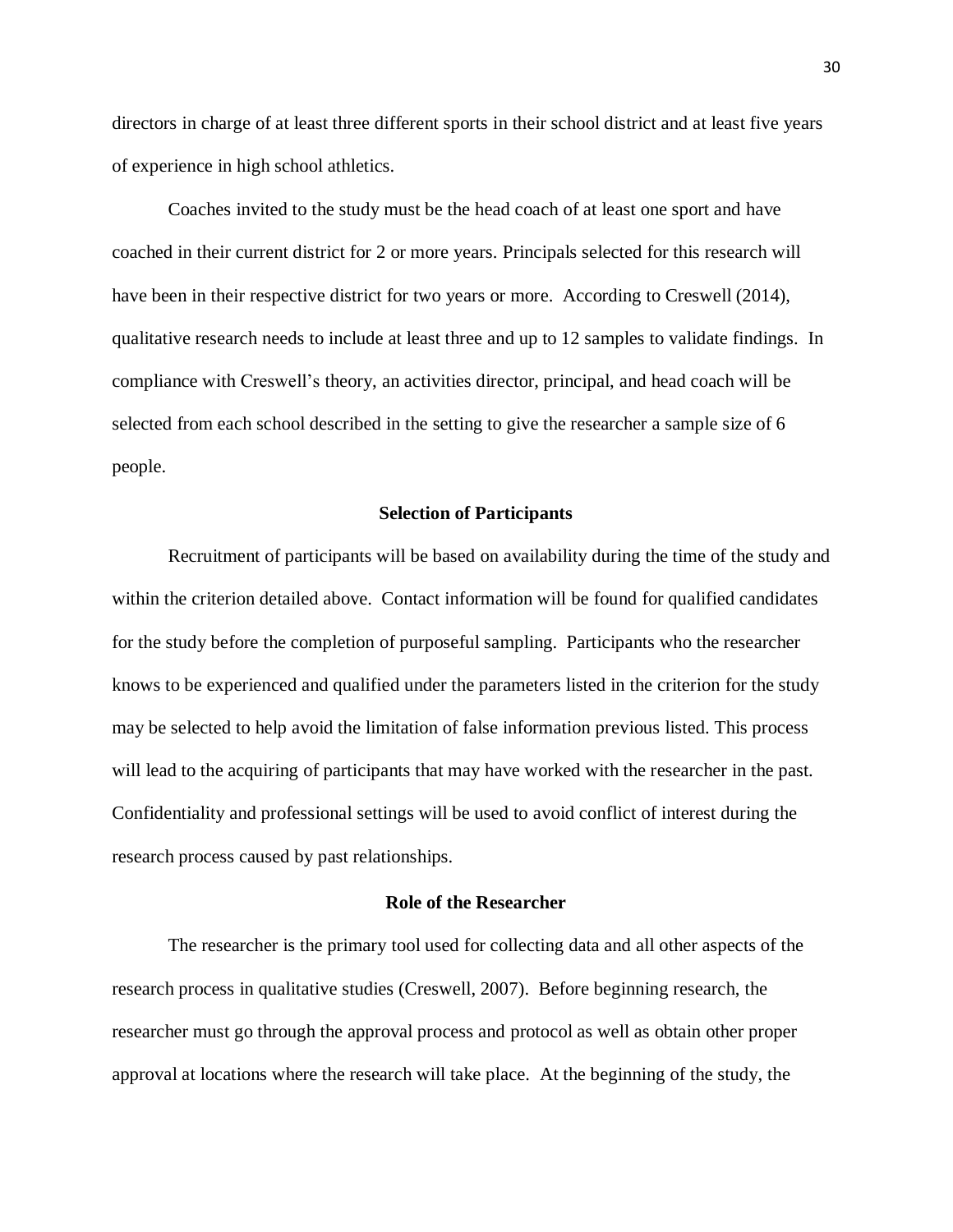directors in charge of at least three different sports in their school district and at least five years of experience in high school athletics.

Coaches invited to the study must be the head coach of at least one sport and have coached in their current district for 2 or more years. Principals selected for this research will have been in their respective district for two years or more. According to Creswell (2014), qualitative research needs to include at least three and up to 12 samples to validate findings. In compliance with Creswell's theory, an activities director, principal, and head coach will be selected from each school described in the setting to give the researcher a sample size of 6 people.

## Selection of Participants

Recruitment of participants will be based on availability during the time of the study and within the criterion detailed above. Contact information will be found for qualified candidates for the study before the completion of purposeful sampling. Participants who the researcher knows to be experienced and qualified under the parameters listed in the criterion for the study may be selected to help avoid the limitation of false information previous listed. This process will lead to the acquiring of participants that may have worked with the researcher in the past. Confidentiality and professional settings will be used to avoid conflict of interest during the research process caused by past relationships.

## Role of the Researcher

The researcher is the primary tool used for collecting data and all other aspects of the research process in qualitative studies (Creswell, 2007). Before beginning research, the researcher must go through the approval process and protocol as well as obtain other proper approval at locations where the research will take place. At the beginning of the study, the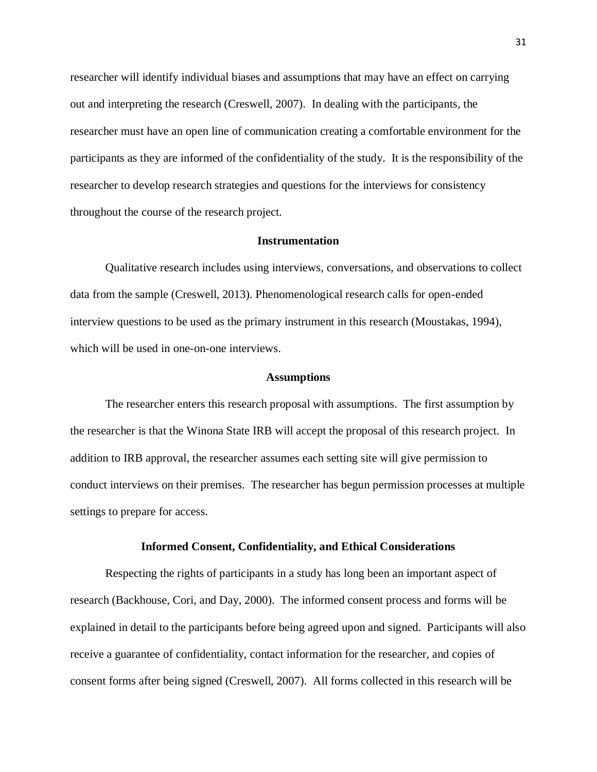researcher will identify individual biases and assumptions that may have an effect on carrying out and interpreting the research (Creswell, 2007). In dealing with the participants, the researcher must have an open line of communication creating a comfortable environment for the participants as they are informed of the confidentiality of the study. It is the responsibility of the researcher to develop research strategies and questions for the interviews for consistency throughout the course of the research project.

## Instrumentation

Qualitative research includes using interviews, conversations, and observations to collect data from the sample (Creswell, 2013). Phenomenological research calls for open-ended interview questions to be used as the primary instrument in this research (Moustakas, 1994), which will be used in one-on-one interviews.

## Assumptions

The researcher enters this research proposal with assumptions. The first assumption by the researcher is that the Winona State IRB will accept the proposal of this research project. In addition to IRB approval, the researcher assumes each setting site will give permission to conduct interviews on their premises. The researcher has begun permission processes at multiple settings to prepare for access.

## Informed Consent, Confidentiality, and Ethical Considerations

Respecting the rights of participants in a study has long been an important aspect of research (Backhouse, Cori, and Day, 2000). The informed consent process and forms will be explained in detail to the participants before being agreed upon and signed. Participants will also receive a guarantee of confidentiality, contact information for the researcher, and copies of consent forms after being signed (Creswell, 2007). All forms collected in this research will be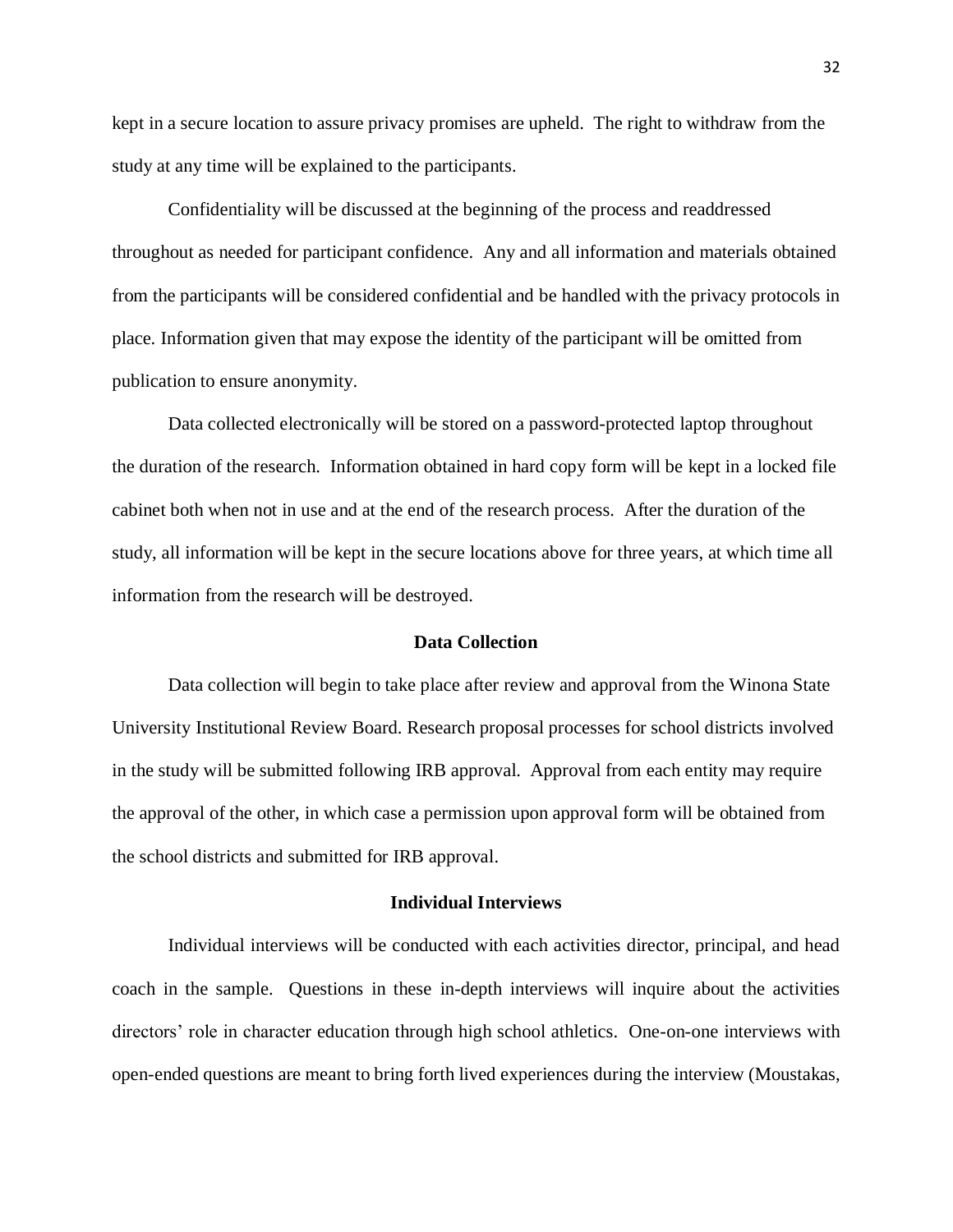kept in a secure location to assure privacy promises are upheld. The right to withdraw from the study at any time will be explained to the participants.

Confidentiality will be discussed at the beginning of the process and readdressed throughout as needed for participant confidence. Any and all information and materials obtained from the participants will be considered confidential and be handled with the privacy protocols in place. Information given that may expose the identity of the participant will be omitted from publication to ensure anonymity.

Data collected electronically will be stored on a password-protected laptop throughout the duration of the research. Information obtained in hard copy form will be kept in a locked file cabinet both when not in use and at the end of the research process. After the duration of the study, all information will be kept in the secure locations above for three years, at which time all information from the research will be destroyed.

## Data Collection

Data collection will begin to take place after review and approval from the Winona State University Institutional Review Board. Research proposal processes for school districts involved in the study will be submitted following IRB approval. Approval from each entity may require the approval of the other, in which case a permission upon approval form will be obtained from the school districts and submitted for IRB approval.

## Individual Interviews

Individual interviews will be conducted with each activities director, principal, and head coach in the sample. Questions in these in-depth interviews will inquire about the activities directors' role in character education through high school athletics. One-on-one interviews with open-ended questions are meant to bring forth lived experiences during the interview (Moustakas,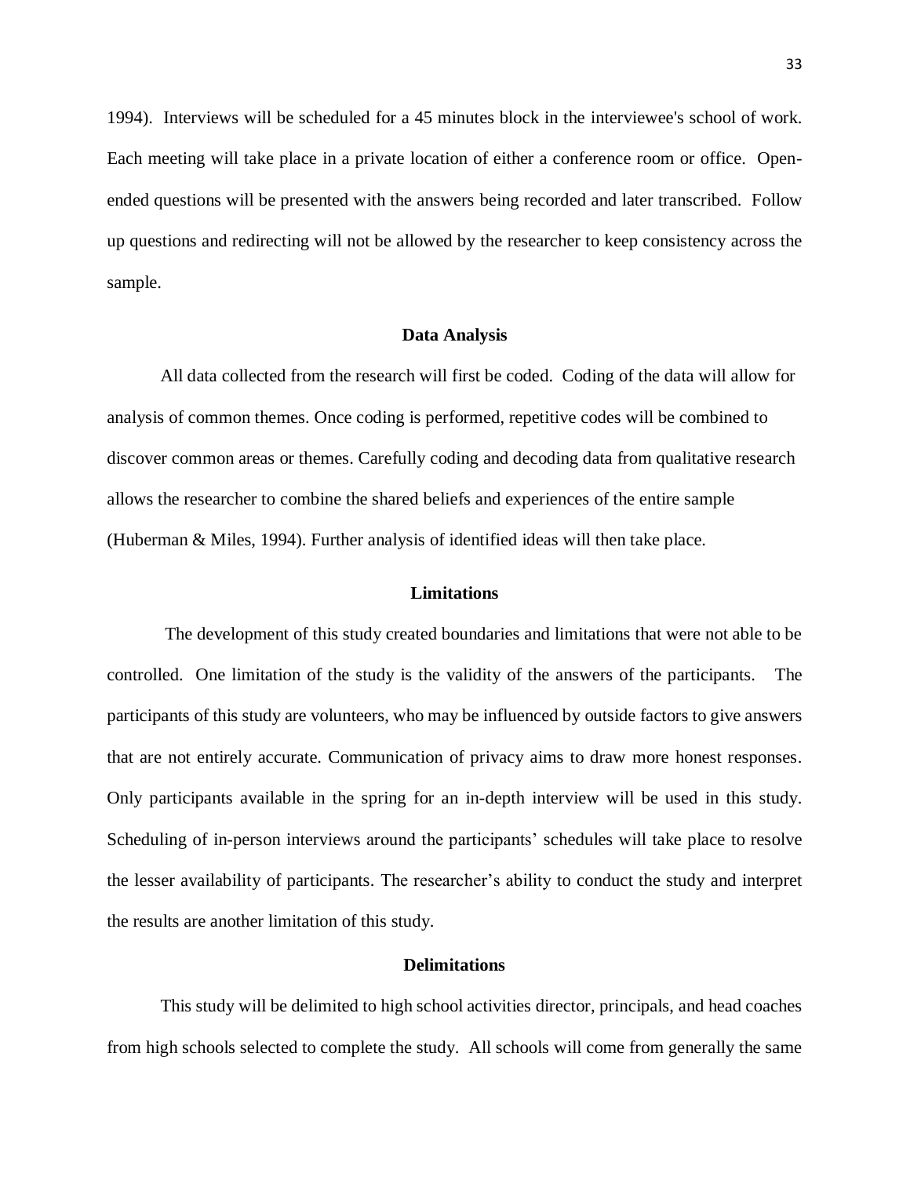1994). Interviews will be scheduled for a 45 minutes block in the interviewee's school of work. Each meeting will take place in a private location of either a conference room or office. Open-ended questions will be presented with the answers being recorded and later transcribed. Follow up questions and redirecting will not be allowed by the researcher to keep consistency across the sample.

## Data Analysis

All data collected from the research will first be coded. Coding of the data will allow for analysis of common themes. Once coding is performed, repetitive codes will be combined to discover common areas or themes. Carefully coding and decoding data from qualitative research allows the researcher to combine the shared beliefs and experiences of the entire sample (Huberman & Miles, 1994). Further analysis of identified ideas will then take place.

## Limitations

The development of this study created boundaries and limitations that were not able to be controlled. One limitation of the study is the validity of the answers of the participants. The participants of this study are volunteers, who may be influenced by outside factors to give answers that are not entirely accurate. Communication of privacy aims to draw more honest responses. Only participants available in the spring for an in-depth interview will be used in this study. Scheduling of in-person interviews around the participants' schedules will take place to resolve the lesser availability of participants. The researcher's ability to conduct the study and interpret the results are another limitation of this study.

## Delimitations

This study will be delimited to high school activities director, principals, and head coaches from high schools selected to complete the study. All schools will come from generally the same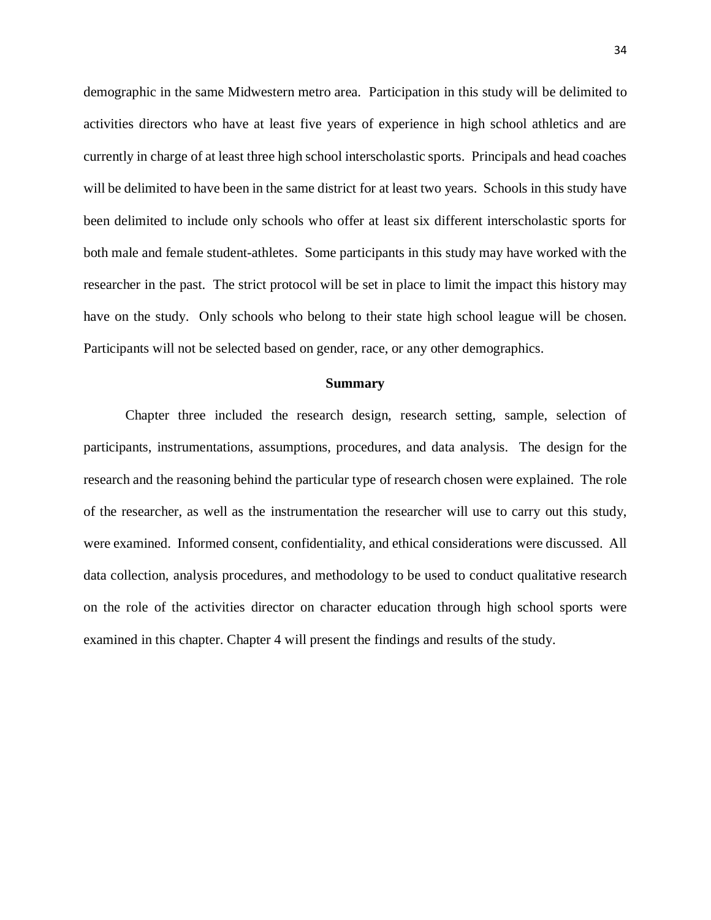demographic in the same Midwestern metro area. Participation in this study will be delimited to activities directors who have at least five years of experience in high school athletics and are currently in charge of at least three high school interscholastic sports. Principals and head coaches will be delimited to have been in the same district for at least two years. Schools in this study have been delimited to include only schools who offer at least six different interscholastic sports for both male and female student-athletes. Some participants in this study may have worked with the researcher in the past. The strict protocol will be set in place to limit the impact this history may have on the study. Only schools who belong to their state high school league will be chosen. Participants will not be selected based on gender, race, or any other demographics.

## Summary

Chapter three included the research design, research setting, sample, selection of participants, instrumentations, assumptions, procedures, and data analysis. The design for the research and the reasoning behind the particular type of research chosen were explained. The role of the researcher, as well as the instrumentation the researcher will use to carry out this study, were examined. Informed consent, confidentiality, and ethical considerations were discussed. All data collection, analysis procedures, and methodology to be used to conduct qualitative research on the role of the activities director on character education through high school sports were examined in this chapter. Chapter 4 will present the findings and results of the study.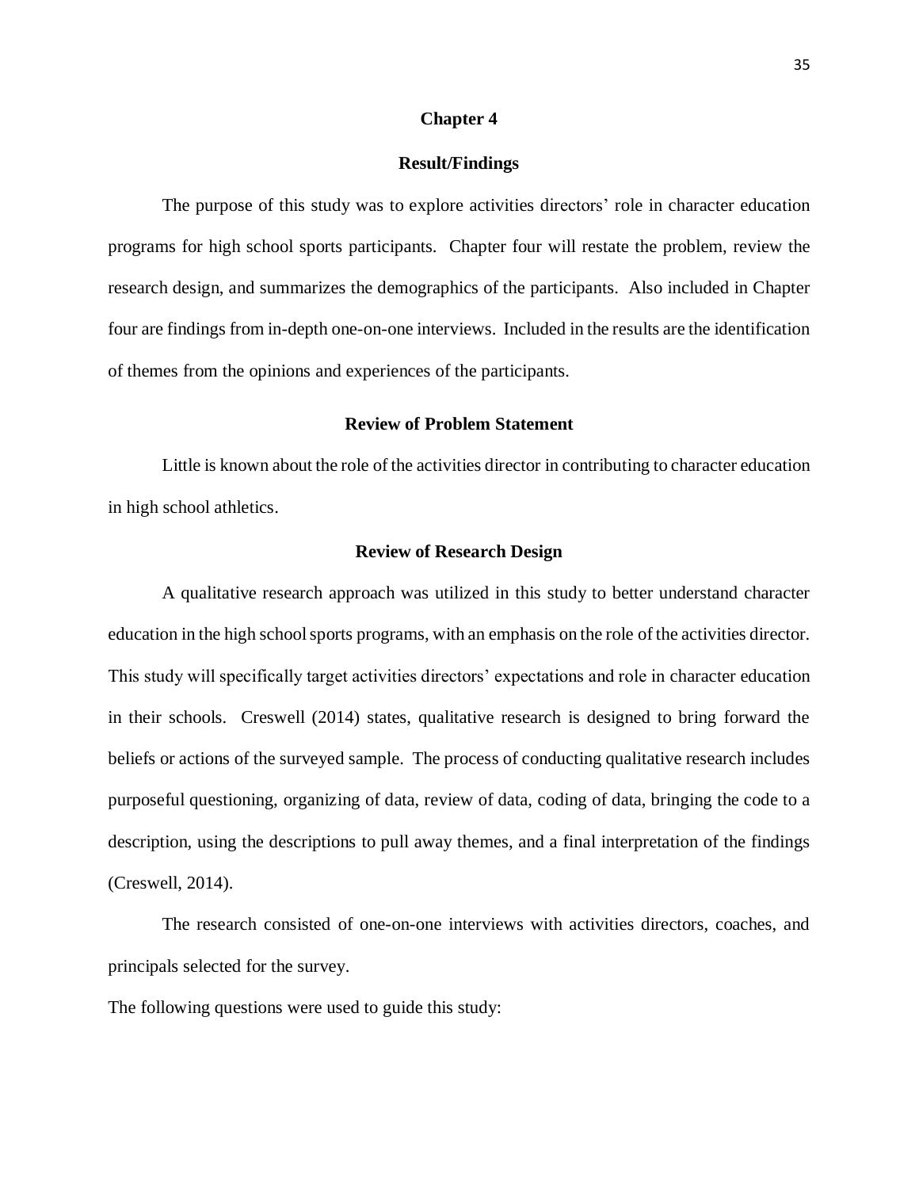# Chapter 4

## Result/Findings

The purpose of this study was to explore activities directors' role in character education programs for high school sports participants. Chapter four will restate the problem, review the research design, and summarizes the demographics of the participants. Also included in Chapter four are findings from in-depth one-on-one interviews. Included in the results are the identification of themes from the opinions and experiences of the participants.

## Review of Problem Statement

Little is known about the role of the activities director in contributing to character education in high school athletics.

## Review of Research Design

A qualitative research approach was utilized in this study to better understand character education in the high school sports programs, with an emphasis on the role of the activities director. This study will specifically target activities directors' expectations and role in character education in their schools. Creswell (2014) states, qualitative research is designed to bring forward the beliefs or actions of the surveyed sample. The process of conducting qualitative research includes purposeful questioning, organizing of data, review of data, coding of data, bringing the code to a description, using the descriptions to pull away themes, and a final interpretation of the findings (Creswell, 2014).

The research consisted of one-on-one interviews with activities directors, coaches, and principals selected for the survey.

The following questions were used to guide this study: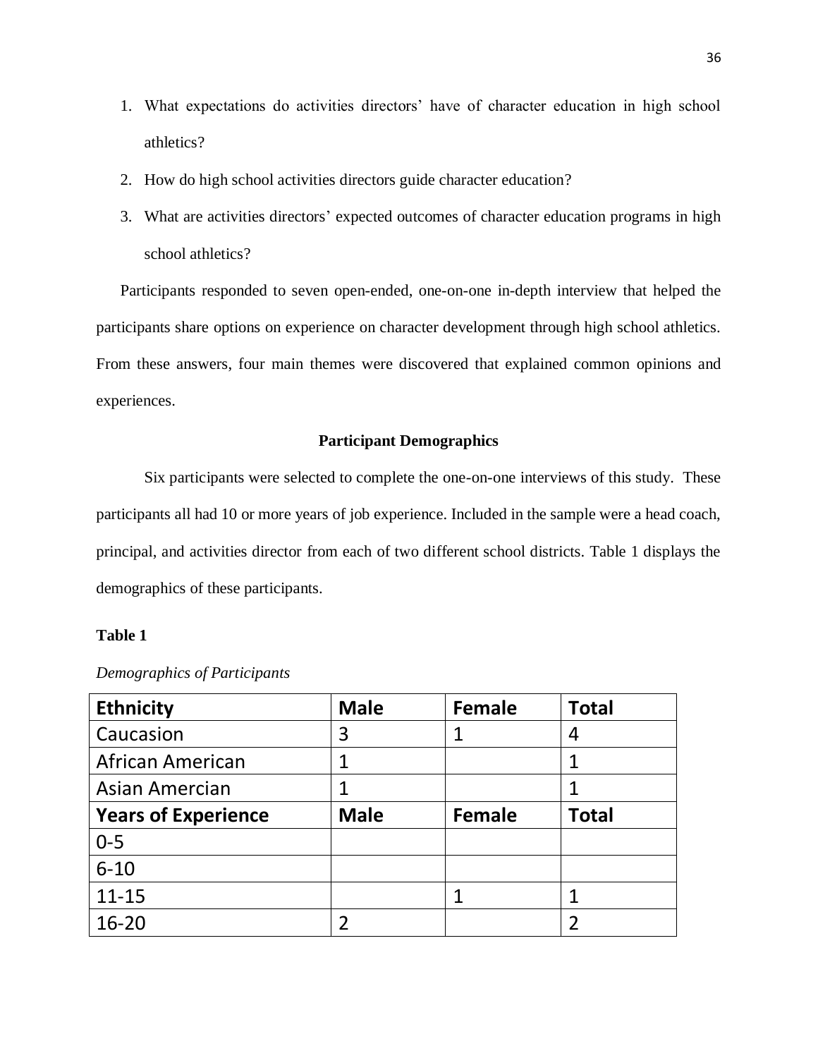1. What expectations do activities directors' have of character education in high school athletics?
2. How do high school activities directors guide character education?
3. What are activities directors' expected outcomes of character education programs in high school athletics?

Participants responded to seven open-ended, one-on-one in-depth interview that helped the participants share options on experience on character development through high school athletics. From these answers, four main themes were discovered that explained common opinions and experiences.

## Participant Demographics

Six participants were selected to complete the one-on-one interviews of this study. These participants all had 10 or more years of job experience. Included in the sample were a head coach, principal, and activities director from each of two different school districts. Table 1 displays the demographics of these participants.

**Table 1**

*Demographics of Participants*

| **Ethnicity** | **Male** | **Female** | **Total** |
|---|---|---|---|
| Caucasion | 3 | 1 | 4 |
| African American | 1 | | 1 |
| Asian Amercian | 1 | | 1 |
| **Years of Experience** | **Male** | **Female** | **Total** |
| 0-5 | | | |
| 6-10 | | | |
| 11-15 | | 1 | 1 |
| 16-20 | 2 | | 2 |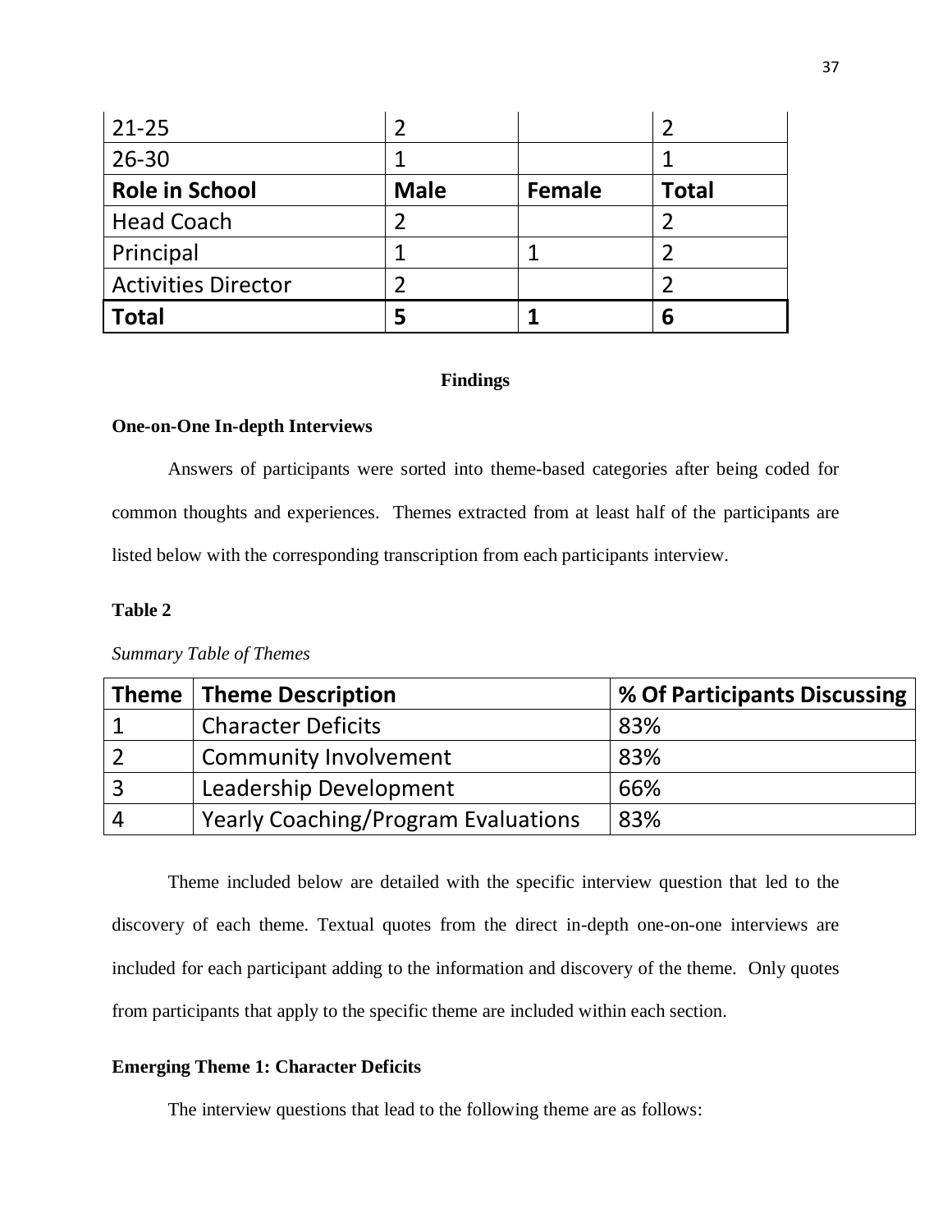| 21-25 | 2 | | 2 |
|---|---|---|---|
| 26-30 | 1 | | 1 |
| **Role in School** | **Male** | **Female** | **Total** |
| Head Coach | 2 | | 2 |
| Principal | 1 | 1 | 2 |
| Activities Director | 2 | | 2 |
| **Total** | **5** | **1** | **6** |

## Findings

### One-on-One In-depth Interviews

Answers of participants were sorted into theme-based categories after being coded for common thoughts and experiences. Themes extracted from at least half of the participants are listed below with the corresponding transcription from each participants interview.

**Table 2**

*Summary Table of Themes*

| Theme | Theme Description | % Of Participants Discussing |
|---|---|---|
| 1 | Character Deficits | 83% |
| 2 | Community Involvement | 83% |
| 3 | Leadership Development | 66% |
| 4 | Yearly Coaching/Program Evaluations | 83% |

Theme included below are detailed with the specific interview question that led to the discovery of each theme. Textual quotes from the direct in-depth one-on-one interviews are included for each participant adding to the information and discovery of the theme. Only quotes from participants that apply to the specific theme are included within each section.

### Emerging Theme 1: Character Deficits

The interview questions that lead to the following theme are as follows: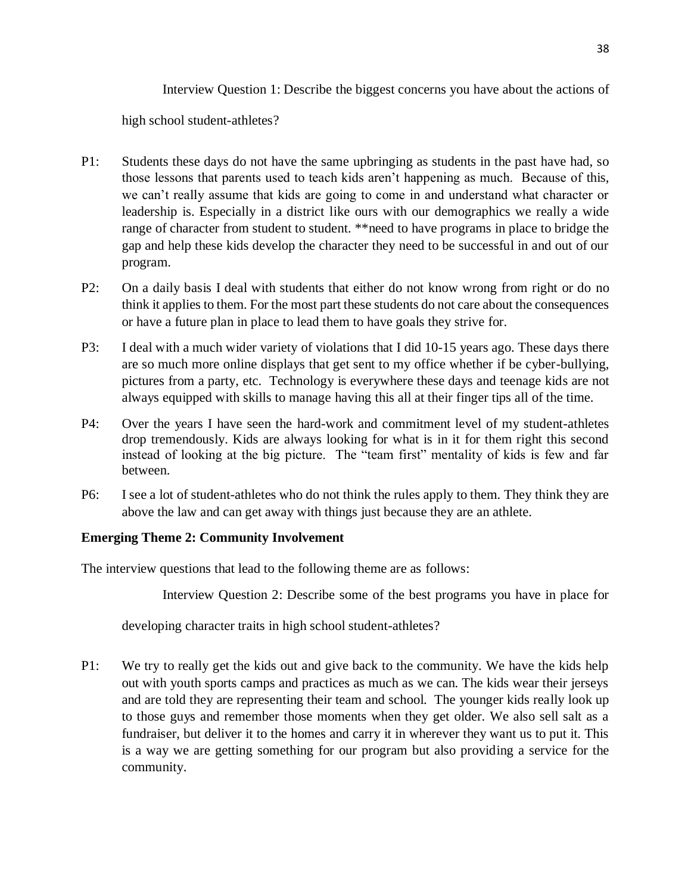Interview Question 1: Describe the biggest concerns you have about the actions of high school student-athletes?

P1: Students these days do not have the same upbringing as students in the past have had, so those lessons that parents used to teach kids aren't happening as much. Because of this, we can't really assume that kids are going to come in and understand what character or leadership is. Especially in a district like ours with our demographics we really a wide range of character from student to student. **need to have programs in place to bridge the gap and help these kids develop the character they need to be successful in and out of our program.

P2: On a daily basis I deal with students that either do not know wrong from right or do no think it applies to them. For the most part these students do not care about the consequences or have a future plan in place to lead them to have goals they strive for.

P3: I deal with a much wider variety of violations that I did 10-15 years ago. These days there are so much more online displays that get sent to my office whether if be cyber-bullying, pictures from a party, etc. Technology is everywhere these days and teenage kids are not always equipped with skills to manage having this all at their finger tips all of the time.

P4: Over the years I have seen the hard-work and commitment level of my student-athletes drop tremendously. Kids are always looking for what is in it for them right this second instead of looking at the big picture. The "team first" mentality of kids is few and far between.

P6: I see a lot of student-athletes who do not think the rules apply to them. They think they are above the law and can get away with things just because they are an athlete.

**Emerging Theme 2: Community Involvement**

The interview questions that lead to the following theme are as follows:

Interview Question 2: Describe some of the best programs you have in place for developing character traits in high school student-athletes?

P1: We try to really get the kids out and give back to the community. We have the kids help out with youth sports camps and practices as much as we can. The kids wear their jerseys and are told they are representing their team and school. The younger kids really look up to those guys and remember those moments when they get older. We also sell salt as a fundraiser, but deliver it to the homes and carry it in wherever they want us to put it. This is a way we are getting something for our program but also providing a service for the community.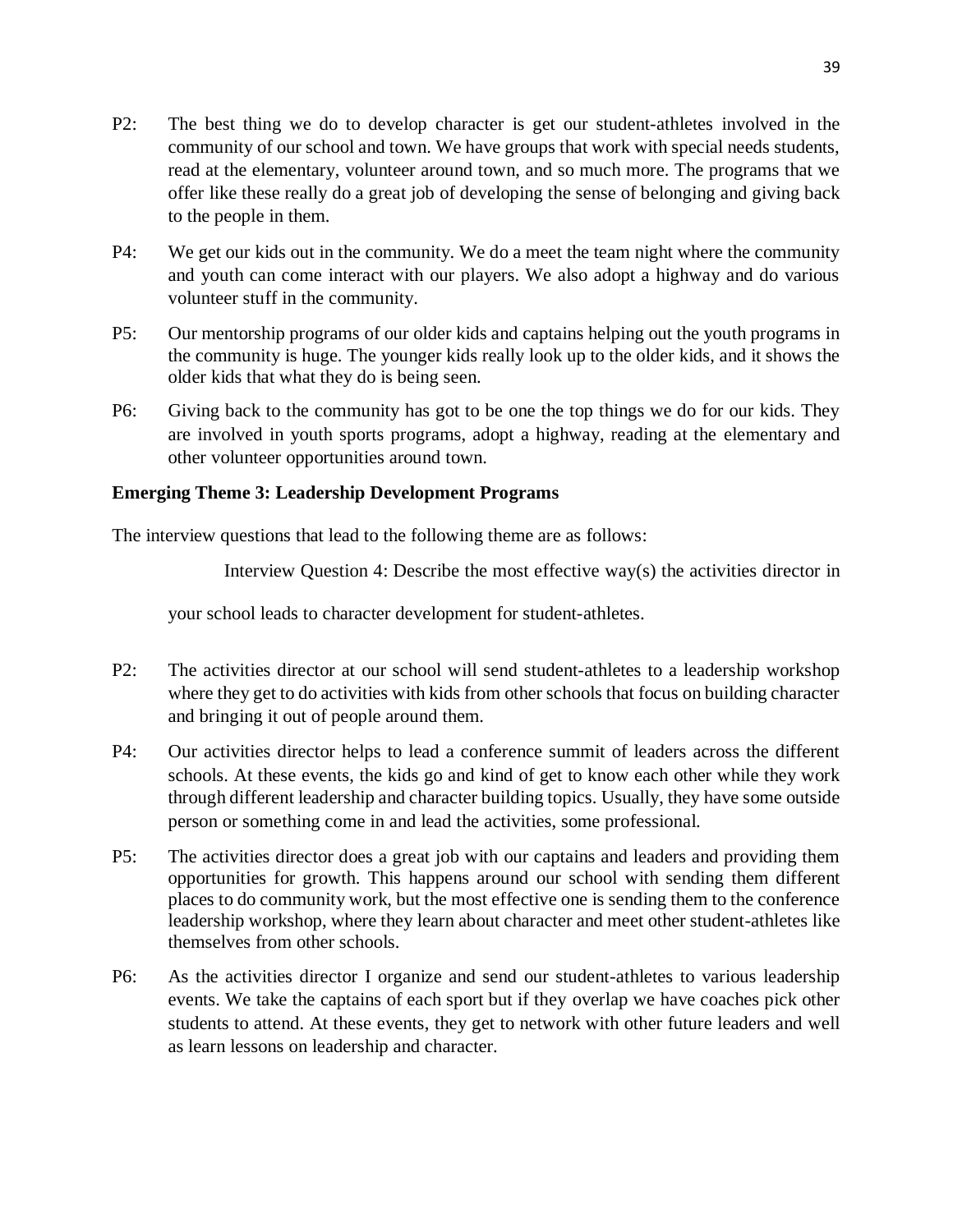P2: The best thing we do to develop character is get our student-athletes involved in the community of our school and town. We have groups that work with special needs students, read at the elementary, volunteer around town, and so much more. The programs that we offer like these really do a great job of developing the sense of belonging and giving back to the people in them.

P4: We get our kids out in the community. We do a meet the team night where the community and youth can come interact with our players. We also adopt a highway and do various volunteer stuff in the community.

P5: Our mentorship programs of our older kids and captains helping out the youth programs in the community is huge. The younger kids really look up to the older kids, and it shows the older kids that what they do is being seen.

P6: Giving back to the community has got to be one the top things we do for our kids. They are involved in youth sports programs, adopt a highway, reading at the elementary and other volunteer opportunities around town.

**Emerging Theme 3: Leadership Development Programs**

The interview questions that lead to the following theme are as follows:

> Interview Question 4: Describe the most effective way(s) the activities director in your school leads to character development for student-athletes.

P2: The activities director at our school will send student-athletes to a leadership workshop where they get to do activities with kids from other schools that focus on building character and bringing it out of people around them.

P4: Our activities director helps to lead a conference summit of leaders across the different schools. At these events, the kids go and kind of get to know each other while they work through different leadership and character building topics. Usually, they have some outside person or something come in and lead the activities, some professional.

P5: The activities director does a great job with our captains and leaders and providing them opportunities for growth. This happens around our school with sending them different places to do community work, but the most effective one is sending them to the conference leadership workshop, where they learn about character and meet other student-athletes like themselves from other schools.

P6: As the activities director I organize and send our student-athletes to various leadership events. We take the captains of each sport but if they overlap we have coaches pick other students to attend. At these events, they get to network with other future leaders and well as learn lessons on leadership and character.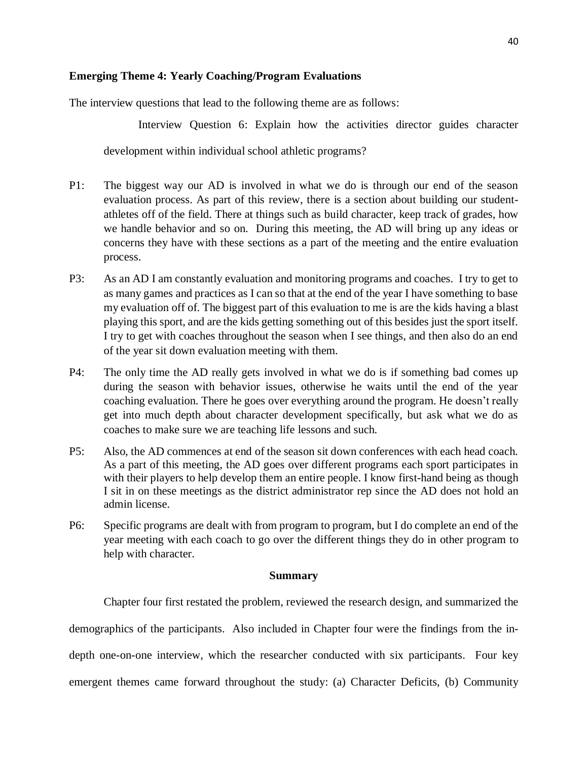**Emerging Theme 4: Yearly Coaching/Program Evaluations**

The interview questions that lead to the following theme are as follows:

> Interview Question 6: Explain how the activities director guides character development within individual school athletic programs?

P1: The biggest way our AD is involved in what we do is through our end of the season evaluation process. As part of this review, there is a section about building our student-athletes off of the field. There at things such as build character, keep track of grades, how we handle behavior and so on. During this meeting, the AD will bring up any ideas or concerns they have with these sections as a part of the meeting and the entire evaluation process.

P3: As an AD I am constantly evaluation and monitoring programs and coaches. I try to get to as many games and practices as I can so that at the end of the year I have something to base my evaluation off of. The biggest part of this evaluation to me is are the kids having a blast playing this sport, and are the kids getting something out of this besides just the sport itself. I try to get with coaches throughout the season when I see things, and then also do an end of the year sit down evaluation meeting with them.

P4: The only time the AD really gets involved in what we do is if something bad comes up during the season with behavior issues, otherwise he waits until the end of the year coaching evaluation. There he goes over everything around the program. He doesn't really get into much depth about character development specifically, but ask what we do as coaches to make sure we are teaching life lessons and such.

P5: Also, the AD commences at end of the season sit down conferences with each head coach. As a part of this meeting, the AD goes over different programs each sport participates in with their players to help develop them an entire people. I know first-hand being as though I sit in on these meetings as the district administrator rep since the AD does not hold an admin license.

P6: Specific programs are dealt with from program to program, but I do complete an end of the year meeting with each coach to go over the different things they do in other program to help with character.

**Summary**

Chapter four first restated the problem, reviewed the research design, and summarized the demographics of the participants. Also included in Chapter four were the findings from the in-depth one-on-one interview, which the researcher conducted with six participants. Four key emergent themes came forward throughout the study: (a) Character Deficits, (b) Community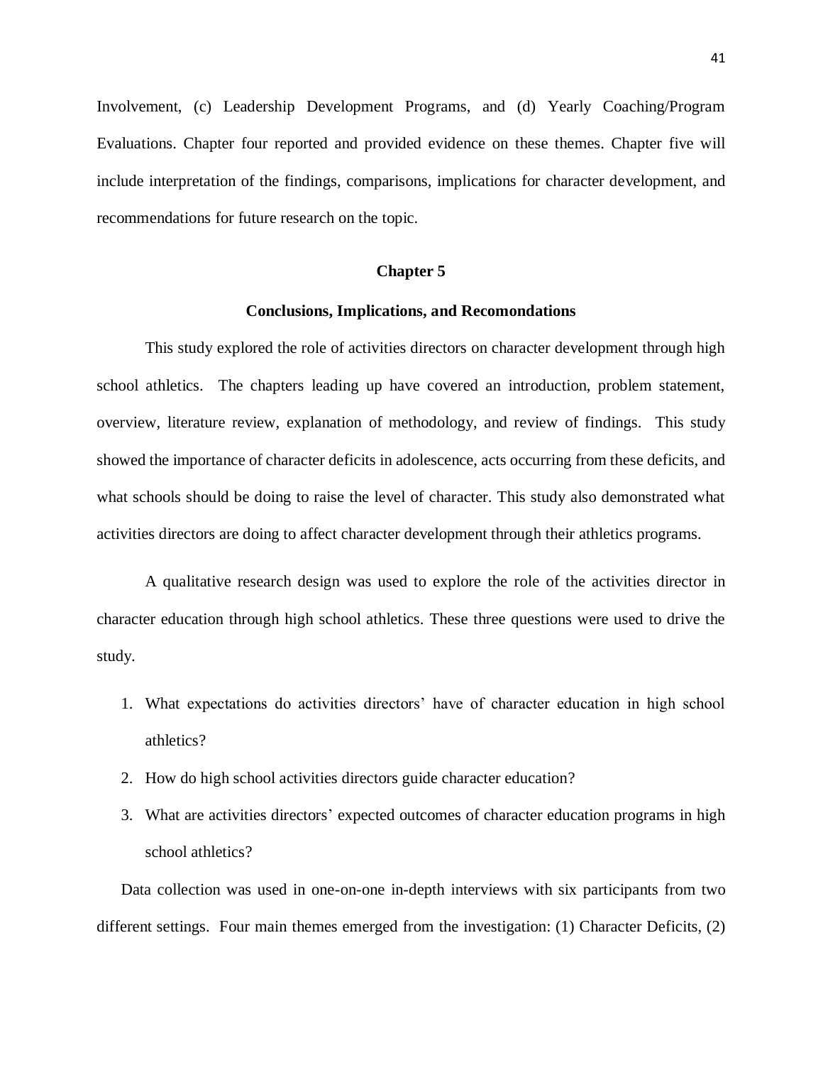Involvement, (c) Leadership Development Programs, and (d) Yearly Coaching/Program Evaluations. Chapter four reported and provided evidence on these themes. Chapter five will include interpretation of the findings, comparisons, implications for character development, and recommendations for future research on the topic.

# Chapter 5

## Conclusions, Implications, and Recomondations

This study explored the role of activities directors on character development through high school athletics. The chapters leading up have covered an introduction, problem statement, overview, literature review, explanation of methodology, and review of findings. This study showed the importance of character deficits in adolescence, acts occurring from these deficits, and what schools should be doing to raise the level of character. This study also demonstrated what activities directors are doing to affect character development through their athletics programs.

A qualitative research design was used to explore the role of the activities director in character education through high school athletics. These three questions were used to drive the study.

1. What expectations do activities directors' have of character education in high school athletics?
2. How do high school activities directors guide character education?
3. What are activities directors' expected outcomes of character education programs in high school athletics?

Data collection was used in one-on-one in-depth interviews with six participants from two different settings. Four main themes emerged from the investigation: (1) Character Deficits, (2)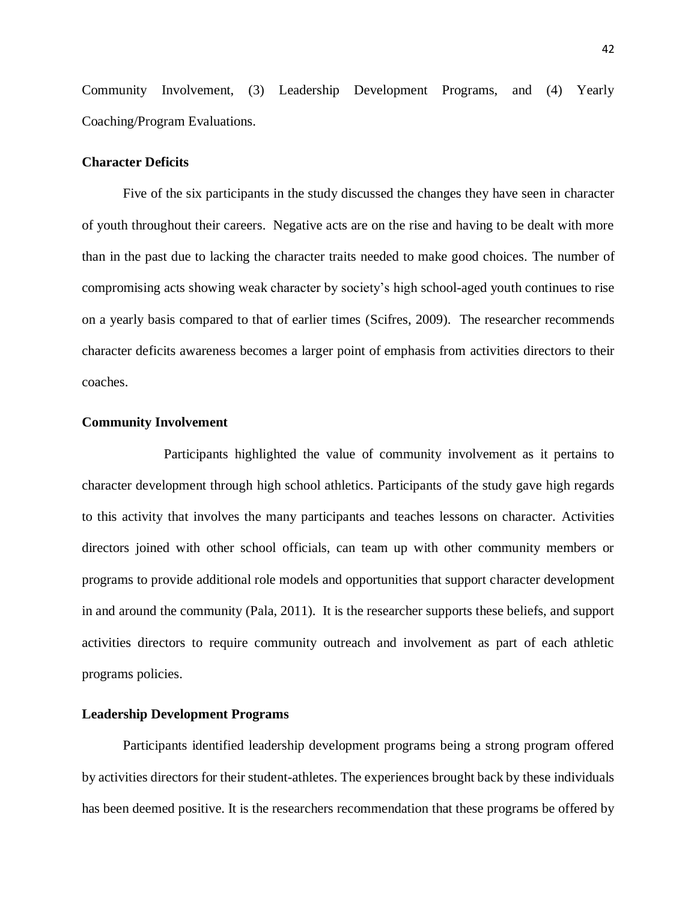Community Involvement, (3) Leadership Development Programs, and (4) Yearly Coaching/Program Evaluations.

### Character Deficits

Five of the six participants in the study discussed the changes they have seen in character of youth throughout their careers. Negative acts are on the rise and having to be dealt with more than in the past due to lacking the character traits needed to make good choices. The number of compromising acts showing weak character by society's high school-aged youth continues to rise on a yearly basis compared to that of earlier times (Scifres, 2009). The researcher recommends character deficits awareness becomes a larger point of emphasis from activities directors to their coaches.

### Community Involvement

Participants highlighted the value of community involvement as it pertains to character development through high school athletics. Participants of the study gave high regards to this activity that involves the many participants and teaches lessons on character. Activities directors joined with other school officials, can team up with other community members or programs to provide additional role models and opportunities that support character development in and around the community (Pala, 2011). It is the researcher supports these beliefs, and support activities directors to require community outreach and involvement as part of each athletic programs policies.

### Leadership Development Programs

Participants identified leadership development programs being a strong program offered by activities directors for their student-athletes. The experiences brought back by these individuals has been deemed positive. It is the researchers recommendation that these programs be offered by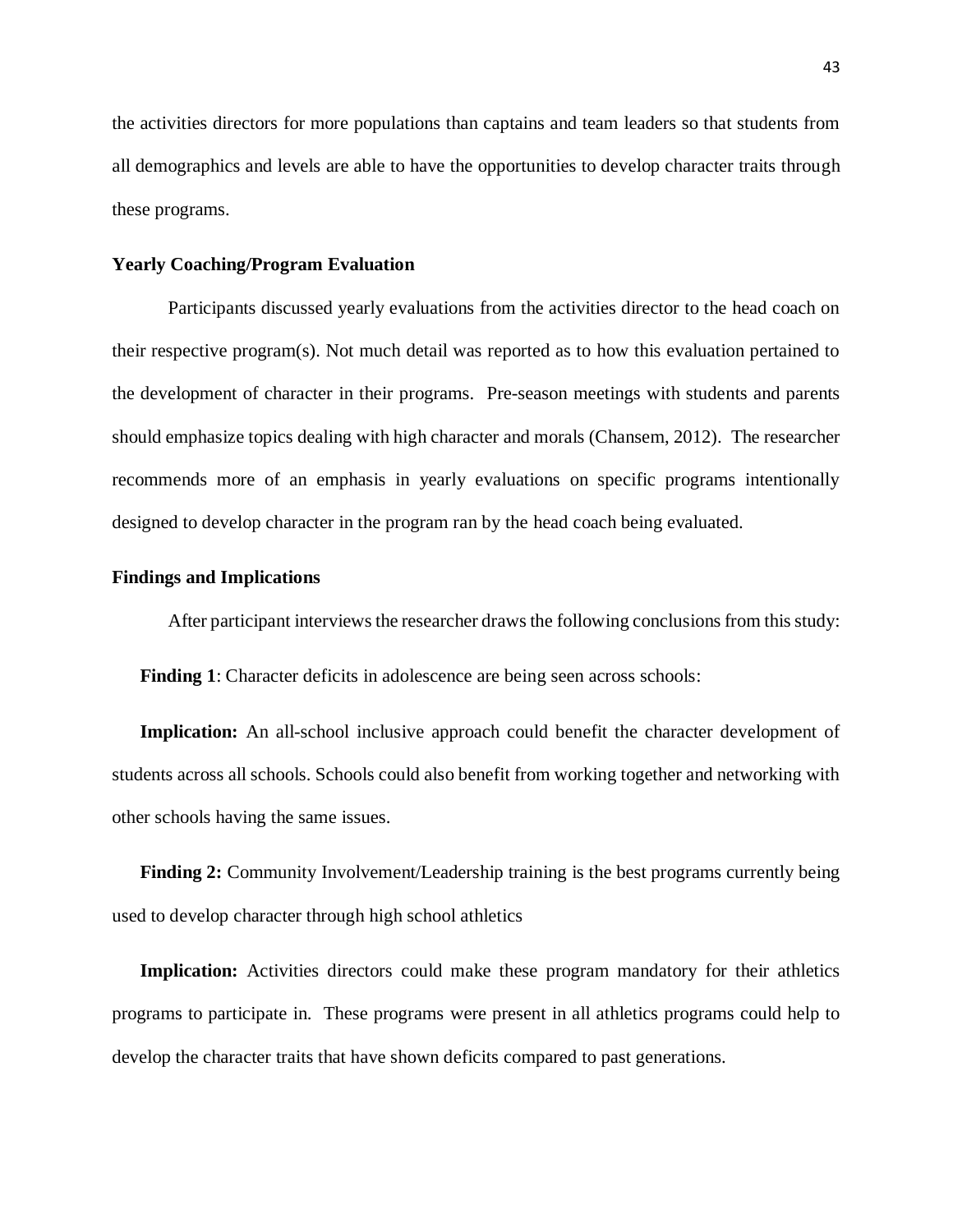the activities directors for more populations than captains and team leaders so that students from all demographics and levels are able to have the opportunities to develop character traits through these programs.

### Yearly Coaching/Program Evaluation

Participants discussed yearly evaluations from the activities director to the head coach on their respective program(s). Not much detail was reported as to how this evaluation pertained to the development of character in their programs. Pre-season meetings with students and parents should emphasize topics dealing with high character and morals (Chansem, 2012). The researcher recommends more of an emphasis in yearly evaluations on specific programs intentionally designed to develop character in the program ran by the head coach being evaluated.

### Findings and Implications

After participant interviews the researcher draws the following conclusions from this study:

**Finding 1**: Character deficits in adolescence are being seen across schools:

**Implication:** An all-school inclusive approach could benefit the character development of students across all schools. Schools could also benefit from working together and networking with other schools having the same issues.

**Finding 2:** Community Involvement/Leadership training is the best programs currently being used to develop character through high school athletics

**Implication:** Activities directors could make these program mandatory for their athletics programs to participate in. These programs were present in all athletics programs could help to develop the character traits that have shown deficits compared to past generations.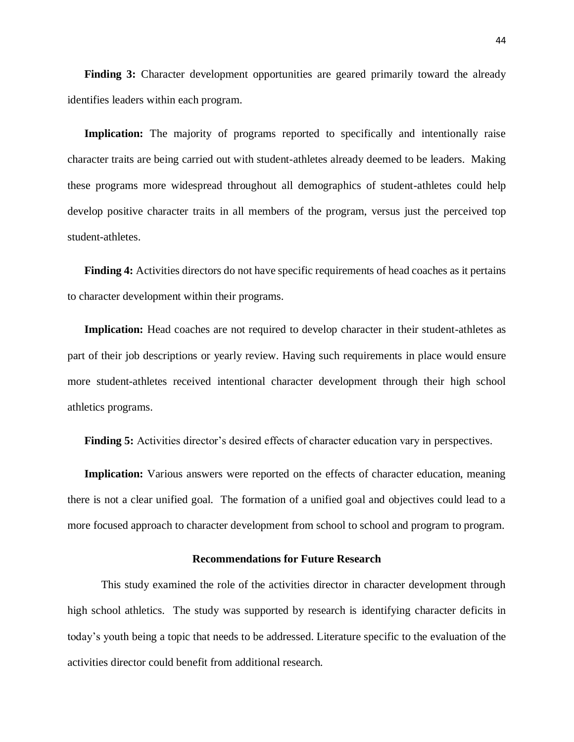**Finding 3:** Character development opportunities are geared primarily toward the already identifies leaders within each program.

**Implication:** The majority of programs reported to specifically and intentionally raise character traits are being carried out with student-athletes already deemed to be leaders. Making these programs more widespread throughout all demographics of student-athletes could help develop positive character traits in all members of the program, versus just the perceived top student-athletes.

**Finding 4:** Activities directors do not have specific requirements of head coaches as it pertains to character development within their programs.

**Implication:** Head coaches are not required to develop character in their student-athletes as part of their job descriptions or yearly review. Having such requirements in place would ensure more student-athletes received intentional character development through their high school athletics programs.

**Finding 5:** Activities director's desired effects of character education vary in perspectives.

**Implication:** Various answers were reported on the effects of character education, meaning there is not a clear unified goal. The formation of a unified goal and objectives could lead to a more focused approach to character development from school to school and program to program.

## Recommendations for Future Research

This study examined the role of the activities director in character development through high school athletics. The study was supported by research is identifying character deficits in today's youth being a topic that needs to be addressed. Literature specific to the evaluation of the activities director could benefit from additional research.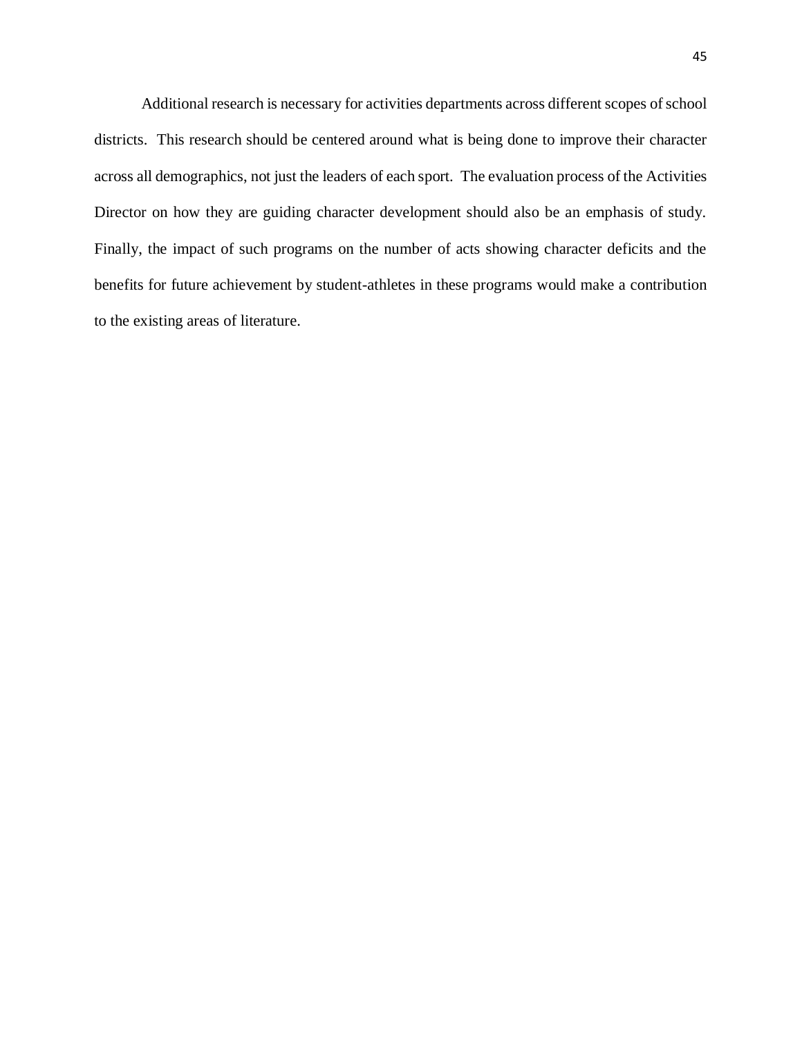Additional research is necessary for activities departments across different scopes of school districts. This research should be centered around what is being done to improve their character across all demographics, not just the leaders of each sport. The evaluation process of the Activities Director on how they are guiding character development should also be an emphasis of study. Finally, the impact of such programs on the number of acts showing character deficits and the benefits for future achievement by student-athletes in these programs would make a contribution to the existing areas of literature.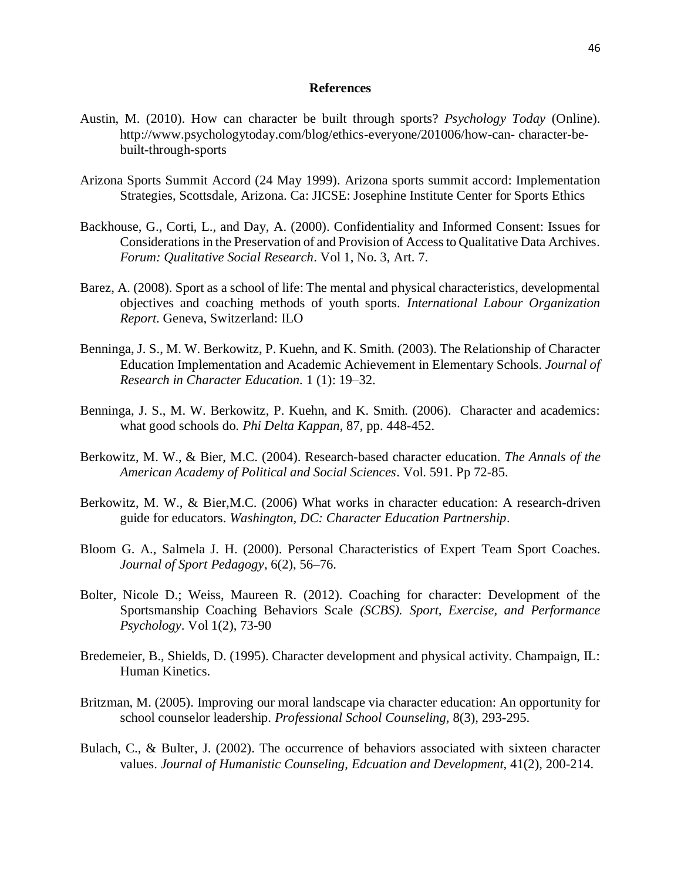# References

Austin, M. (2010). How can character be built through sports? *Psychology Today* (Online). http://www.psychologytoday.com/blog/ethics-everyone/201006/how-can- character-be-built-through-sports

Arizona Sports Summit Accord (24 May 1999). Arizona sports summit accord: Implementation Strategies, Scottsdale, Arizona. Ca: JICSE: Josephine Institute Center for Sports Ethics

Backhouse, G., Corti, L., and Day, A. (2000). Confidentiality and Informed Consent: Issues for Considerations in the Preservation of and Provision of Access to Qualitative Data Archives. *Forum: Qualitative Social Research*. Vol 1, No. 3, Art. 7.

Barez, A. (2008). Sport as a school of life: The mental and physical characteristics, developmental objectives and coaching methods of youth sports. *International Labour Organization Report*. Geneva, Switzerland: ILO

Benninga, J. S., M. W. Berkowitz, P. Kuehn, and K. Smith. (2003). The Relationship of Character Education Implementation and Academic Achievement in Elementary Schools. *Journal of Research in Character Education*. 1 (1): 19–32.

Benninga, J. S., M. W. Berkowitz, P. Kuehn, and K. Smith. (2006). Character and academics: what good schools do. *Phi Delta Kappan*, 87, pp. 448-452.

Berkowitz, M. W., & Bier, M.C. (2004). Research-based character education. *The Annals of the American Academy of Political and Social Sciences*. Vol. 591. Pp 72-85.

Berkowitz, M. W., & Bier,M.C. (2006) What works in character education: A research-driven guide for educators. *Washington, DC: Character Education Partnership*.

Bloom G. A., Salmela J. H. (2000). Personal Characteristics of Expert Team Sport Coaches. *Journal of Sport Pedagogy*, 6(2), 56–76.

Bolter, Nicole D.; Weiss, Maureen R. (2012). Coaching for character: Development of the Sportsmanship Coaching Behaviors Scale *(SCBS). Sport, Exercise, and Performance Psychology*. Vol 1(2), 73-90

Bredemeier, B., Shields, D. (1995). Character development and physical activity. Champaign, IL: Human Kinetics.

Britzman, M. (2005). Improving our moral landscape via character education: An opportunity for school counselor leadership. *Professional School Counseling*, 8(3), 293-295.

Bulach, C., & Bulter, J. (2002). The occurrence of behaviors associated with sixteen character values. *Journal of Humanistic Counseling, Edcuation and Development,* 41(2), 200-214.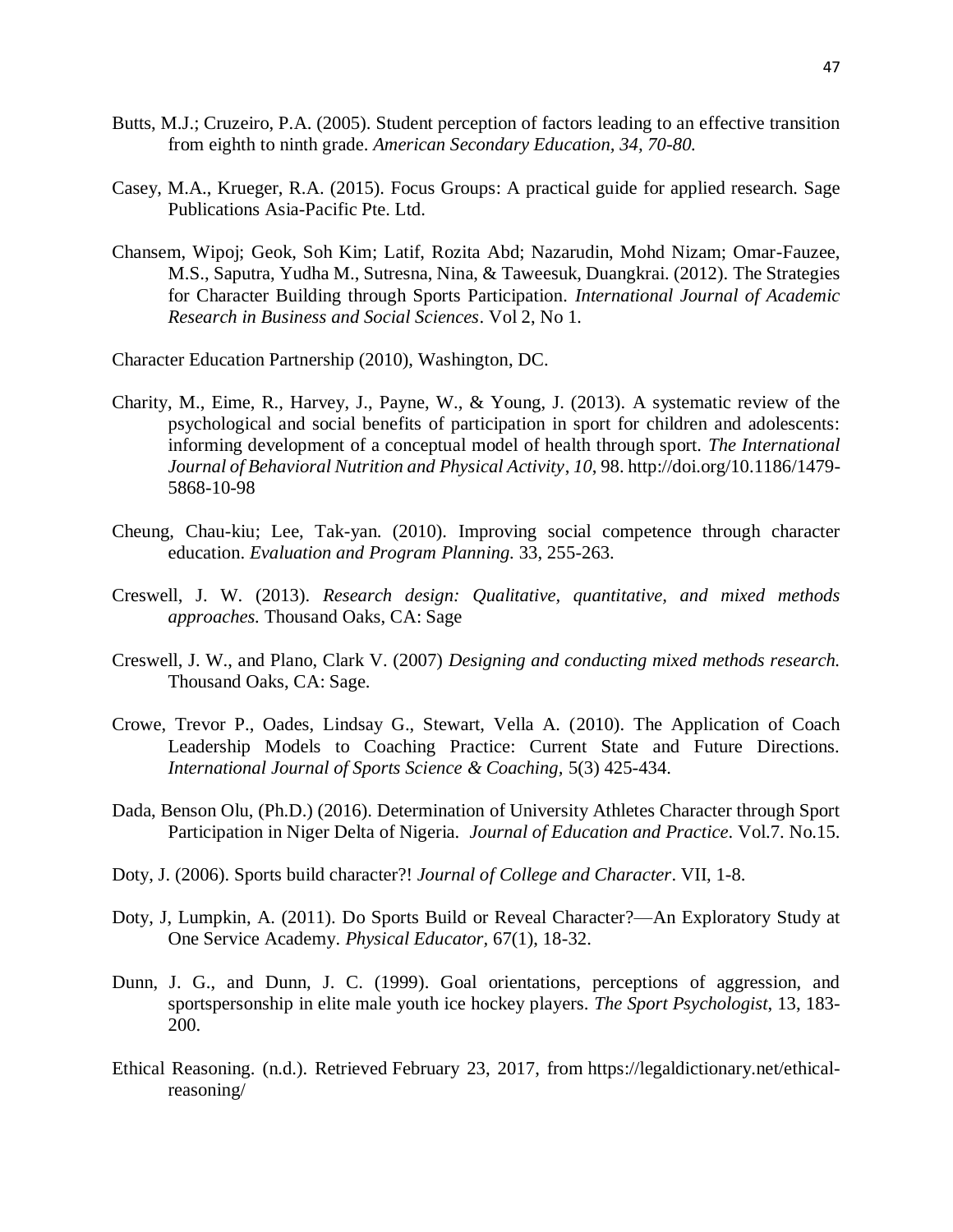Butts, M.J.; Cruzeiro, P.A. (2005). Student perception of factors leading to an effective transition from eighth to ninth grade. *American Secondary Education, 34, 70-80.*

Casey, M.A., Krueger, R.A. (2015). Focus Groups: A practical guide for applied research. Sage Publications Asia-Pacific Pte. Ltd.

Chansem, Wipoj; Geok, Soh Kim; Latif, Rozita Abd; Nazarudin, Mohd Nizam; Omar-Fauzee, M.S., Saputra, Yudha M., Sutresna, Nina, & Taweesuk, Duangkrai. (2012). The Strategies for Character Building through Sports Participation. *International Journal of Academic Research in Business and Social Sciences*. Vol 2, No 1.

Character Education Partnership (2010), Washington, DC.

Charity, M., Eime, R., Harvey, J., Payne, W., & Young, J. (2013). A systematic review of the psychological and social benefits of participation in sport for children and adolescents: informing development of a conceptual model of health through sport. *The International Journal of Behavioral Nutrition and Physical Activity*, *10*, 98. http://doi.org/10.1186/1479-5868-10-98

Cheung, Chau-kiu; Lee, Tak-yan. (2010). Improving social competence through character education. *Evaluation and Program Planning.* 33, 255-263.

Creswell, J. W. (2013). *Research design: Qualitative, quantitative, and mixed methods approaches.* Thousand Oaks, CA: Sage

Creswell, J. W., and Plano, Clark V. (2007) *Designing and conducting mixed methods research.* Thousand Oaks, CA: Sage.

Crowe, Trevor P., Oades, Lindsay G., Stewart, Vella A. (2010). The Application of Coach Leadership Models to Coaching Practice: Current State and Future Directions. *International Journal of Sports Science & Coaching*, 5(3) 425-434.

Dada, Benson Olu, (Ph.D.) (2016). Determination of University Athletes Character through Sport Participation in Niger Delta of Nigeria. *Journal of Education and Practice*. Vol.7. No.15.

Doty, J. (2006). Sports build character?! *Journal of College and Character*. VII, 1-8.

Doty, J, Lumpkin, A. (2011). Do Sports Build or Reveal Character?—An Exploratory Study at One Service Academy. *Physical Educator*, 67(1), 18-32.

Dunn, J. G., and Dunn, J. C. (1999). Goal orientations, perceptions of aggression, and sportspersonship in elite male youth ice hockey players. *The Sport Psychologist*, 13, 183-200.

Ethical Reasoning. (n.d.). Retrieved February 23, 2017, from https://legaldictionary.net/ethical-reasoning/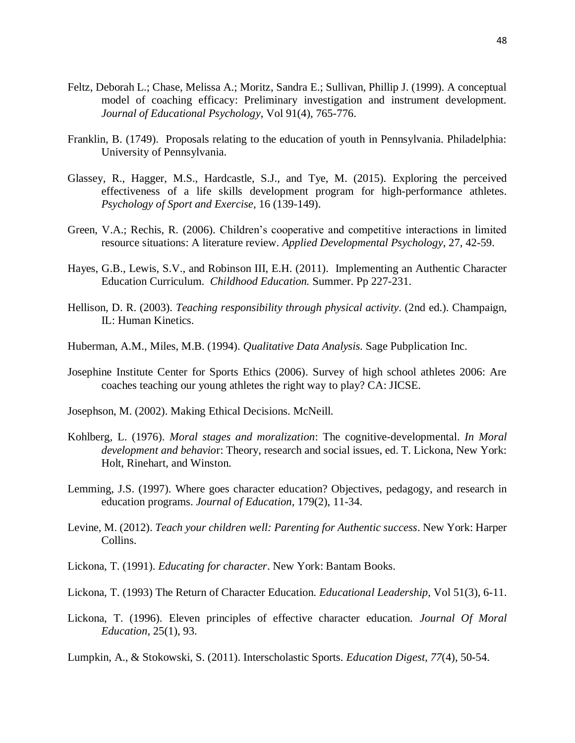Feltz, Deborah L.; Chase, Melissa A.; Moritz, Sandra E.; Sullivan, Phillip J. (1999). A conceptual model of coaching efficacy: Preliminary investigation and instrument development. *Journal of Educational Psychology*, Vol 91(4), 765-776.

Franklin, B. (1749). Proposals relating to the education of youth in Pennsylvania. Philadelphia: University of Pennsylvania.

Glassey, R., Hagger, M.S., Hardcastle, S.J., and Tye, M. (2015). Exploring the perceived effectiveness of a life skills development program for high-performance athletes. *Psychology of Sport and Exercise*, 16 (139-149).

Green, V.A.; Rechis, R. (2006). Children's cooperative and competitive interactions in limited resource situations: A literature review. *Applied Developmental Psychology*, 27, 42-59.

Hayes, G.B., Lewis, S.V., and Robinson III, E.H. (2011). Implementing an Authentic Character Education Curriculum. *Childhood Education.* Summer. Pp 227-231.

Hellison, D. R. (2003). *Teaching responsibility through physical activity*. (2nd ed.). Champaign, IL: Human Kinetics.

Huberman, A.M., Miles, M.B. (1994). *Qualitative Data Analysis.* Sage Pubplication Inc.

Josephine Institute Center for Sports Ethics (2006). Survey of high school athletes 2006: Are coaches teaching our young athletes the right way to play? CA: JICSE.

Josephson, M. (2002). Making Ethical Decisions. McNeill.

Kohlberg, L. (1976). *Moral stages and moralization*: The cognitive-developmental. *In Moral development and behavio*r: Theory, research and social issues, ed. T. Lickona, New York: Holt, Rinehart, and Winston.

Lemming, J.S. (1997). Where goes character education? Objectives, pedagogy, and research in education programs. *Journal of Education*, 179(2), 11-34.

Levine, M. (2012). *Teach your children well: Parenting for Authentic success*. New York: Harper Collins.

Lickona, T. (1991). *Educating for character*. New York: Bantam Books.

Lickona, T. (1993) The Return of Character Education. *Educational Leadership*, Vol 51(3), 6-11.

Lickona, T. (1996). Eleven principles of effective character education. *Journal Of Moral Education*, 25(1), 93.

Lumpkin, A., & Stokowski, S. (2011). Interscholastic Sports. *Education Digest*, *77*(4), 50-54.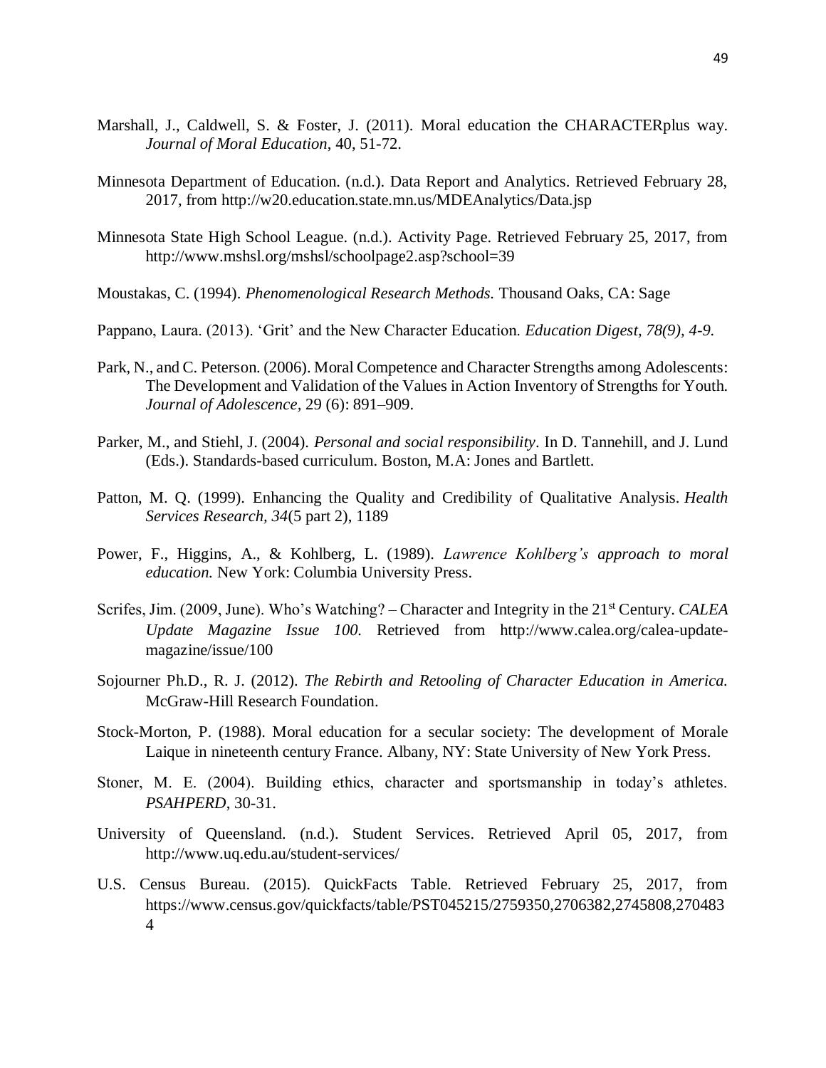Marshall, J., Caldwell, S. & Foster, J. (2011). Moral education the CHARACTERplus way. *Journal of Moral Education*, 40, 51-72.

Minnesota Department of Education. (n.d.). Data Report and Analytics. Retrieved February 28, 2017, from http://w20.education.state.mn.us/MDEAnalytics/Data.jsp

Minnesota State High School League. (n.d.). Activity Page. Retrieved February 25, 2017, from http://www.mshsl.org/mshsl/schoolpage2.asp?school=39

Moustakas, C. (1994). *Phenomenological Research Methods.* Thousand Oaks, CA: Sage

Pappano, Laura. (2013). 'Grit' and the New Character Education. *Education Digest, 78(9), 4-9.*

Park, N., and C. Peterson. (2006). Moral Competence and Character Strengths among Adolescents: The Development and Validation of the Values in Action Inventory of Strengths for Youth. *Journal of Adolescence,* 29 (6): 891–909.

Parker, M., and Stiehl, J. (2004). *Personal and social responsibility*. In D. Tannehill, and J. Lund (Eds.). Standards-based curriculum. Boston, M.A: Jones and Bartlett.

Patton, M. Q. (1999). Enhancing the Quality and Credibility of Qualitative Analysis. *Health Services Research, 34*(5 part 2), 1189

Power, F., Higgins, A., & Kohlberg, L. (1989). *Lawrence Kohlberg's approach to moral education.* New York: Columbia University Press.

Scrifes, Jim. (2009, June). Who's Watching? – Character and Integrity in the 21st Century. *CALEA Update Magazine Issue 100.* Retrieved from http://www.calea.org/calea-update-magazine/issue/100

Sojourner Ph.D., R. J. (2012). *The Rebirth and Retooling of Character Education in America.* McGraw-Hill Research Foundation.

Stock-Morton, P. (1988). Moral education for a secular society: The development of Morale Laique in nineteenth century France. Albany, NY: State University of New York Press.

Stoner, M. E. (2004). Building ethics, character and sportsmanship in today's athletes. *PSAHPERD*, 30-31.

University of Queensland. (n.d.). Student Services. Retrieved April 05, 2017, from http://www.uq.edu.au/student-services/

U.S. Census Bureau. (2015). QuickFacts Table. Retrieved February 25, 2017, from https://www.census.gov/quickfacts/table/PST045215/2759350,2706382,2745808,2704834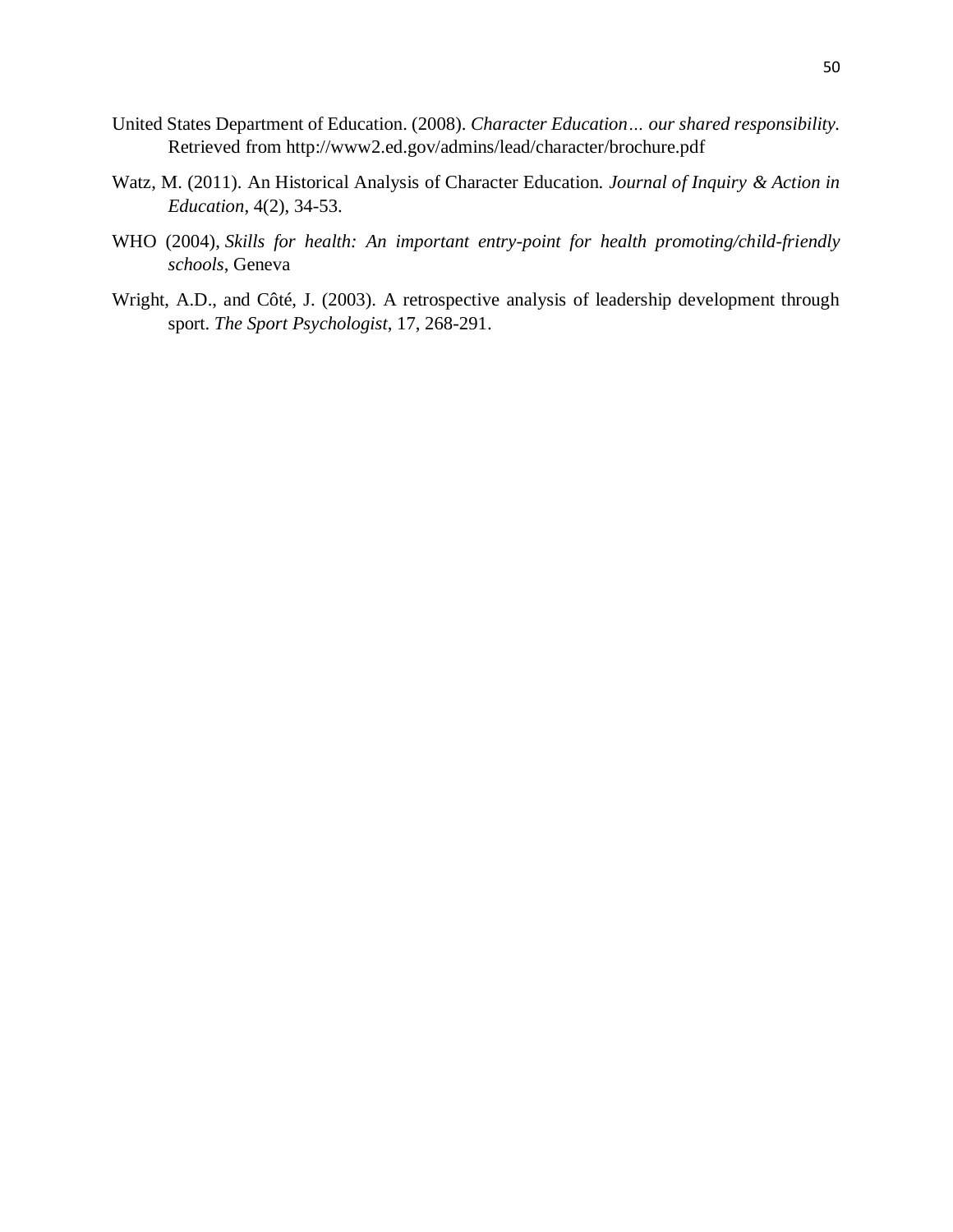United States Department of Education. (2008). *Character Education… our shared responsibility.* Retrieved from http://www2.ed.gov/admins/lead/character/brochure.pdf

Watz, M. (2011). An Historical Analysis of Character Education. *Journal of Inquiry & Action in Education*, 4(2), 34-53.

WHO (2004), *Skills for health: An important entry-point for health promoting/child-friendly schools*, Geneva

Wright, A.D., and Côté, J. (2003). A retrospective analysis of leadership development through sport. *The Sport Psychologist*, 17, 268-291.